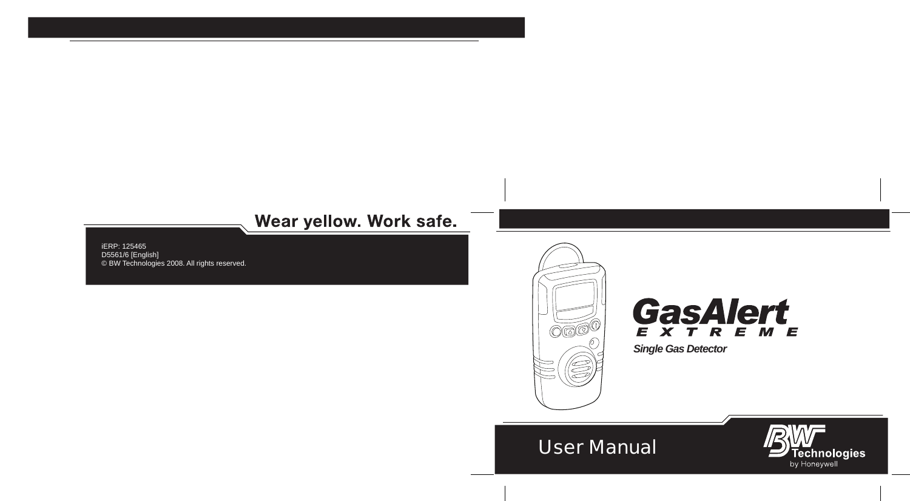**Wear yellow. Work safe.**

iERP: 125465
D5561/6 [English]
© BW Technologies 2008. All rights reserved.

# GasAlert EXTREME

*Single Gas Detector*

## User Manual

BW Technologies by Honeywell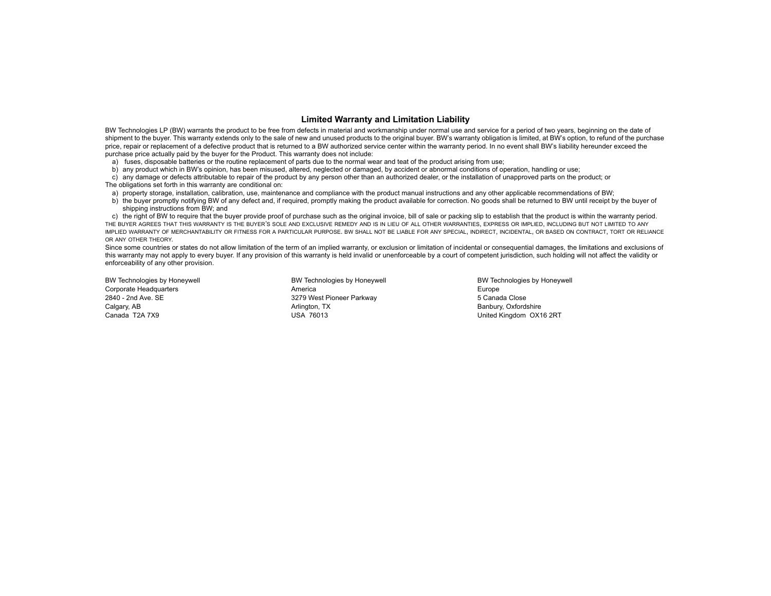## Limited Warranty and Limitation Liability

BW Technologies LP (BW) warrants the product to be free from defects in material and workmanship under normal use and service for a period of two years, beginning on the date of shipment to the buyer. This warranty extends only to the sale of new and unused products to the original buyer. BW's warranty obligation is limited, at BW's option, to refund of the purchase price, repair or replacement of a defective product that is returned to a BW authorized service center within the warranty period. In no event shall BW's liability hereunder exceed the purchase price actually paid by the buyer for the Product. This warranty does not include:

a) fuses, disposable batteries or the routine replacement of parts due to the normal wear and teat of the product arising from use;
b) any product which in BW's opinion, has been misused, altered, neglected or damaged, by accident or abnormal conditions of operation, handling or use;
c) any damage or defects attributable to repair of the product by any person other than an authorized dealer, or the installation of unapproved parts on the product; or

The obligations set forth in this warranty are conditional on:

a) property storage, installation, calibration, use, maintenance and compliance with the product manual instructions and any other applicable recommendations of BW;
b) the buyer promptly notifying BW of any defect and, if required, promptly making the product available for correction. No goods shall be returned to BW until receipt by the buyer of shipping instructions from BW; and
c) the right of BW to require that the buyer provide proof of purchase such as the original invoice, bill of sale or packing slip to establish that the product is within the warranty period.

THE BUYER AGREES THAT THIS WARRANTY IS THE BUYER'S SOLE AND EXCLUSIVE REMEDY AND IS IN LIEU OF ALL OTHER WARRANTIES, EXPRESS OR IMPLIED, INCLUDING BUT NOT LIMITED TO ANY IMPLIED WARRANTY OF MERCHANTABILITY OR FITNESS FOR A PARTICULAR PURPOSE. BW SHALL NOT BE LIABLE FOR ANY SPECIAL, INDIRECT, INCIDENTAL, OR BASED ON CONTRACT, TORT OR RELIANCE OR ANY OTHER THEORY.

Since some countries or states do not allow limitation of the term of an implied warranty, or exclusion or limitation of incidental or consequential damages, the limitations and exclusions of this warranty may not apply to every buyer. If any provision of this warranty is held invalid or unenforceable by a court of competent jurisdiction, such holding will not affect the validity or enforceability of any other provision.

BW Technologies by Honeywell
Corporate Headquarters
2840 - 2nd Ave. SE
Calgary, AB
Canada T2A 7X9

BW Technologies by Honeywell
America
3279 West Pioneer Parkway
Arlington, TX
USA 76013

BW Technologies by Honeywell
Europe
5 Canada Close
Banbury, Oxfordshire
United Kingdom OX16 2RT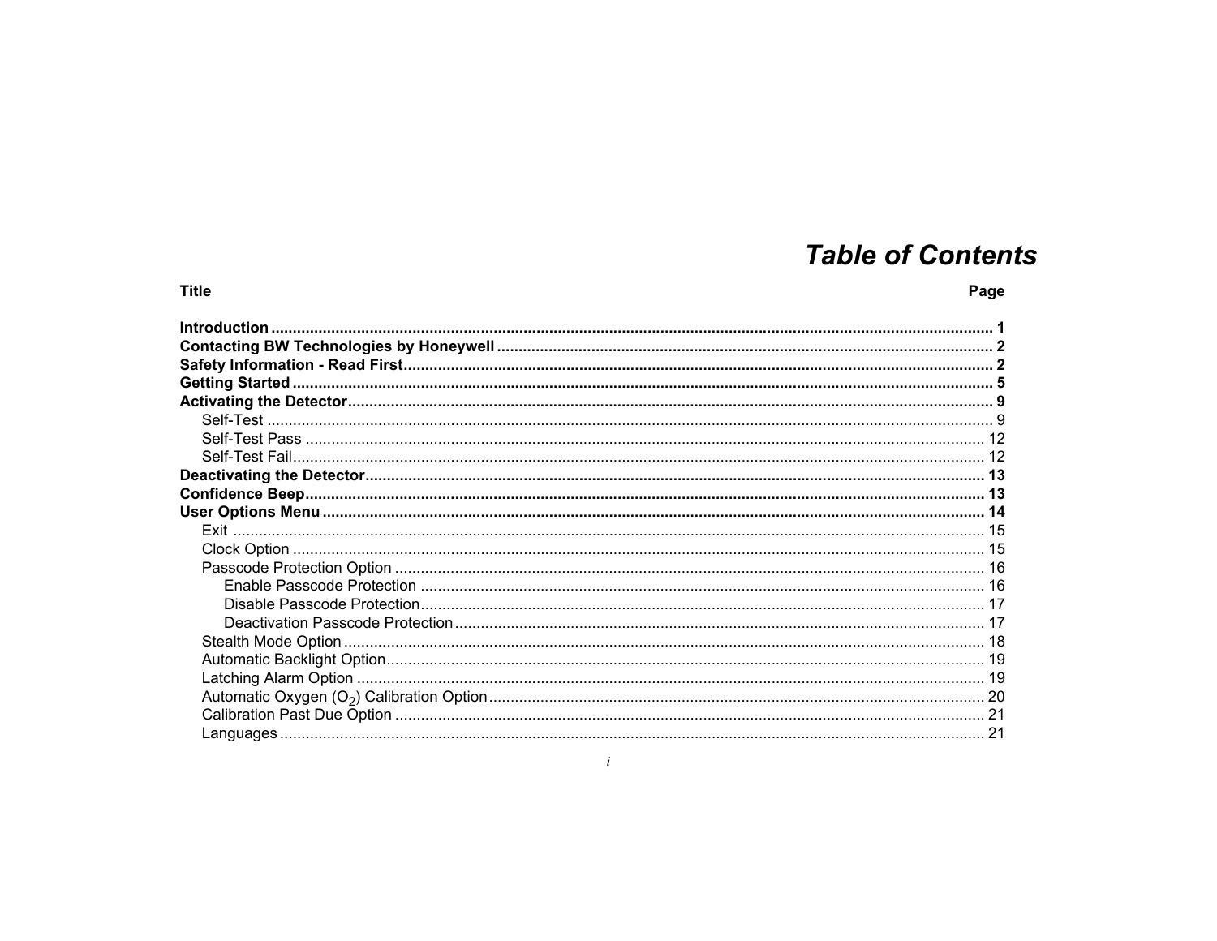# Table of Contents

| Title | Page |
|---|---|
| **Introduction** | **1** |
| **Contacting BW Technologies by Honeywell** | **2** |
| **Safety Information - Read First** | **2** |
| **Getting Started** | **5** |
| **Activating the Detector** | **9** |
| Self-Test | 9 |
| Self-Test Pass | 12 |
| Self-Test Fail | 12 |
| **Deactivating the Detector** | **13** |
| **Confidence Beep** | **13** |
| **User Options Menu** | **14** |
| Exit | 15 |
| Clock Option | 15 |
| Passcode Protection Option | 16 |
| Enable Passcode Protection | 16 |
| Disable Passcode Protection | 17 |
| Deactivation Passcode Protection | 17 |
| Stealth Mode Option | 18 |
| Automatic Backlight Option | 19 |
| Latching Alarm Option | 19 |
| Automatic Oxygen ($O_2$) Calibration Option | 20 |
| Calibration Past Due Option | 21 |
| Languages | 21 |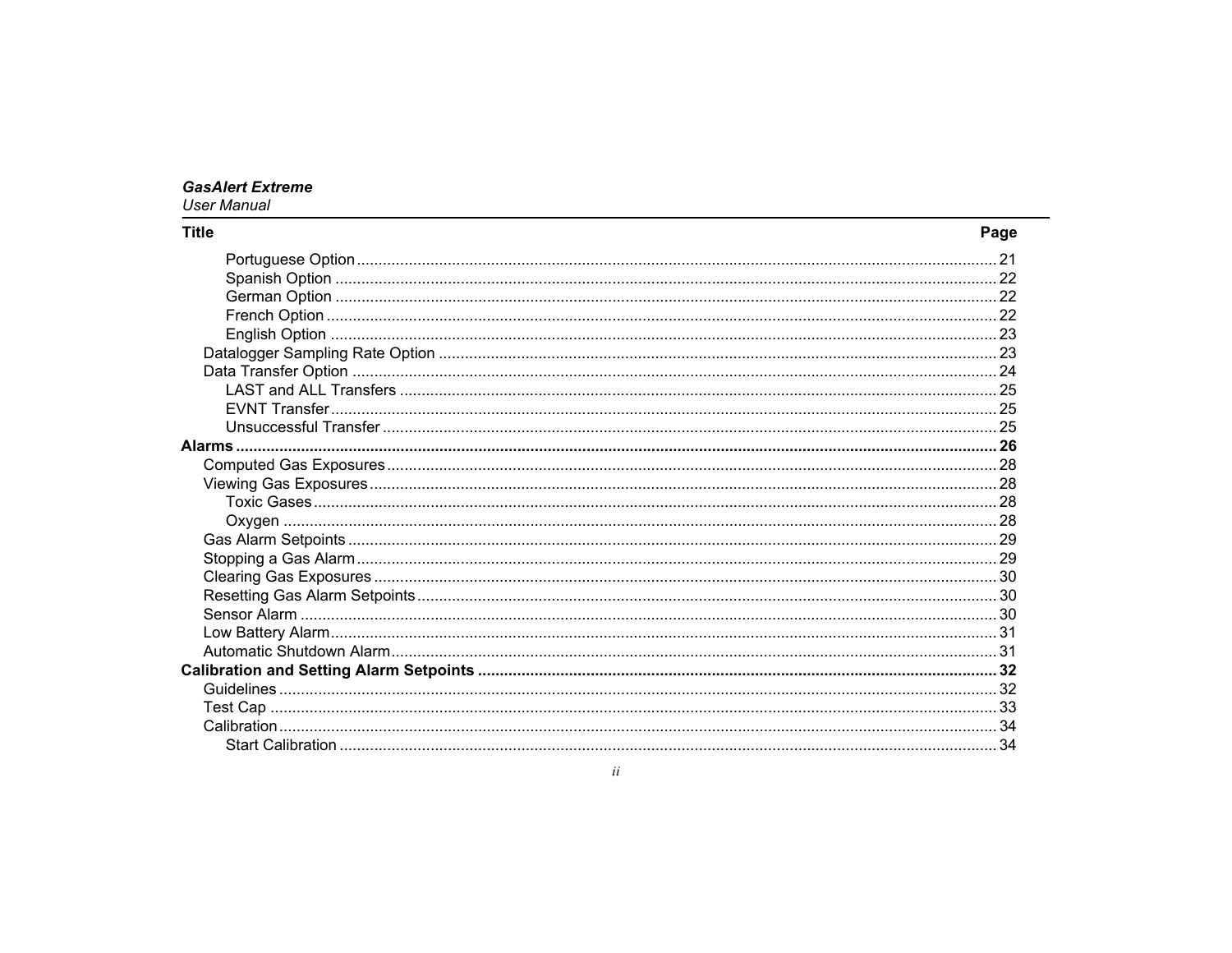| Title | Page |
| --- | --- |
| Portuguese Option | 21 |
| Spanish Option | 22 |
| German Option | 22 |
| French Option | 22 |
| English Option | 23 |
| Datalogger Sampling Rate Option | 23 |
| Data Transfer Option | 24 |
| LAST and ALL Transfers | 25 |
| EVNT Transfer | 25 |
| Unsuccessful Transfer | 25 |
| **Alarms** | **26** |
| Computed Gas Exposures | 28 |
| Viewing Gas Exposures | 28 |
| Toxic Gases | 28 |
| Oxygen | 28 |
| Gas Alarm Setpoints | 29 |
| Stopping a Gas Alarm | 29 |
| Clearing Gas Exposures | 30 |
| Resetting Gas Alarm Setpoints | 30 |
| Sensor Alarm | 30 |
| Low Battery Alarm | 31 |
| Automatic Shutdown Alarm | 31 |
| **Calibration and Setting Alarm Setpoints** | **32** |
| Guidelines | 32 |
| Test Cap | 33 |
| Calibration | 34 |
| Start Calibration | 34 |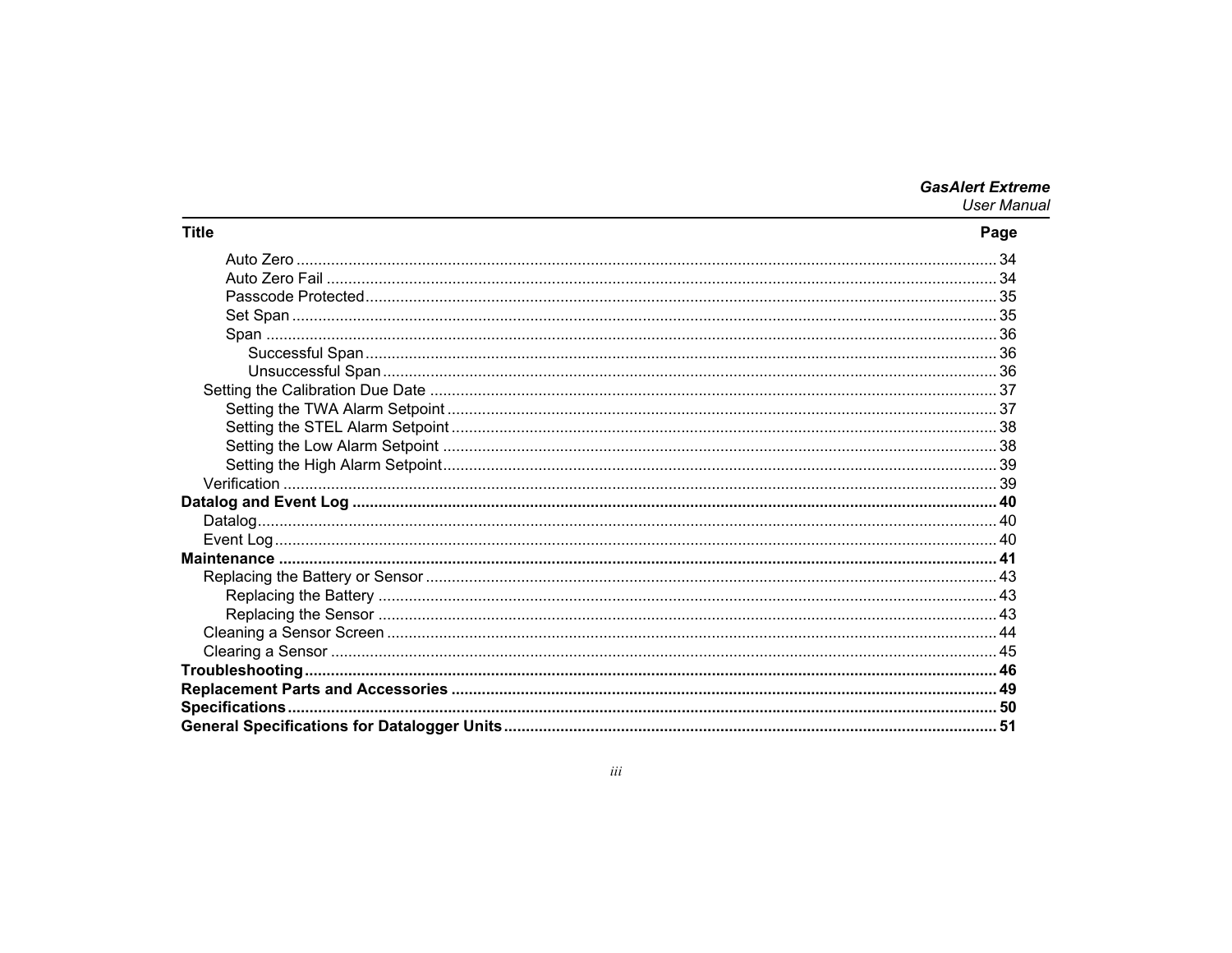| Title | Page |
| --- | --- |
| Auto Zero | 34 |
| Auto Zero Fail | 34 |
| Passcode Protected | 35 |
| Set Span | 35 |
| Span | 36 |
| Successful Span | 36 |
| Unsuccessful Span | 36 |
| Setting the Calibration Due Date | 37 |
| Setting the TWA Alarm Setpoint | 37 |
| Setting the STEL Alarm Setpoint | 38 |
| Setting the Low Alarm Setpoint | 38 |
| Setting the High Alarm Setpoint | 39 |
| Verification | 39 |
| **Datalog and Event Log** | **40** |
| Datalog | 40 |
| Event Log | 40 |
| **Maintenance** | **41** |
| Replacing the Battery or Sensor | 43 |
| Replacing the Battery | 43 |
| Replacing the Sensor | 43 |
| Cleaning a Sensor Screen | 44 |
| Clearing a Sensor | 45 |
| **Troubleshooting** | **46** |
| **Replacement Parts and Accessories** | **49** |
| **Specifications** | **50** |
| **General Specifications for Datalogger Units** | **51** |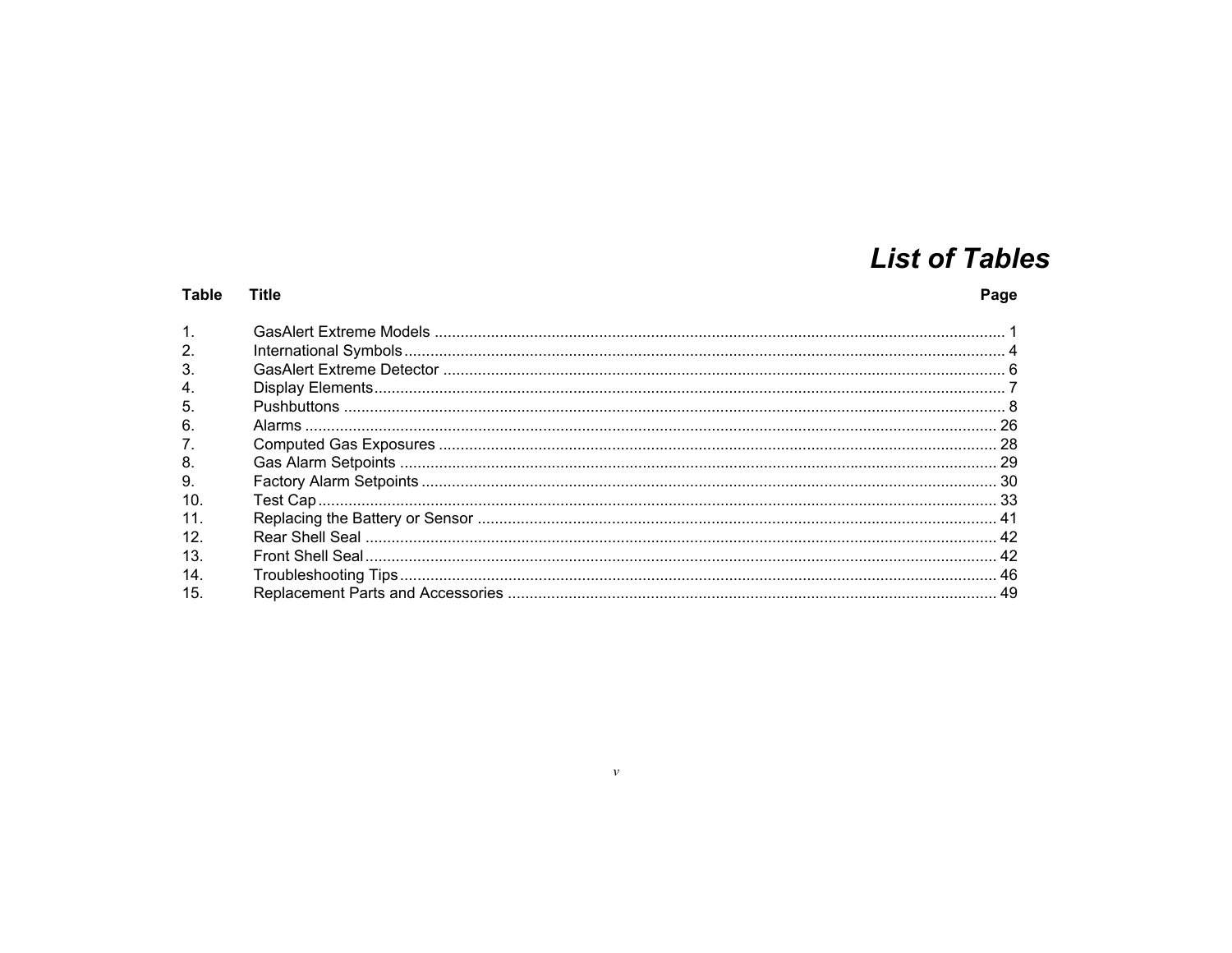# List of Tables

| Table | Title | Page |
|---|---|---|
| 1. | GasAlert Extreme Models | 1 |
| 2. | International Symbols | 4 |
| 3. | GasAlert Extreme Detector | 6 |
| 4. | Display Elements | 7 |
| 5. | Pushbuttons | 8 |
| 6. | Alarms | 26 |
| 7. | Computed Gas Exposures | 28 |
| 8. | Gas Alarm Setpoints | 29 |
| 9. | Factory Alarm Setpoints | 30 |
| 10. | Test Cap | 33 |
| 11. | Replacing the Battery or Sensor | 41 |
| 12. | Rear Shell Seal | 42 |
| 13. | Front Shell Seal | 42 |
| 14. | Troubleshooting Tips | 46 |
| 15. | Replacement Parts and Accessories | 49 |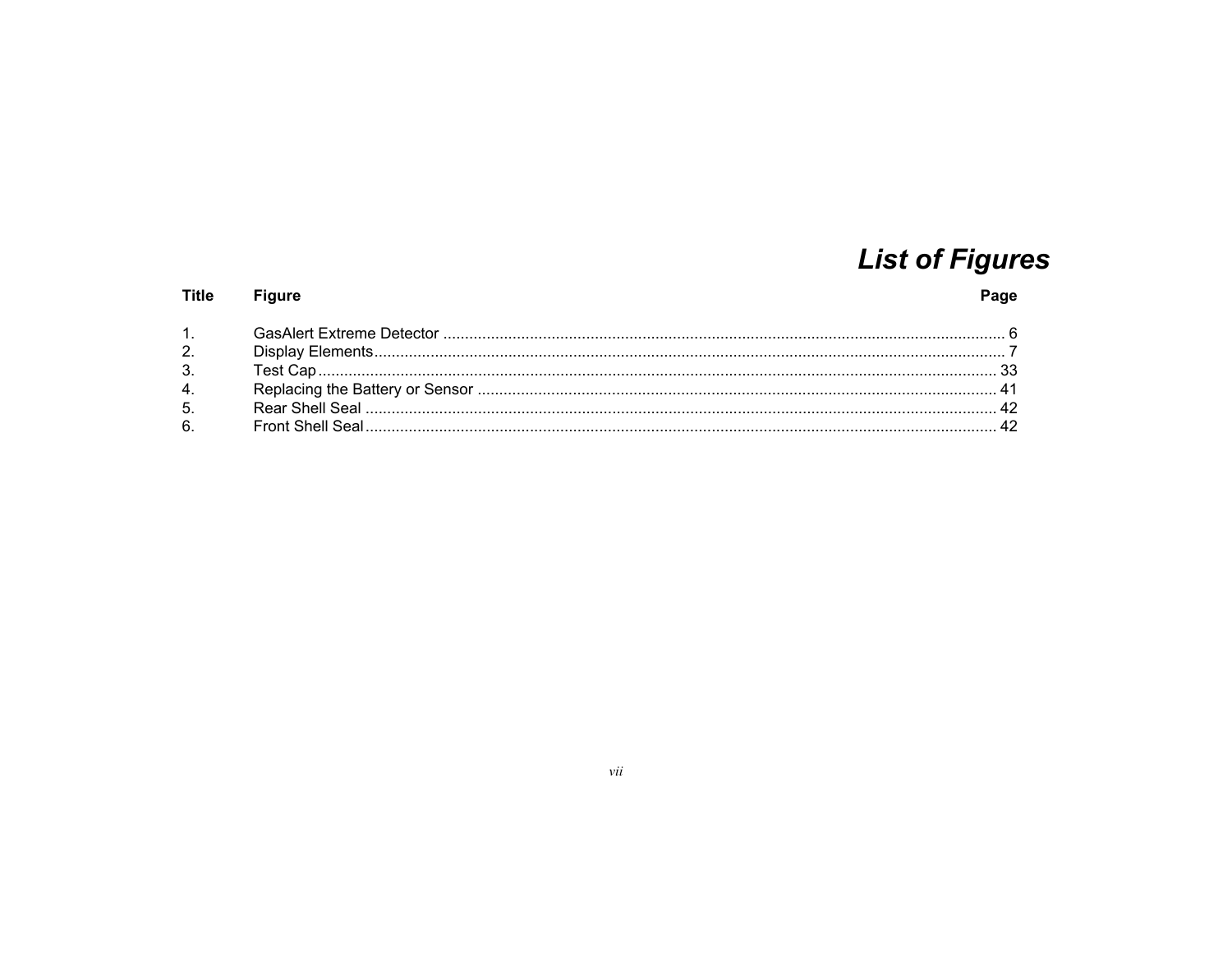# *List of Figures*

| Title | Figure | Page |
|---|---|---|
| 1. | GasAlert Extreme Detector | 6 |
| 2. | Display Elements | 7 |
| 3. | Test Cap | 33 |
| 4. | Replacing the Battery or Sensor | 41 |
| 5. | Rear Shell Seal | 42 |
| 6. | Front Shell Seal | 42 |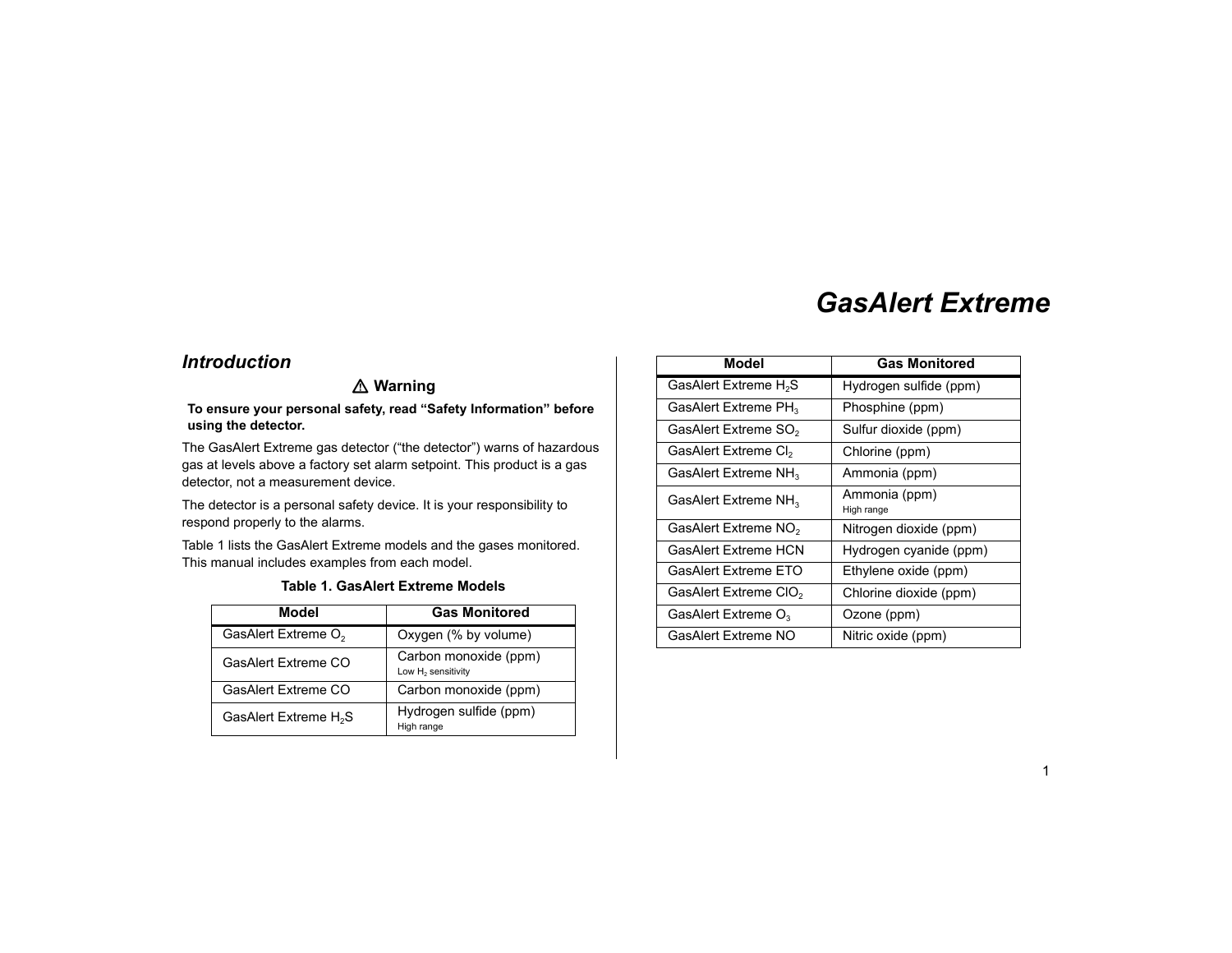# *GasAlert Extreme*

## *Introduction*

### ⚠ Warning

**To ensure your personal safety, read “Safety Information” before using the detector.**

The GasAlert Extreme gas detector (“the detector”) warns of hazardous gas at levels above a factory set alarm setpoint. This product is a gas detector, not a measurement device.

The detector is a personal safety device. It is your responsibility to respond properly to the alarms.

Table 1 lists the GasAlert Extreme models and the gases monitored. This manual includes examples from each model.

**Table 1. GasAlert Extreme Models**

| Model | Gas Monitored |
|---|---|
| GasAlert Extreme $O_2$ | Oxygen (% by volume) |
| GasAlert Extreme CO | Carbon monoxide (ppm) Low $H_2$ sensitivity |
| GasAlert Extreme CO | Carbon monoxide (ppm) |
| GasAlert Extreme $H_2S$ | Hydrogen sulfide (ppm) High range |
| GasAlert Extreme $H_2S$ | Hydrogen sulfide (ppm) |
| GasAlert Extreme $PH_3$ | Phosphine (ppm) |
| GasAlert Extreme $SO_2$ | Sulfur dioxide (ppm) |
| GasAlert Extreme $Cl_2$ | Chlorine (ppm) |
| GasAlert Extreme $NH_3$ | Ammonia (ppm) |
| GasAlert Extreme $NH_3$ | Ammonia (ppm) High range |
| GasAlert Extreme $NO_2$ | Nitrogen dioxide (ppm) |
| GasAlert Extreme HCN | Hydrogen cyanide (ppm) |
| GasAlert Extreme ETO | Ethylene oxide (ppm) |
| GasAlert Extreme $ClO_2$ | Chlorine dioxide (ppm) |
| GasAlert Extreme $O_3$ | Ozone (ppm) |
| GasAlert Extreme NO | Nitric oxide (ppm) |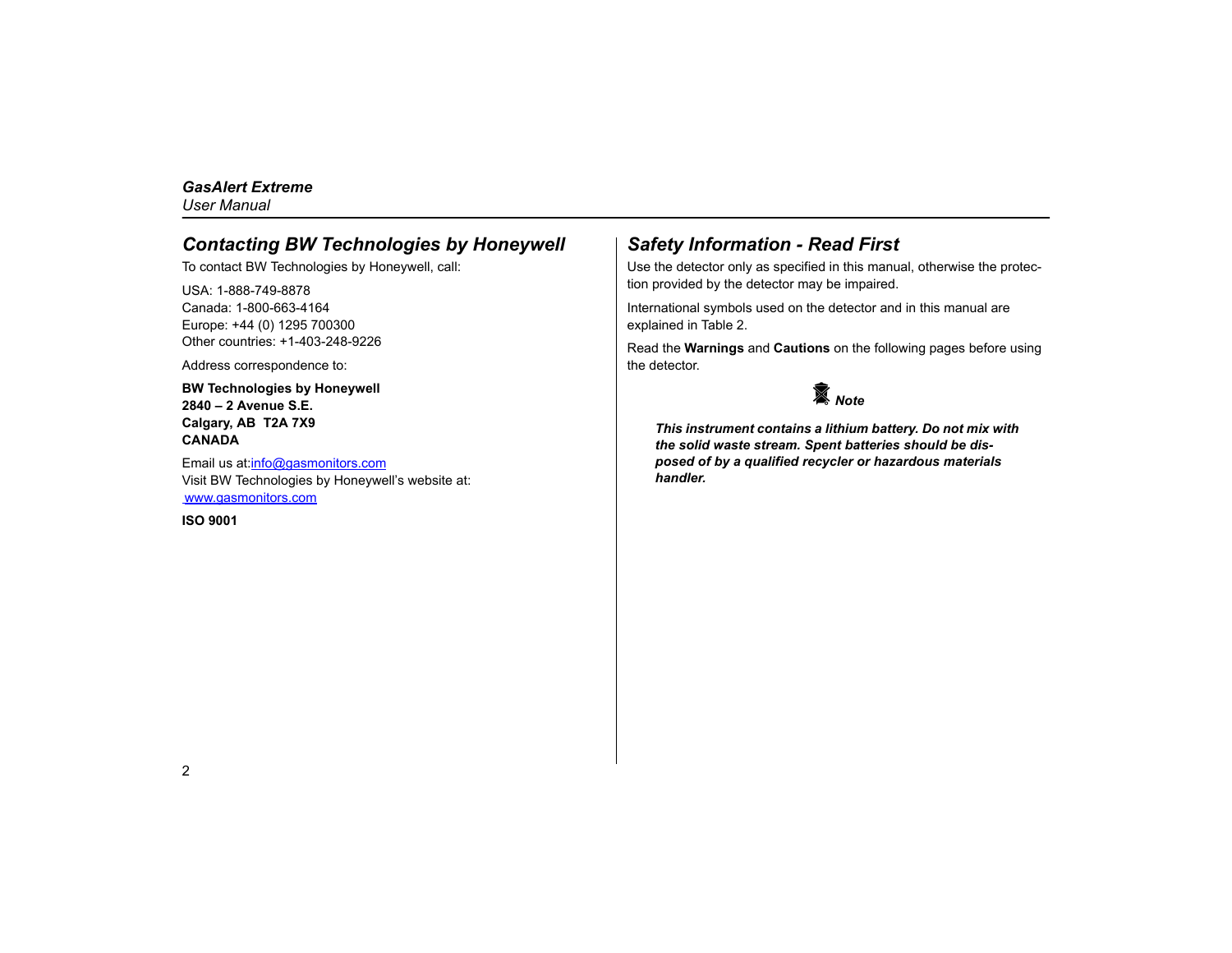## *Contacting BW Technologies by Honeywell*

To contact BW Technologies by Honeywell, call:

USA: 1-888-749-8878  
Canada: 1-800-663-4164  
Europe: +44 (0) 1295 700300  
Other countries: +1-403-248-9226

Address correspondence to:

**BW Technologies by Honeywell**  
**2840 – 2 Avenue S.E.**  
**Calgary, AB T2A 7X9**  
**CANADA**

Email us at:info@gasmonitors.com  
Visit BW Technologies by Honeywell's website at:  
www.gasmonitors.com

**ISO 9001**

## *Safety Information - Read First*

Use the detector only as specified in this manual, otherwise the protection provided by the detector may be impaired.

International symbols used on the detector and in this manual are explained in Table 2.

Read the **Warnings** and **Cautions** on the following pages before using the detector.

***Note***

***This instrument contains a lithium battery. Do not mix with the solid waste stream. Spent batteries should be disposed of by a qualified recycler or hazardous materials handler.***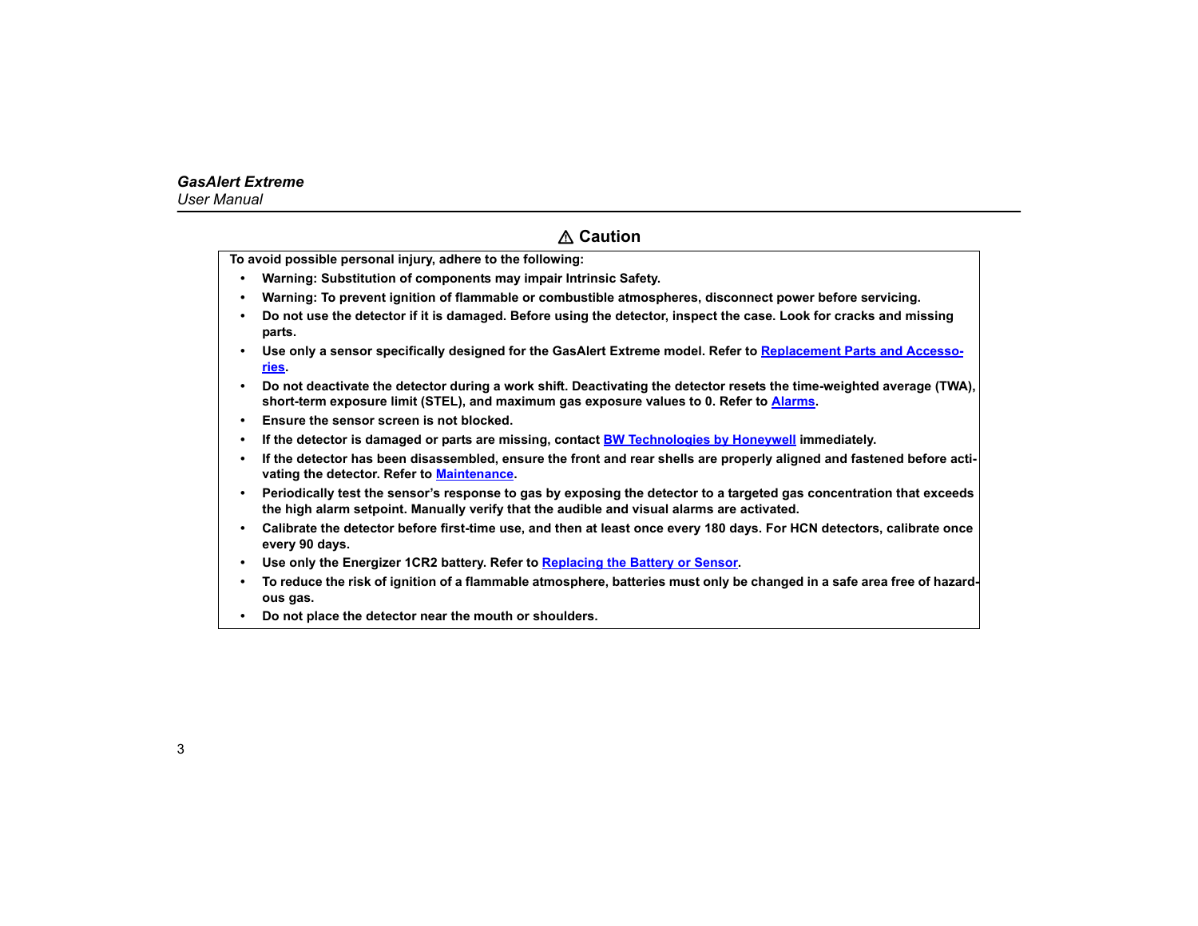### ⚠ Caution

**To avoid possible personal injury, adhere to the following:**

- **Warning: Substitution of components may impair Intrinsic Safety.**
- **Warning: To prevent ignition of flammable or combustible atmospheres, disconnect power before servicing.**
- **Do not use the detector if it is damaged. Before using the detector, inspect the case. Look for cracks and missing parts.**
- **Use only a sensor specifically designed for the GasAlert Extreme model. Refer to Replacement Parts and Accessories.**
- **Do not deactivate the detector during a work shift. Deactivating the detector resets the time-weighted average (TWA), short-term exposure limit (STEL), and maximum gas exposure values to 0. Refer to Alarms.**
- **Ensure the sensor screen is not blocked.**
- **If the detector is damaged or parts are missing, contact BW Technologies by Honeywell immediately.**
- **If the detector has been disassembled, ensure the front and rear shells are properly aligned and fastened before activating the detector. Refer to Maintenance.**
- **Periodically test the sensor's response to gas by exposing the detector to a targeted gas concentration that exceeds the high alarm setpoint. Manually verify that the audible and visual alarms are activated.**
- **Calibrate the detector before first-time use, and then at least once every 180 days. For HCN detectors, calibrate once every 90 days.**
- **Use only the Energizer 1CR2 battery. Refer to Replacing the Battery or Sensor.**
- **To reduce the risk of ignition of a flammable atmosphere, batteries must only be changed in a safe area free of hazardous gas.**
- **Do not place the detector near the mouth or shoulders.**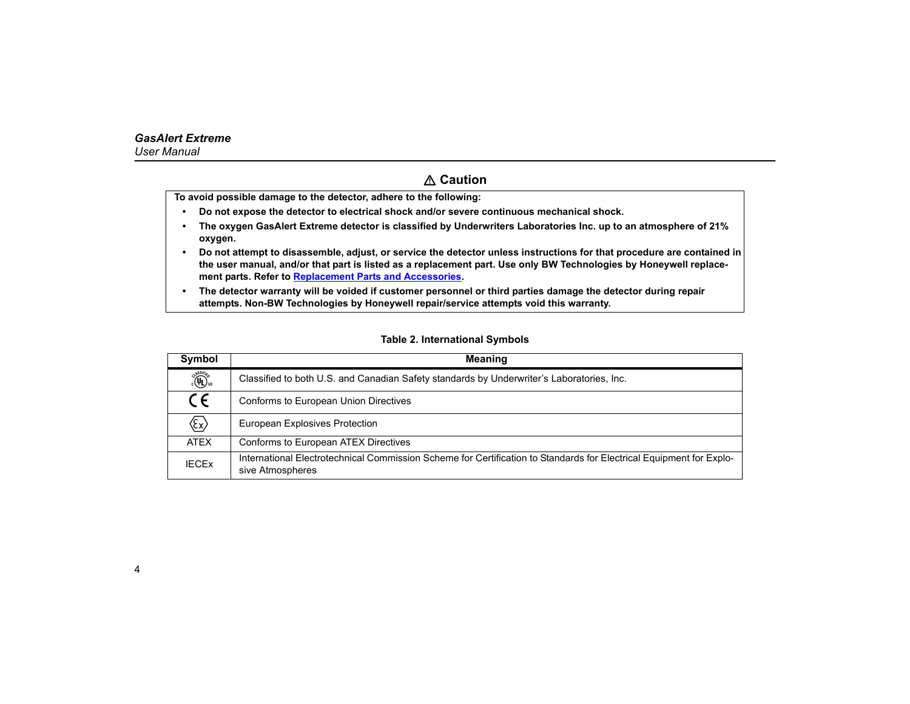## ⚠ Caution

**To avoid possible damage to the detector, adhere to the following:**

- **Do not expose the detector to electrical shock and/or severe continuous mechanical shock.**
- **The oxygen GasAlert Extreme detector is classified by Underwriters Laboratories Inc. up to an atmosphere of 21% oxygen.**
- **Do not attempt to disassemble, adjust, or service the detector unless instructions for that procedure are contained in the user manual, and/or that part is listed as a replacement part. Use only BW Technologies by Honeywell replacement parts. Refer to Replacement Parts and Accessories.**
- **The detector warranty will be voided if customer personnel or third parties damage the detector during repair attempts. Non-BW Technologies by Honeywell repair/service attempts void this warranty.**

**Table 2. International Symbols**

| Symbol | Meaning |
| --- | --- |
| c UL us (Classified) | Classified to both U.S. and Canadian Safety standards by Underwriter's Laboratories, Inc. |
| CE | Conforms to European Union Directives |
| Ex | European Explosives Protection |
| ATEX | Conforms to European ATEX Directives |
| IECEx | International Electrotechnical Commission Scheme for Certification to Standards for Electrical Equipment for Explosive Atmospheres |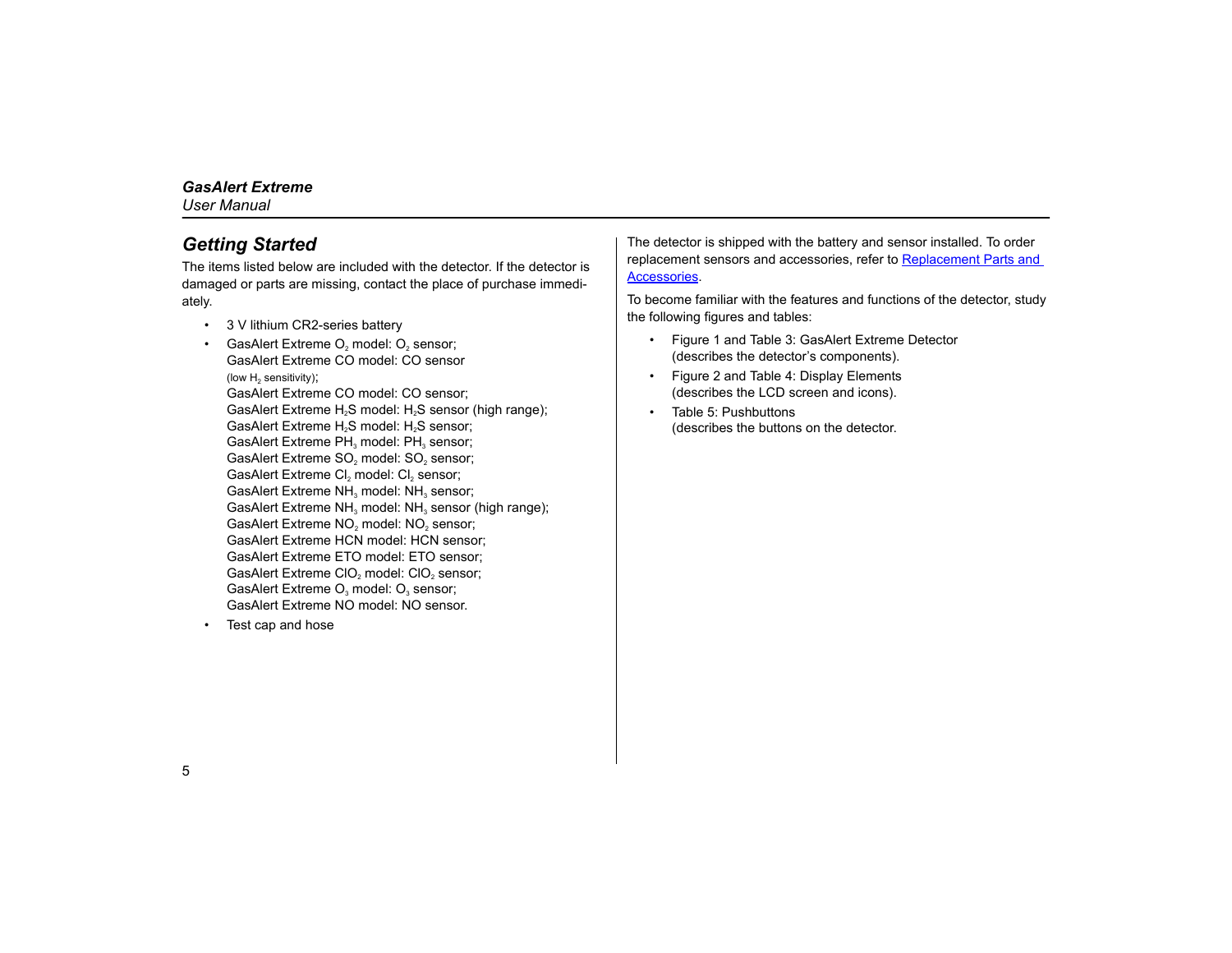## Getting Started

The items listed below are included with the detector. If the detector is damaged or parts are missing, contact the place of purchase immediately.

- 3 V lithium CR2-series battery
- GasAlert Extreme $O_2$ model: $O_2$ sensor;
  GasAlert Extreme CO model: CO sensor
  (low $H_2$ sensitivity);
  GasAlert Extreme CO model: CO sensor;
  GasAlert Extreme $H_2S$ model: $H_2S$ sensor (high range);
  GasAlert Extreme $H_2S$ model: $H_2S$ sensor;
  GasAlert Extreme $PH_3$ model: $PH_3$ sensor;
  GasAlert Extreme $SO_2$ model: $SO_2$ sensor;
  GasAlert Extreme $Cl_2$ model: $Cl_2$ sensor;
  GasAlert Extreme $NH_3$ model: $NH_3$ sensor;
  GasAlert Extreme $NH_3$ model: $NH_3$ sensor (high range);
  GasAlert Extreme $NO_2$ model: $NO_2$ sensor;
  GasAlert Extreme HCN model: HCN sensor;
  GasAlert Extreme ETO model: ETO sensor;
  GasAlert Extreme $ClO_2$ model: $ClO_2$ sensor;
  GasAlert Extreme $O_3$ model: $O_3$ sensor;
  GasAlert Extreme NO model: NO sensor.
- Test cap and hose

The detector is shipped with the battery and sensor installed. To order replacement sensors and accessories, refer to Replacement Parts and Accessories.

To become familiar with the features and functions of the detector, study the following figures and tables:

- Figure 1 and Table 3: GasAlert Extreme Detector
  (describes the detector's components).
- Figure 2 and Table 4: Display Elements
  (describes the LCD screen and icons).
- Table 5: Pushbuttons
  (describes the buttons on the detector.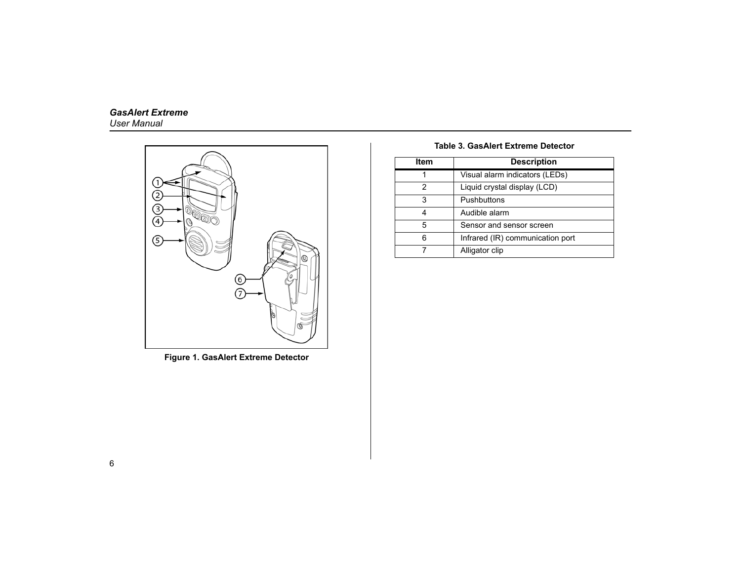1
2
3
4
5
6
7

Figure 1. GasAlert Extreme Detector

**Table 3. GasAlert Extreme Detector**

| Item | Description |
| --- | --- |
| 1 | Visual alarm indicators (LEDs) |
| 2 | Liquid crystal display (LCD) |
| 3 | Pushbuttons |
| 4 | Audible alarm |
| 5 | Sensor and sensor screen |
| 6 | Infrared (IR) communication port |
| 7 | Alligator clip |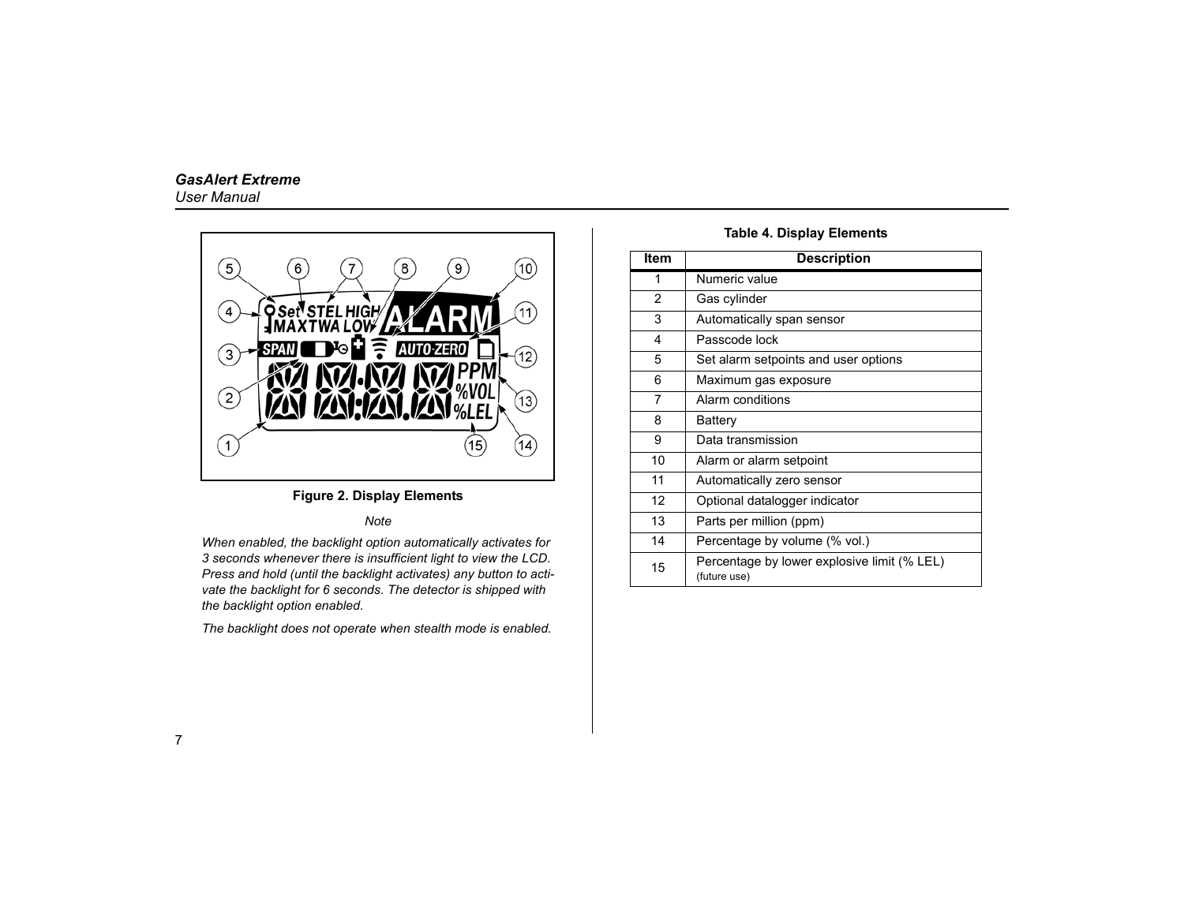**Figure 2. Display Elements**

*Note*

*When enabled, the backlight option automatically activates for 3 seconds whenever there is insufficient light to view the LCD. Press and hold (until the backlight activates) any button to activate the backlight for 6 seconds. The detector is shipped with the backlight option enabled.*

*The backlight does not operate when stealth mode is enabled.*

**Table 4. Display Elements**

| Item | Description |
|---|---|
| 1 | Numeric value |
| 2 | Gas cylinder |
| 3 | Automatically span sensor |
| 4 | Passcode lock |
| 5 | Set alarm setpoints and user options |
| 6 | Maximum gas exposure |
| 7 | Alarm conditions |
| 8 | Battery |
| 9 | Data transmission |
| 10 | Alarm or alarm setpoint |
| 11 | Automatically zero sensor |
| 12 | Optional datalogger indicator |
| 13 | Parts per million (ppm) |
| 14 | Percentage by volume (% vol.) |
| 15 | Percentage by lower explosive limit (% LEL) (future use) |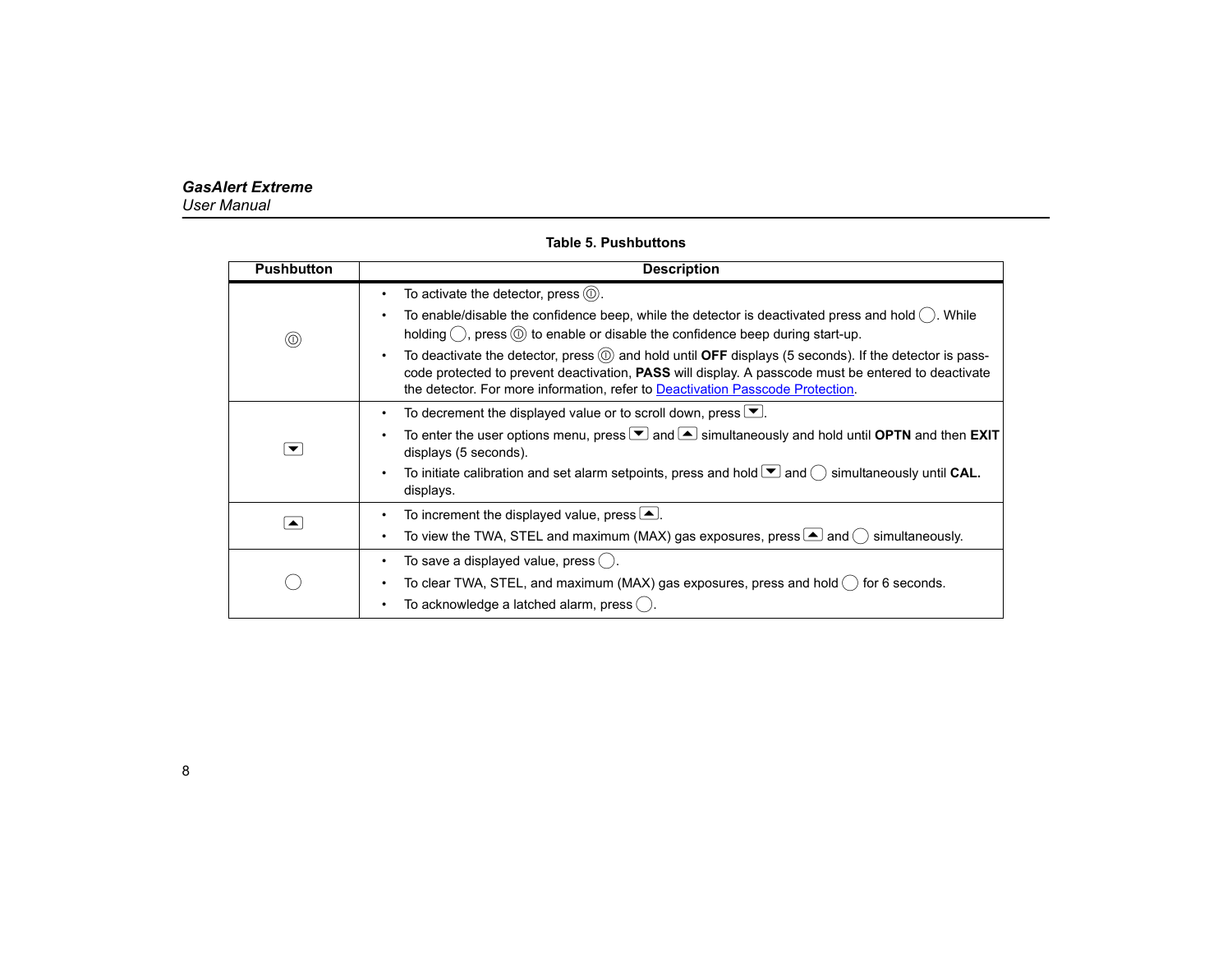**Table 5. Pushbuttons**

| Pushbutton | Description |
|---|---|
| ⓘ | • To activate the detector, press ⓘ.<br>• To enable/disable the confidence beep, while the detector is deactivated press and hold ◯. While holding ◯, press ⓘ to enable or disable the confidence beep during start-up.<br>• To deactivate the detector, press ⓘ and hold until **OFF** displays (5 seconds). If the detector is passcode protected to prevent deactivation, **PASS** will display. A passcode must be entered to deactivate the detector. For more information, refer to Deactivation Passcode Protection. |
| ▼ | • To decrement the displayed value or to scroll down, press ▼.<br>• To enter the user options menu, press ▼ and ▲ simultaneously and hold until **OPTN** and then **EXIT** displays (5 seconds).<br>• To initiate calibration and set alarm setpoints, press and hold ▼ and ◯ simultaneously until **CAL.** displays. |
| ▲ | • To increment the displayed value, press ▲.<br>• To view the TWA, STEL and maximum (MAX) gas exposures, press ▲ and ◯ simultaneously. |
| ◯ | • To save a displayed value, press ◯.<br>• To clear TWA, STEL, and maximum (MAX) gas exposures, press and hold ◯ for 6 seconds.<br>• To acknowledge a latched alarm, press ◯. |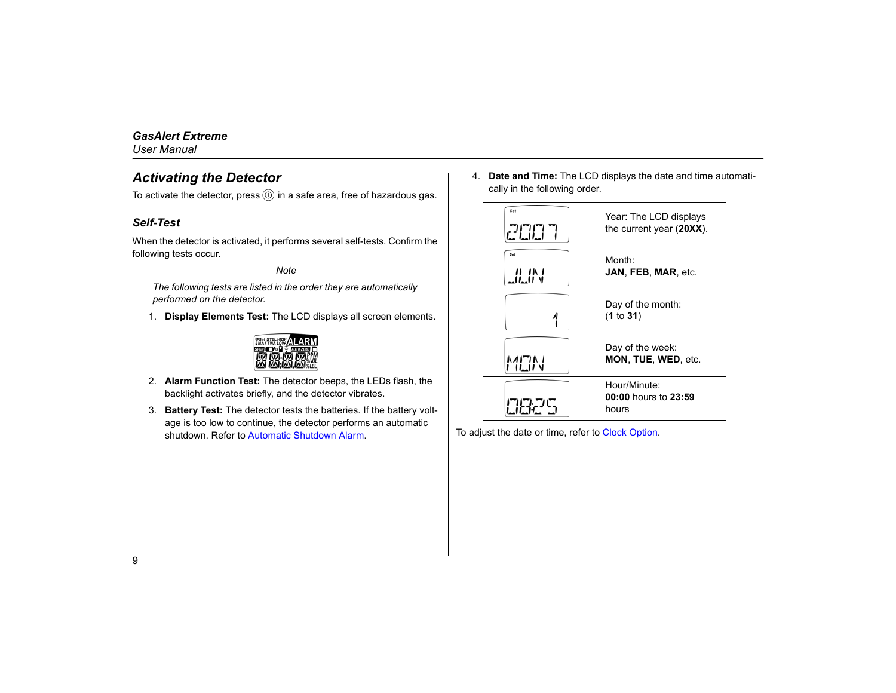## Activating the Detector

To activate the detector, press ⓘ in a safe area, free of hazardous gas.

### Self-Test

When the detector is activated, it performs several self-tests. Confirm the following tests occur.

*Note*

*The following tests are listed in the order they are automatically performed on the detector.*

1. **Display Elements Test:** The LCD displays all screen elements.
2. **Alarm Function Test:** The detector beeps, the LEDs flash, the backlight activates briefly, and the detector vibrates.
3. **Battery Test:** The detector tests the batteries. If the battery voltage is too low to continue, the detector performs an automatic shutdown. Refer to Automatic Shutdown Alarm.
4. **Date and Time:** The LCD displays the date and time automatically in the following order.

| | |
|---|---|
| Set 2007 | Year: The LCD displays the current year (**20XX**). |
| Set JUN | Month: **JAN**, **FEB**, **MAR**, etc. |
| 1 | Day of the month: (**1** to **31**) |
| MON | Day of the week: **MON**, **TUE**, **WED**, etc. |
| 08:25 | Hour/Minute: **00:00** hours to **23:59** hours |

To adjust the date or time, refer to Clock Option.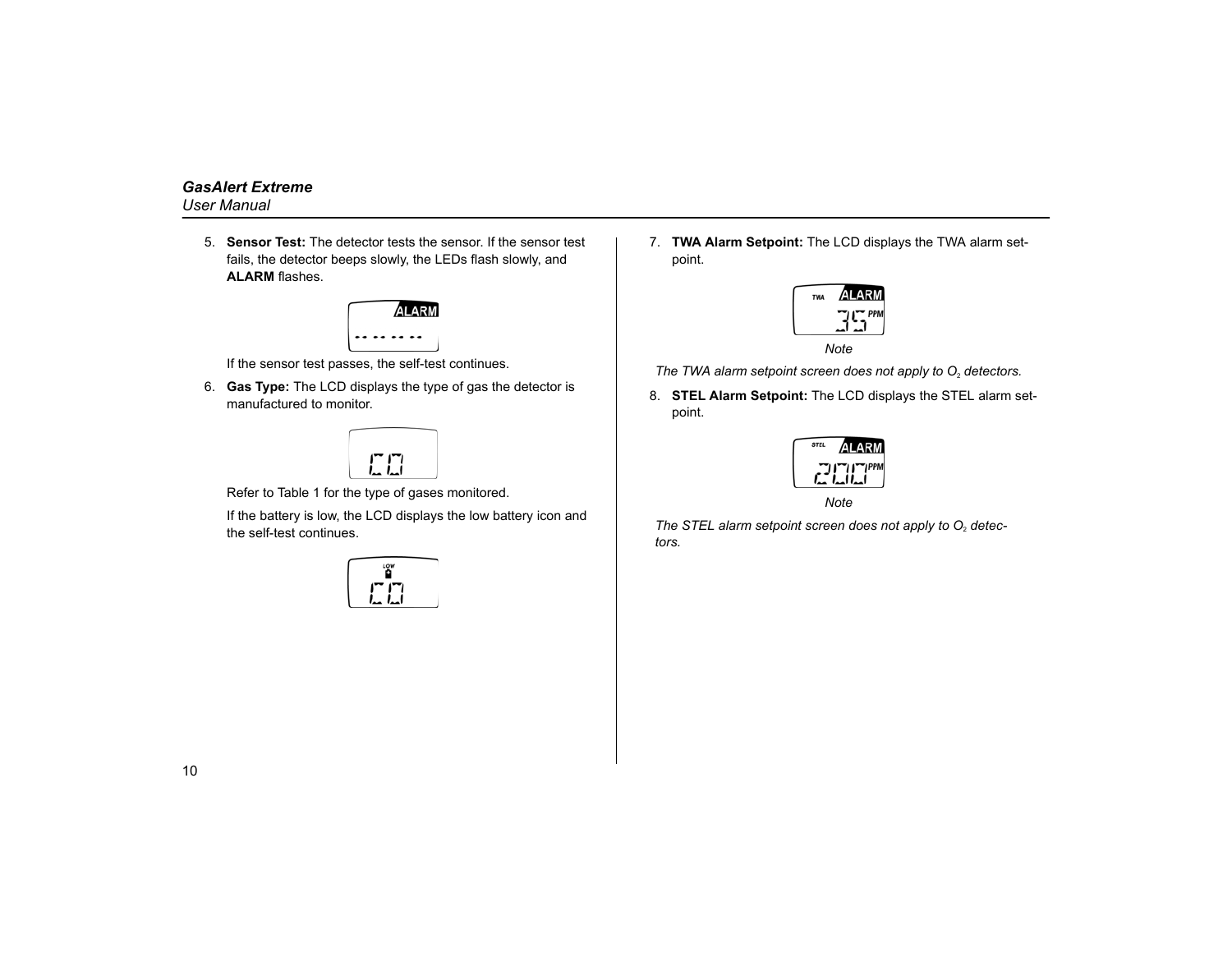5. **Sensor Test:** The detector tests the sensor. If the sensor test fails, the detector beeps slowly, the LEDs flash slowly, and **ALARM** flashes.

   If the sensor test passes, the self-test continues.

6. **Gas Type:** The LCD displays the type of gas the detector is manufactured to monitor.

   Refer to Table 1 for the type of gases monitored.

   If the battery is low, the LCD displays the low battery icon and the self-test continues.

7. **TWA Alarm Setpoint:** The LCD displays the TWA alarm setpoint.

*Note*

*The TWA alarm setpoint screen does not apply to $O_2$ detectors.*

8. **STEL Alarm Setpoint:** The LCD displays the STEL alarm setpoint.

*Note*

*The STEL alarm setpoint screen does not apply to $O_2$ detectors.*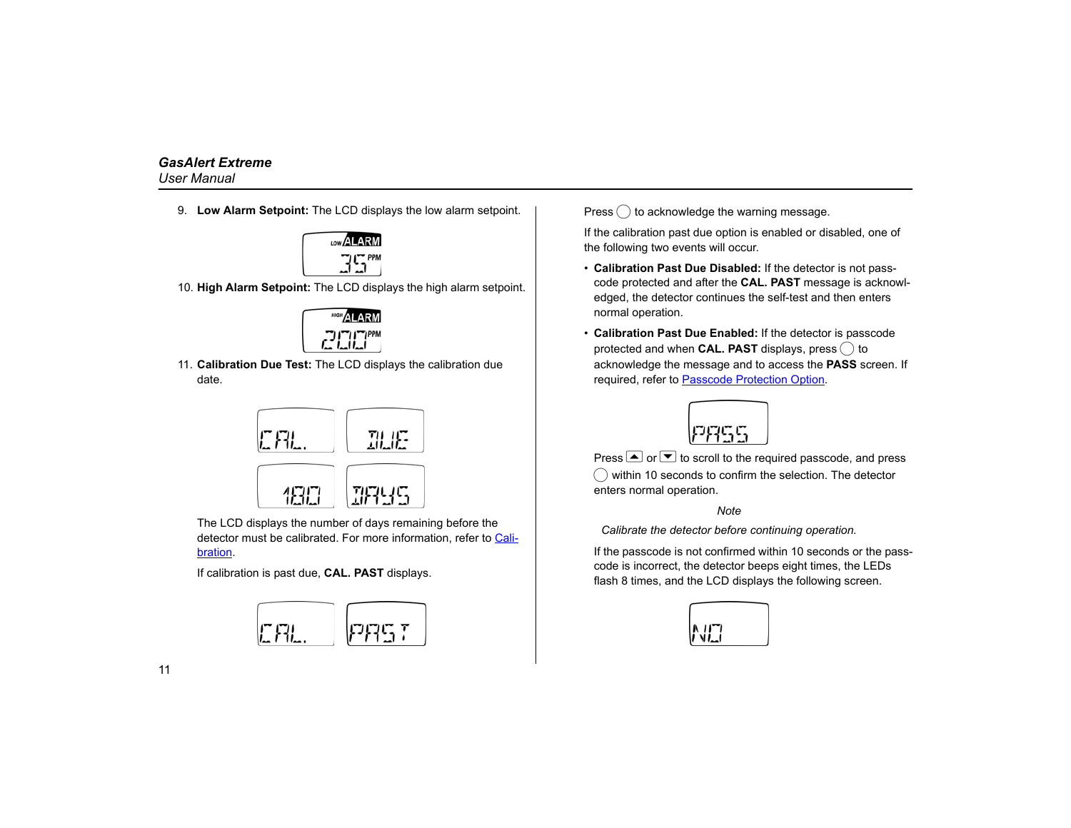9. **Low Alarm Setpoint:** The LCD displays the low alarm setpoint.

10. **High Alarm Setpoint:** The LCD displays the high alarm setpoint.

11. **Calibration Due Test:** The LCD displays the calibration due date.

    The LCD displays the number of days remaining before the detector must be calibrated. For more information, refer to Calibration.

    If calibration is past due, **CAL. PAST** displays.

Press ◯ to acknowledge the warning message.

If the calibration past due option is enabled or disabled, one of the following two events will occur.

- **Calibration Past Due Disabled:** If the detector is not passcode protected and after the **CAL. PAST** message is acknowledged, the detector continues the self-test and then enters normal operation.
- **Calibration Past Due Enabled:** If the detector is passcode protected and when **CAL. PAST** displays, press ◯ to acknowledge the message and to access the **PASS** screen. If required, refer to Passcode Protection Option.

  Press ▲ or ▼ to scroll to the required passcode, and press ◯ within 10 seconds to confirm the selection. The detector enters normal operation.

  *Note*

  *Calibrate the detector before continuing operation.*

  If the passcode is not confirmed within 10 seconds or the passcode is incorrect, the detector beeps eight times, the LEDs flash 8 times, and the LCD displays the following screen.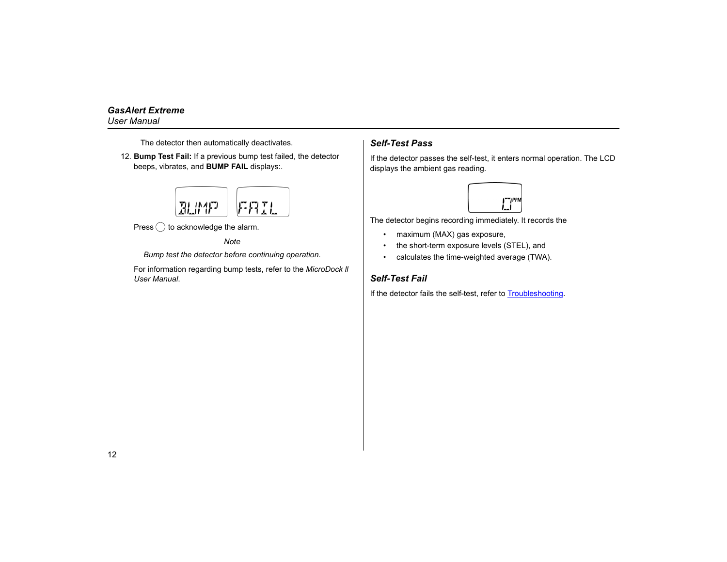The detector then automatically deactivates.

12. **Bump Test Fail:** If a previous bump test failed, the detector beeps, vibrates, and **BUMP FAIL** displays:.

    Press ◯ to acknowledge the alarm.

    *Note*

    *Bump test the detector before continuing operation.*

    For information regarding bump tests, refer to the *MicroDock II User Manual*.

### Self-Test Pass

If the detector passes the self-test, it enters normal operation. The LCD displays the ambient gas reading.

The detector begins recording immediately. It records the

- maximum (MAX) gas exposure,
- the short-term exposure levels (STEL), and
- calculates the time-weighted average (TWA).

### Self-Test Fail

If the detector fails the self-test, refer to Troubleshooting.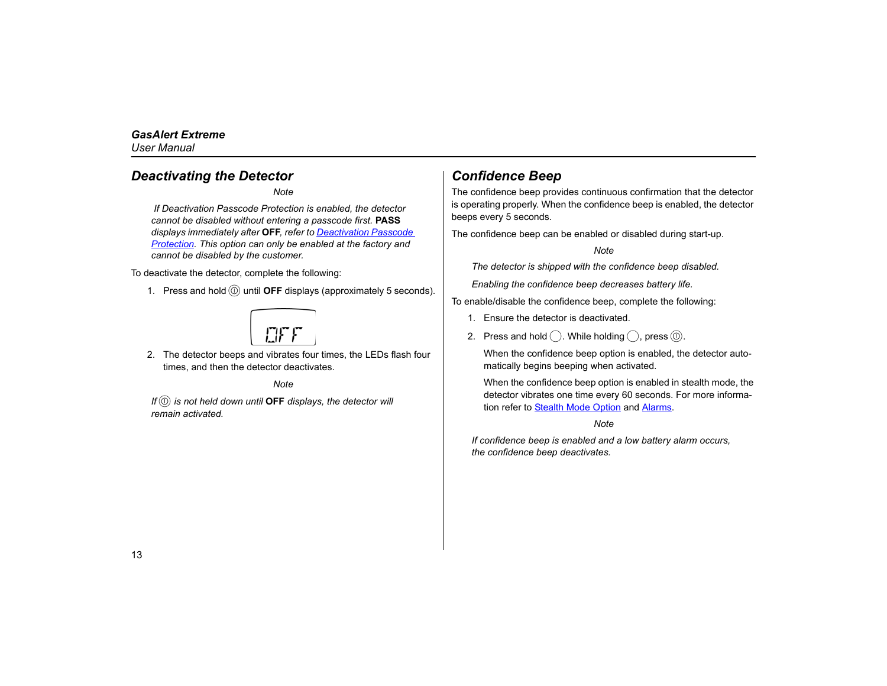## Deactivating the Detector

*Note*

*If Deactivation Passcode Protection is enabled, the detector cannot be disabled without entering a passcode first.* **PASS** *displays immediately after* **OFF***, refer to [Deactivation Passcode Protection](). This option can only be enabled at the factory and cannot be disabled by the customer.*

To deactivate the detector, complete the following:

1. Press and hold ⓘ until **OFF** displays (approximately 5 seconds).

   OFF

2. The detector beeps and vibrates four times, the LEDs flash four times, and then the detector deactivates.

*Note*

*If ⓘ is not held down until* **OFF** *displays, the detector will remain activated.*

## Confidence Beep

The confidence beep provides continuous confirmation that the detector is operating properly. When the confidence beep is enabled, the detector beeps every 5 seconds.

The confidence beep can be enabled or disabled during start-up.

*Note*

*The detector is shipped with the confidence beep disabled.*

*Enabling the confidence beep decreases battery life.*

To enable/disable the confidence beep, complete the following:

1. Ensure the detector is deactivated.
2. Press and hold ◯. While holding ◯, press ⓘ.

   When the confidence beep option is enabled, the detector automatically begins beeping when activated.

   When the confidence beep option is enabled in stealth mode, the detector vibrates one time every 60 seconds. For more information refer to [Stealth Mode Option]() and [Alarms]().

*Note*

*If confidence beep is enabled and a low battery alarm occurs, the confidence beep deactivates.*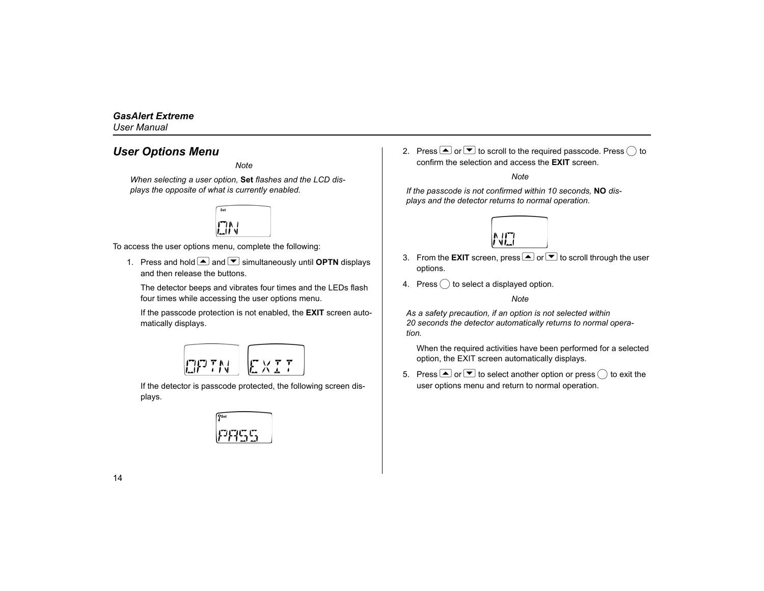## *User Options Menu*

*Note*

*When selecting a user option,* **Set** *flashes and the LCD displays the opposite of what is currently enabled.*

To access the user options menu, complete the following:

1. Press and hold ▲ and ▼ simultaneously until **OPTN** displays and then release the buttons.

   The detector beeps and vibrates four times and the LEDs flash four times while accessing the user options menu.

   If the passcode protection is not enabled, the **EXIT** screen automatically displays.

   If the detector is passcode protected, the following screen displays.

2. Press ▲ or ▼ to scroll to the required passcode. Press ◯ to confirm the selection and access the **EXIT** screen.

   *Note*

   *If the passcode is not confirmed within 10 seconds,* **NO** *displays and the detector returns to normal operation.*

3. From the **EXIT** screen, press ▲ or ▼ to scroll through the user options.

4. Press ◯ to select a displayed option.

   *Note*

   *As a safety precaution, if an option is not selected within 20 seconds the detector automatically returns to normal operation.*

   When the required activities have been performed for a selected option, the EXIT screen automatically displays.

5. Press ▲ or ▼ to select another option or press ◯ to exit the user options menu and return to normal operation.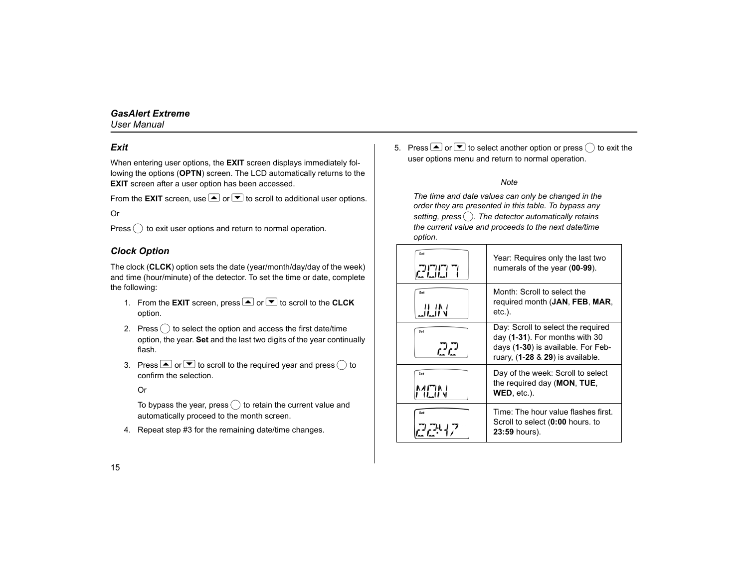### Exit

When entering user options, the **EXIT** screen displays immediately following the options (**OPTN**) screen. The LCD automatically returns to the **EXIT** screen after a user option has been accessed.

From the **EXIT** screen, use ▲ or ▼ to scroll to additional user options.

Or

Press ◯ to exit user options and return to normal operation.

### Clock Option

The clock (**CLCK**) option sets the date (year/month/day/day of the week) and time (hour/minute) of the detector. To set the time or date, complete the following:

1. From the **EXIT** screen, press ▲ or ▼ to scroll to the **CLCK** option.
2. Press ◯ to select the option and access the first date/time option, the year. **Set** and the last two digits of the year continually flash.
3. Press ▲ or ▼ to scroll to the required year and press ◯ to confirm the selection.

   Or

   To bypass the year, press ◯ to retain the current value and automatically proceed to the month screen.
4. Repeat step #3 for the remaining date/time changes.
5. Press ▲ or ▼ to select another option or press ◯ to exit the user options menu and return to normal operation.

*Note*

*The time and date values can only be changed in the order they are presented in this table. To bypass any setting, press ◯. The detector automatically retains the current value and proceeds to the next date/time option.*

| Display | Description |
|---|---|
| Set 2007 | Year: Requires only the last two numerals of the year (**00**-**99**). |
| Set JUN | Month: Scroll to select the required month (**JAN**, **FEB**, **MAR**, etc.). |
| Set 22 | Day: Scroll to select the required day (**1**-**31**). For months with 30 days (**1**-**30**) is available. For February, (**1**-**28** & **29**) is available. |
| Set MON | Day of the week: Scroll to select the required day (**MON**, **TUE**, **WED**, etc.). |
| Set 22:47 | Time: The hour value flashes first. Scroll to select (**0:00** hours. to **23:59** hours). |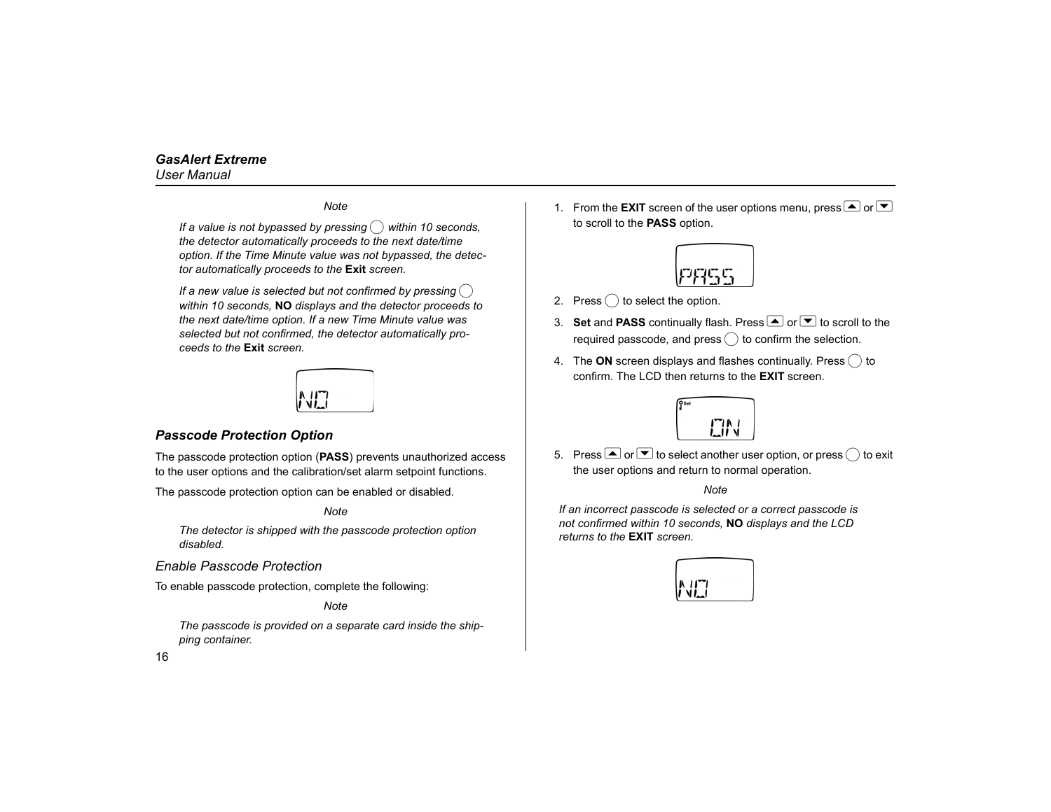*Note*

*If a value is not bypassed by pressing ◯ within 10 seconds, the detector automatically proceeds to the next date/time option. If the Time Minute value was not bypassed, the detector automatically proceeds to the* **Exit** *screen.*

*If a new value is selected but not confirmed by pressing ◯ within 10 seconds,* **NO** *displays and the detector proceeds to the next date/time option. If a new Time Minute value was selected but not confirmed, the detector automatically proceeds to the* **Exit** *screen.*

NO

### Passcode Protection Option

The passcode protection option (**PASS**) prevents unauthorized access to the user options and the calibration/set alarm setpoint functions.

The passcode protection option can be enabled or disabled.

*Note*

*The detector is shipped with the passcode protection option disabled.*

#### Enable Passcode Protection

To enable passcode protection, complete the following:

*Note*

*The passcode is provided on a separate card inside the shipping container.*

1. From the **EXIT** screen of the user options menu, press ▲ or ▼ to scroll to the **PASS** option.

   PASS

2. Press ◯ to select the option.
3. **Set** and **PASS** continually flash. Press ▲ or ▼ to scroll to the required passcode, and press ◯ to confirm the selection.
4. The **ON** screen displays and flashes continually. Press ◯ to confirm. The LCD then returns to the **EXIT** screen.

   Set ON

5. Press ▲ or ▼ to select another user option, or press ◯ to exit the user options and return to normal operation.

*Note*

*If an incorrect passcode is selected or a correct passcode is not confirmed within 10 seconds,* **NO** *displays and the LCD returns to the* **EXIT** *screen.*

NO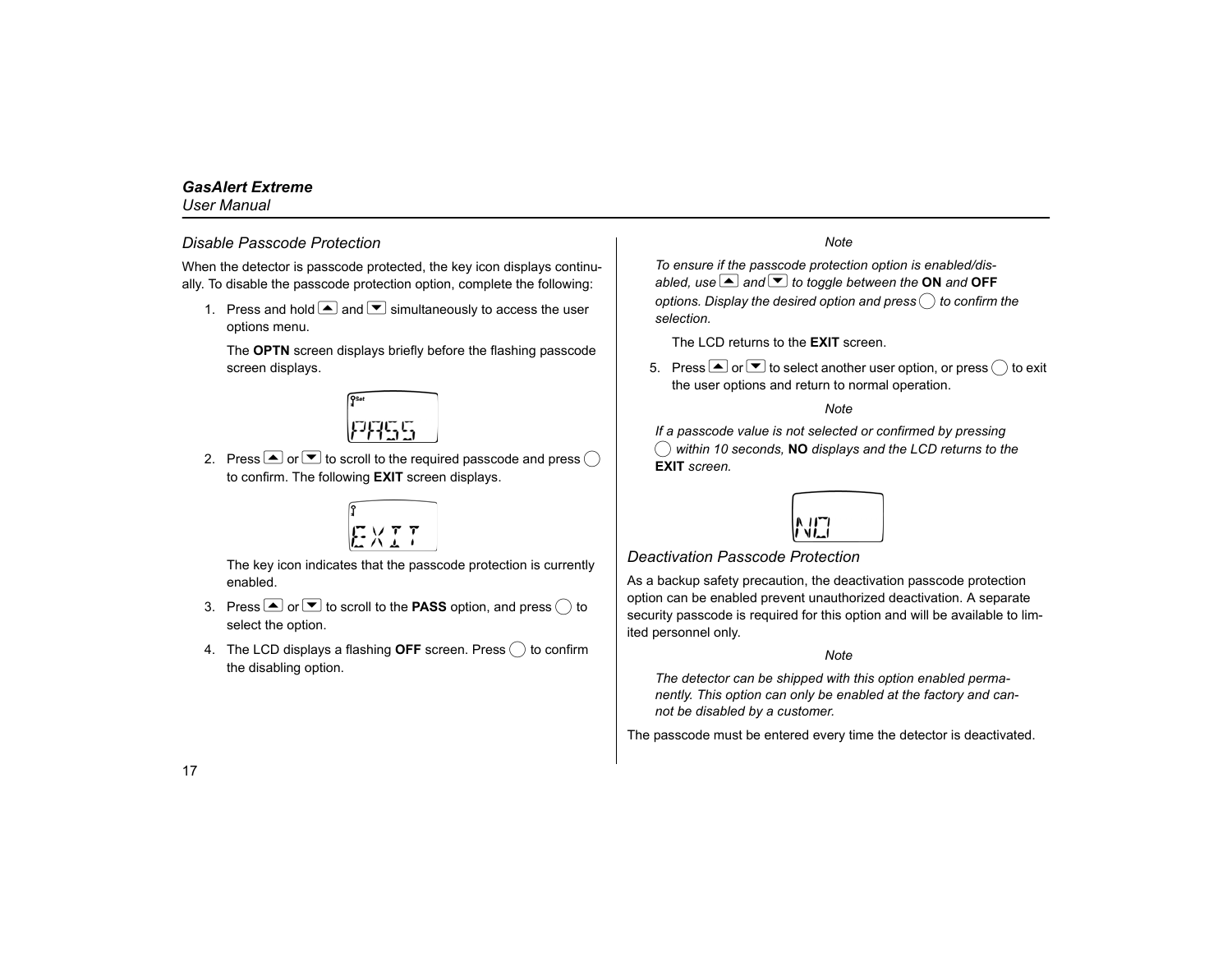## Disable Passcode Protection

When the detector is passcode protected, the key icon displays continually. To disable the passcode protection option, complete the following:

1. Press and hold ▲ and ▼ simultaneously to access the user options menu.

   The **OPTN** screen displays briefly before the flashing passcode screen displays.

2. Press ▲ or ▼ to scroll to the required passcode and press ◯ to confirm. The following **EXIT** screen displays.

   The key icon indicates that the passcode protection is currently enabled.

3. Press ▲ or ▼ to scroll to the **PASS** option, and press ◯ to select the option.

4. The LCD displays a flashing **OFF** screen. Press ◯ to confirm the disabling option.

   *Note*

   *To ensure if the passcode protection option is enabled/disabled, use ▲ and ▼ to toggle between the* ***ON*** *and* ***OFF*** *options. Display the desired option and press ◯ to confirm the selection.*

   The LCD returns to the **EXIT** screen.

5. Press ▲ or ▼ to select another user option, or press ◯ to exit the user options and return to normal operation.

   *Note*

   *If a passcode value is not selected or confirmed by pressing ◯ within 10 seconds,* ***NO*** *displays and the LCD returns to the* ***EXIT*** *screen.*

## Deactivation Passcode Protection

As a backup safety precaution, the deactivation passcode protection option can be enabled prevent unauthorized deactivation. A separate security passcode is required for this option and will be available to limited personnel only.

*Note*

*The detector can be shipped with this option enabled permanently. This option can only be enabled at the factory and cannot be disabled by a customer.*

The passcode must be entered every time the detector is deactivated.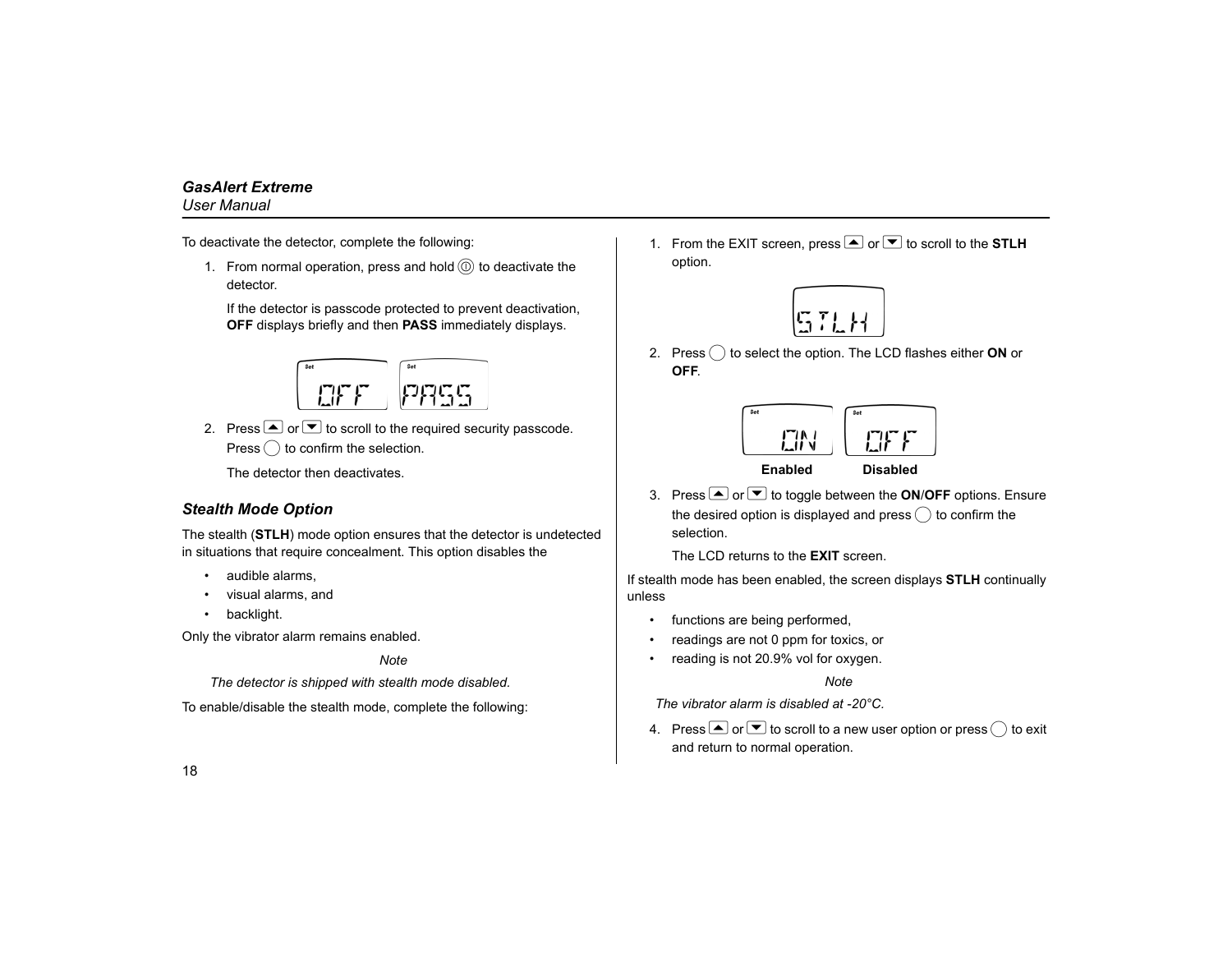To deactivate the detector, complete the following:

1. From normal operation, press and hold ⓘ to deactivate the detector.

   If the detector is passcode protected to prevent deactivation, **OFF** displays briefly and then **PASS** immediately displays.

2. Press ▲ or ▼ to scroll to the required security passcode. Press ◯ to confirm the selection.

   The detector then deactivates.

### Stealth Mode Option

The stealth (**STLH**) mode option ensures that the detector is undetected in situations that require concealment. This option disables the

- audible alarms,
- visual alarms, and
- backlight.

Only the vibrator alarm remains enabled.

*Note*

*The detector is shipped with stealth mode disabled.*

To enable/disable the stealth mode, complete the following:

1. From the EXIT screen, press ▲ or ▼ to scroll to the **STLH** option.

2. Press ◯ to select the option. The LCD flashes either **ON** or **OFF**.

   **Enabled** **Disabled**

3. Press ▲ or ▼ to toggle between the **ON**/**OFF** options. Ensure the desired option is displayed and press ◯ to confirm the selection.

   The LCD returns to the **EXIT** screen.

If stealth mode has been enabled, the screen displays **STLH** continually unless

- functions are being performed,
- readings are not 0 ppm for toxics, or
- reading is not 20.9% vol for oxygen.

*Note*

*The vibrator alarm is disabled at -20°C.*

4. Press ▲ or ▼ to scroll to a new user option or press ◯ to exit and return to normal operation.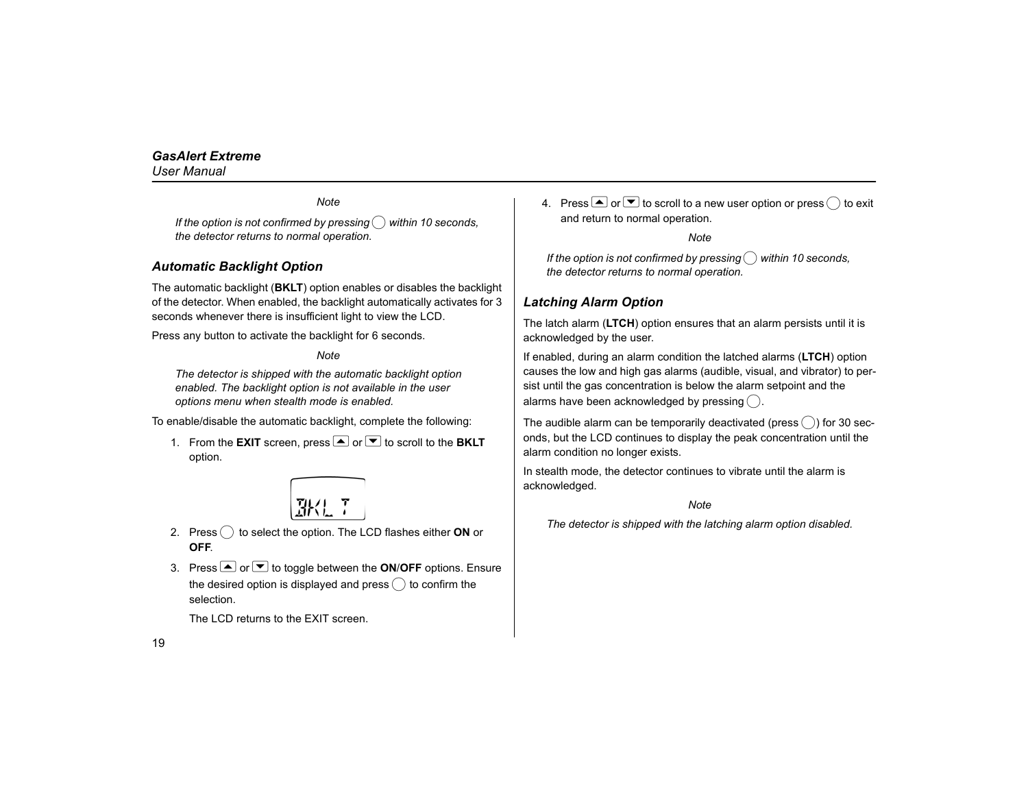*Note*

*If the option is not confirmed by pressing ◯ within 10 seconds, the detector returns to normal operation.*

### *Automatic Backlight Option*

The automatic backlight (**BKLT**) option enables or disables the backlight of the detector. When enabled, the backlight automatically activates for 3 seconds whenever there is insufficient light to view the LCD.

Press any button to activate the backlight for 6 seconds.

*Note*

*The detector is shipped with the automatic backlight option enabled. The backlight option is not available in the user options menu when stealth mode is enabled.*

To enable/disable the automatic backlight, complete the following:

1. From the **EXIT** screen, press ▲ or ▼ to scroll to the **BKLT** option.

   BKLT

2. Press ◯ to select the option. The LCD flashes either **ON** or **OFF**.
3. Press ▲ or ▼ to toggle between the **ON**/**OFF** options. Ensure the desired option is displayed and press ◯ to confirm the selection.

   The LCD returns to the EXIT screen.

4. Press ▲ or ▼ to scroll to a new user option or press ◯ to exit and return to normal operation.

*Note*

*If the option is not confirmed by pressing ◯ within 10 seconds, the detector returns to normal operation.*

### *Latching Alarm Option*

The latch alarm (**LTCH**) option ensures that an alarm persists until it is acknowledged by the user.

If enabled, during an alarm condition the latched alarms (**LTCH**) option causes the low and high gas alarms (audible, visual, and vibrator) to persist until the gas concentration is below the alarm setpoint and the alarms have been acknowledged by pressing ◯.

The audible alarm can be temporarily deactivated (press ◯) for 30 seconds, but the LCD continues to display the peak concentration until the alarm condition no longer exists.

In stealth mode, the detector continues to vibrate until the alarm is acknowledged.

*Note*

*The detector is shipped with the latching alarm option disabled.*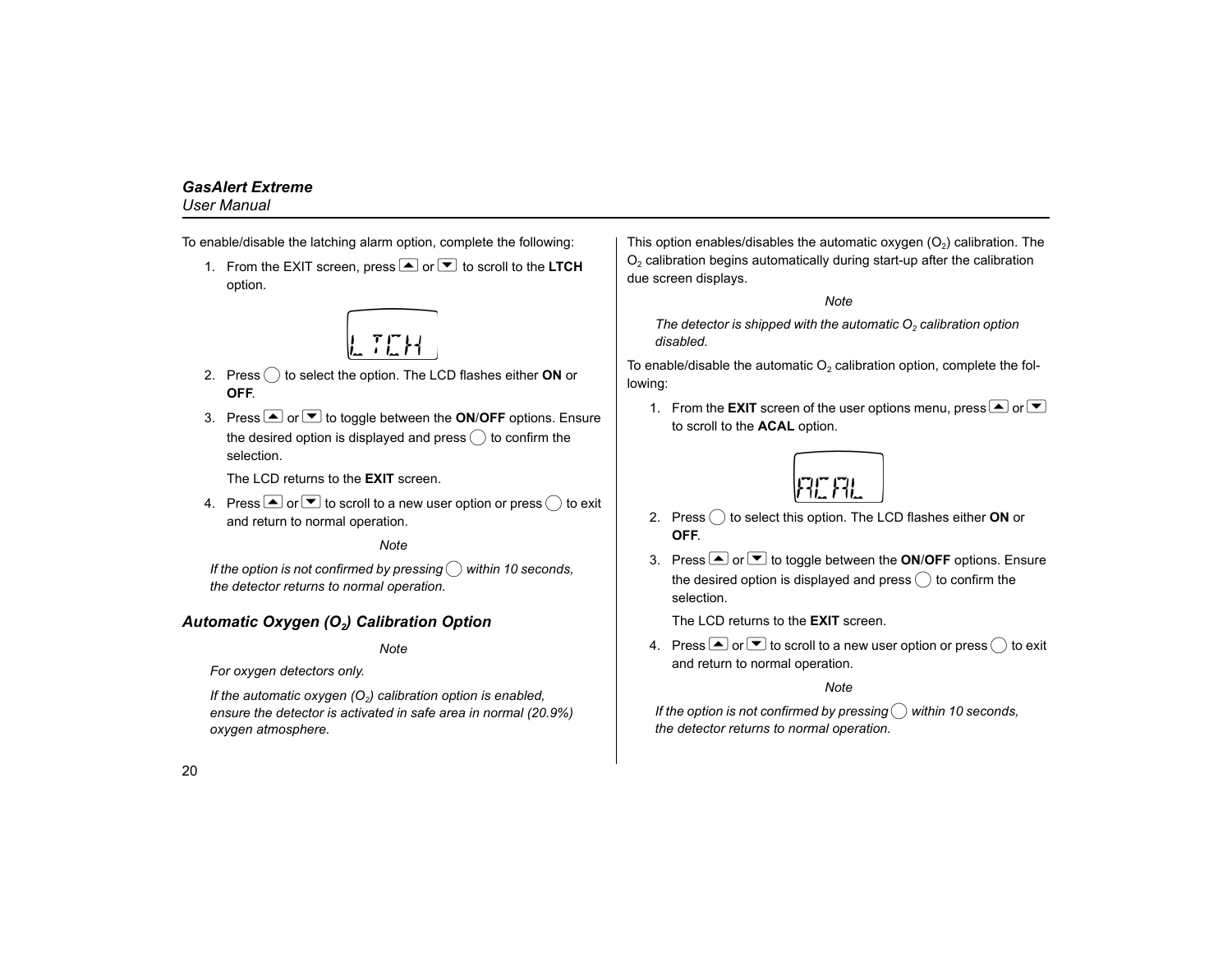To enable/disable the latching alarm option, complete the following:

1. From the EXIT screen, press ▲ or ▼ to scroll to the **LTCH** option.

   LTCH

2. Press ◯ to select the option. The LCD flashes either **ON** or **OFF**.
3. Press ▲ or ▼ to toggle between the **ON**/**OFF** options. Ensure the desired option is displayed and press ◯ to confirm the selection.

   The LCD returns to the **EXIT** screen.
4. Press ▲ or ▼ to scroll to a new user option or press ◯ to exit and return to normal operation.

*Note*

*If the option is not confirmed by pressing ◯ within 10 seconds, the detector returns to normal operation.*

### *Automatic Oxygen ($O_2$) Calibration Option*

*Note*

*For oxygen detectors only.*

*If the automatic oxygen ($O_2$) calibration option is enabled, ensure the detector is activated in safe area in normal (20.9%) oxygen atmosphere.*

This option enables/disables the automatic oxygen ($O_2$) calibration. The $O_2$ calibration begins automatically during start-up after the calibration due screen displays.

*Note*

*The detector is shipped with the automatic $O_2$ calibration option disabled.*

To enable/disable the automatic $O_2$ calibration option, complete the following:

1. From the **EXIT** screen of the user options menu, press ▲ or ▼ to scroll to the **ACAL** option.

   ACAL

2. Press ◯ to select this option. The LCD flashes either **ON** or **OFF**.
3. Press ▲ or ▼ to toggle between the **ON**/**OFF** options. Ensure the desired option is displayed and press ◯ to confirm the selection.

   The LCD returns to the **EXIT** screen.
4. Press ▲ or ▼ to scroll to a new user option or press ◯ to exit and return to normal operation.

*Note*

*If the option is not confirmed by pressing ◯ within 10 seconds, the detector returns to normal operation.*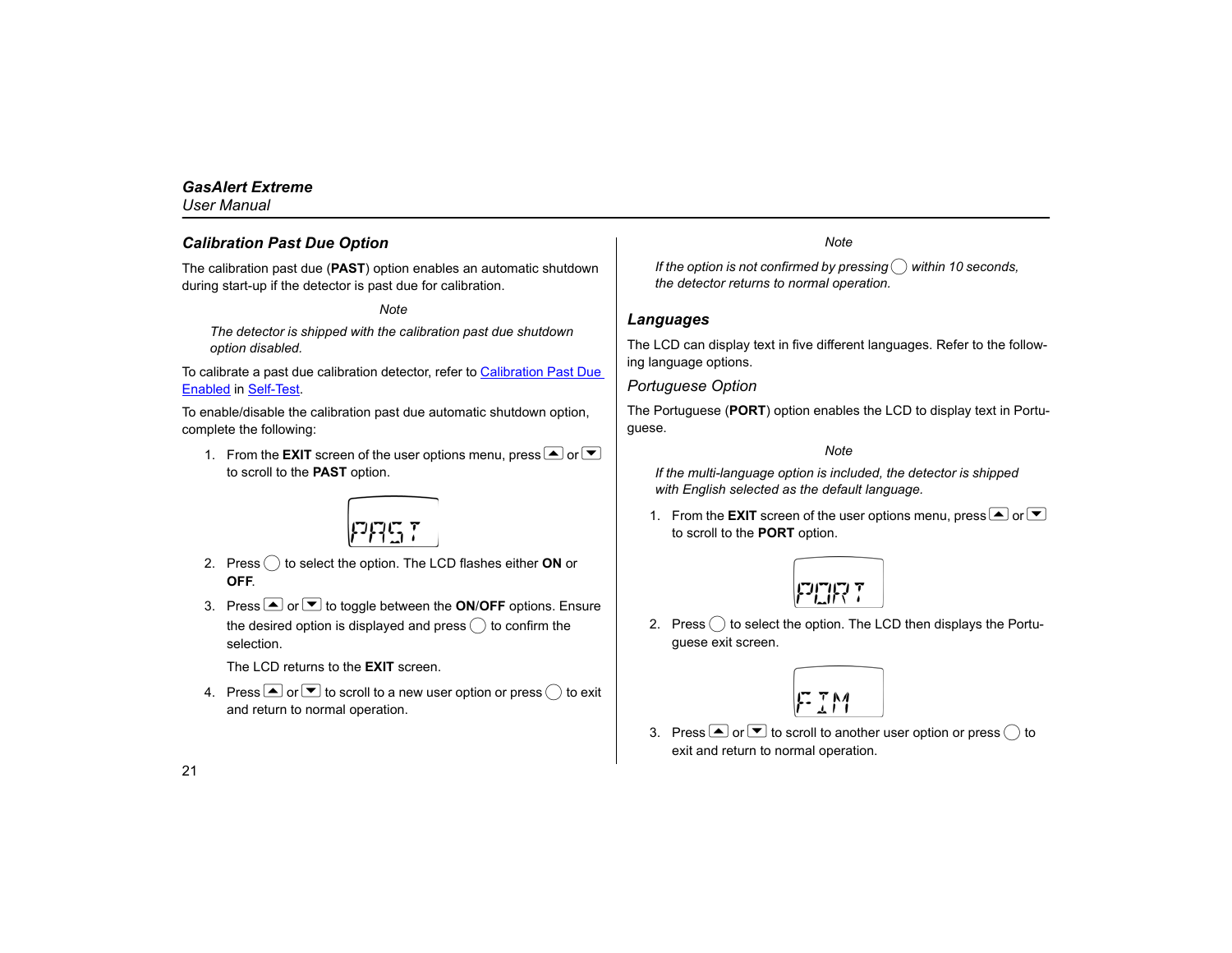## Calibration Past Due Option

The calibration past due (**PAST**) option enables an automatic shutdown during start-up if the detector is past due for calibration.

*Note*

*The detector is shipped with the calibration past due shutdown option disabled.*

To calibrate a past due calibration detector, refer to Calibration Past Due Enabled in Self-Test.

To enable/disable the calibration past due automatic shutdown option, complete the following:

1. From the **EXIT** screen of the user options menu, press ▲ or ▼ to scroll to the **PAST** option.

   PAST

2. Press ◯ to select the option. The LCD flashes either **ON** or **OFF**.
3. Press ▲ or ▼ to toggle between the **ON**/**OFF** options. Ensure the desired option is displayed and press ◯ to confirm the selection.

   The LCD returns to the **EXIT** screen.

4. Press ▲ or ▼ to scroll to a new user option or press ◯ to exit and return to normal operation.

*Note*

*If the option is not confirmed by pressing ◯ within 10 seconds, the detector returns to normal operation.*

## Languages

The LCD can display text in five different languages. Refer to the following language options.

### Portuguese Option

The Portuguese (**PORT**) option enables the LCD to display text in Portuguese.

*Note*

*If the multi-language option is included, the detector is shipped with English selected as the default language.*

1. From the **EXIT** screen of the user options menu, press ▲ or ▼ to scroll to the **PORT** option.

   PORT

2. Press ◯ to select the option. The LCD then displays the Portuguese exit screen.

   FIM

3. Press ▲ or ▼ to scroll to another user option or press ◯ to exit and return to normal operation.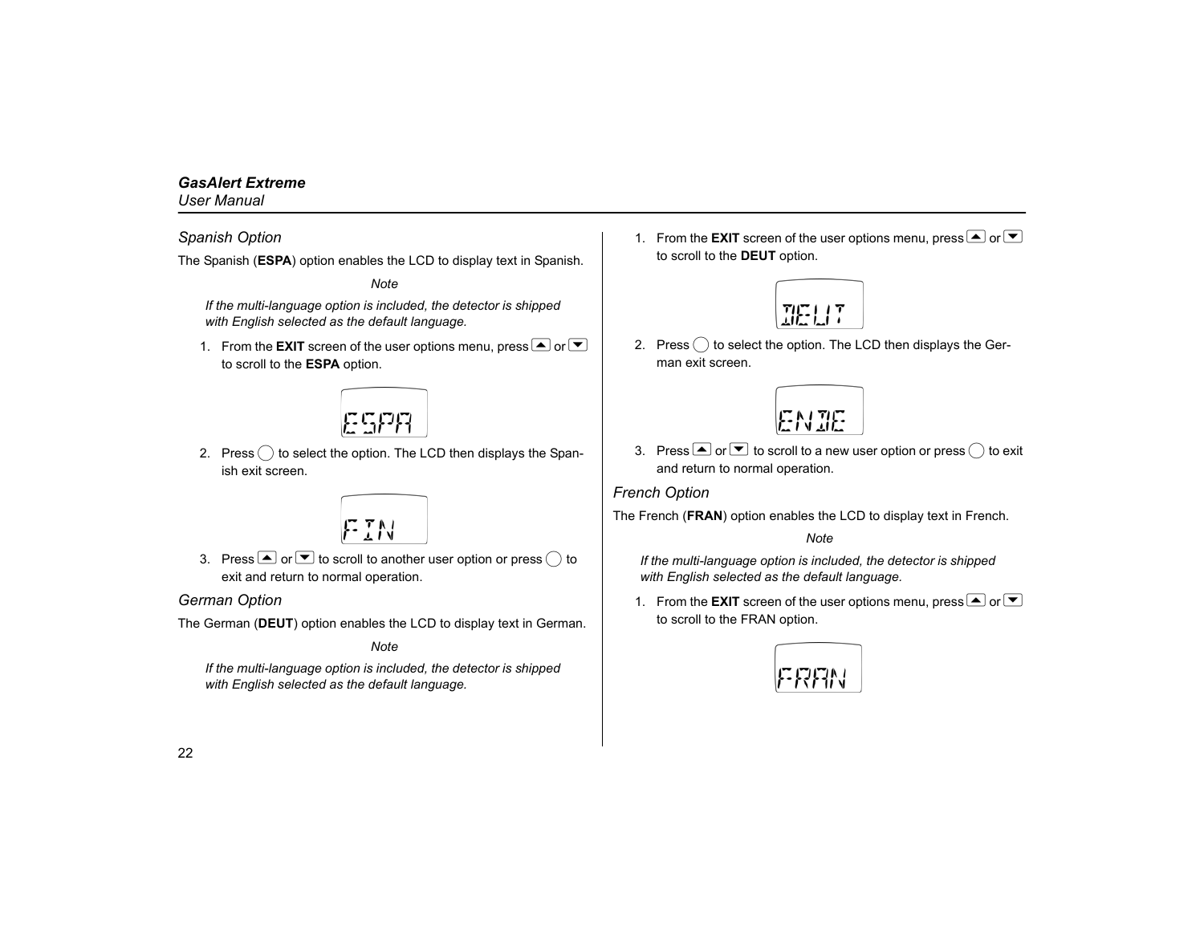### Spanish Option

The Spanish (**ESPA**) option enables the LCD to display text in Spanish.

*Note*

*If the multi-language option is included, the detector is shipped with English selected as the default language.*

1. From the **EXIT** screen of the user options menu, press ▲ or ▼ to scroll to the **ESPA** option.

2. Press ◯ to select the option. The LCD then displays the Spanish exit screen.

3. Press ▲ or ▼ to scroll to another user option or press ◯ to exit and return to normal operation.

### German Option

The German (**DEUT**) option enables the LCD to display text in German.

*Note*

*If the multi-language option is included, the detector is shipped with English selected as the default language.*

1. From the **EXIT** screen of the user options menu, press ▲ or ▼ to scroll to the **DEUT** option.

2. Press ◯ to select the option. The LCD then displays the German exit screen.

3. Press ▲ or ▼ to scroll to a new user option or press ◯ to exit and return to normal operation.

### French Option

The French (**FRAN**) option enables the LCD to display text in French.

*Note*

*If the multi-language option is included, the detector is shipped with English selected as the default language.*

1. From the **EXIT** screen of the user options menu, press ▲ or ▼ to scroll to the FRAN option.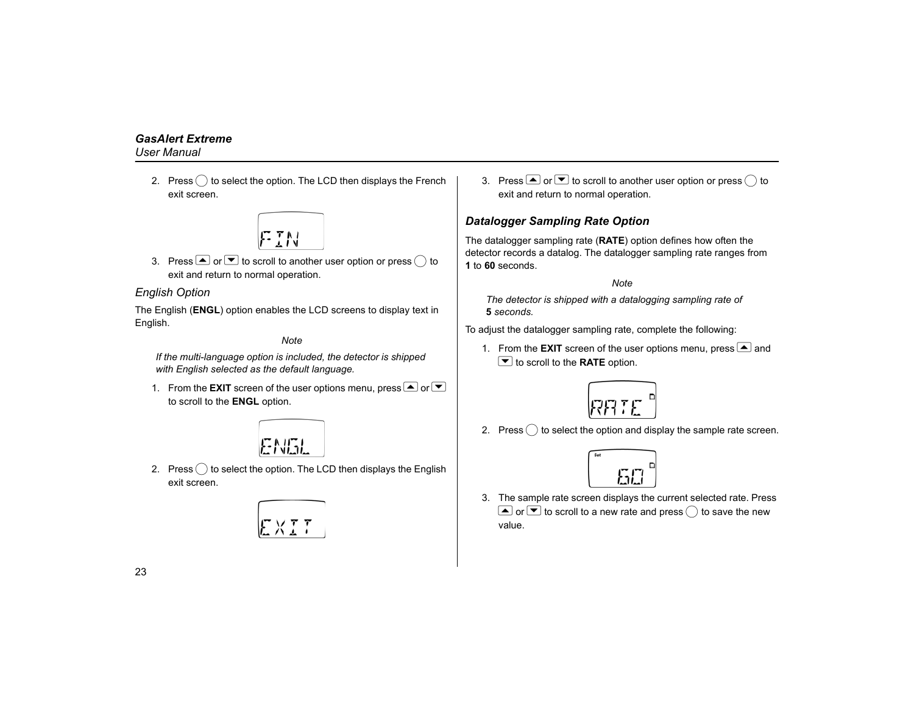2. Press ◯ to select the option. The LCD then displays the French exit screen.

FIN

3. Press ▲ or ▼ to scroll to another user option or press ◯ to exit and return to normal operation.

### English Option

The English (**ENGL**) option enables the LCD screens to display text in English.

*Note*

*If the multi-language option is included, the detector is shipped with English selected as the default language.*

1. From the **EXIT** screen of the user options menu, press ▲ or ▼ to scroll to the **ENGL** option.

ENGL

2. Press ◯ to select the option. The LCD then displays the English exit screen.

EXIT

3. Press ▲ or ▼ to scroll to another user option or press ◯ to exit and return to normal operation.

### *Datalogger Sampling Rate Option*

The datalogger sampling rate (**RATE**) option defines how often the detector records a datalog. The datalogger sampling rate ranges from **1** to **60** seconds.

*Note*

*The detector is shipped with a datalogging sampling rate of* **5** *seconds.*

To adjust the datalogger sampling rate, complete the following:

1. From the **EXIT** screen of the user options menu, press ▲ and ▼ to scroll to the **RATE** option.

RATE

2. Press ◯ to select the option and display the sample rate screen.

Set 60

3. The sample rate screen displays the current selected rate. Press ▲ or ▼ to scroll to a new rate and press ◯ to save the new value.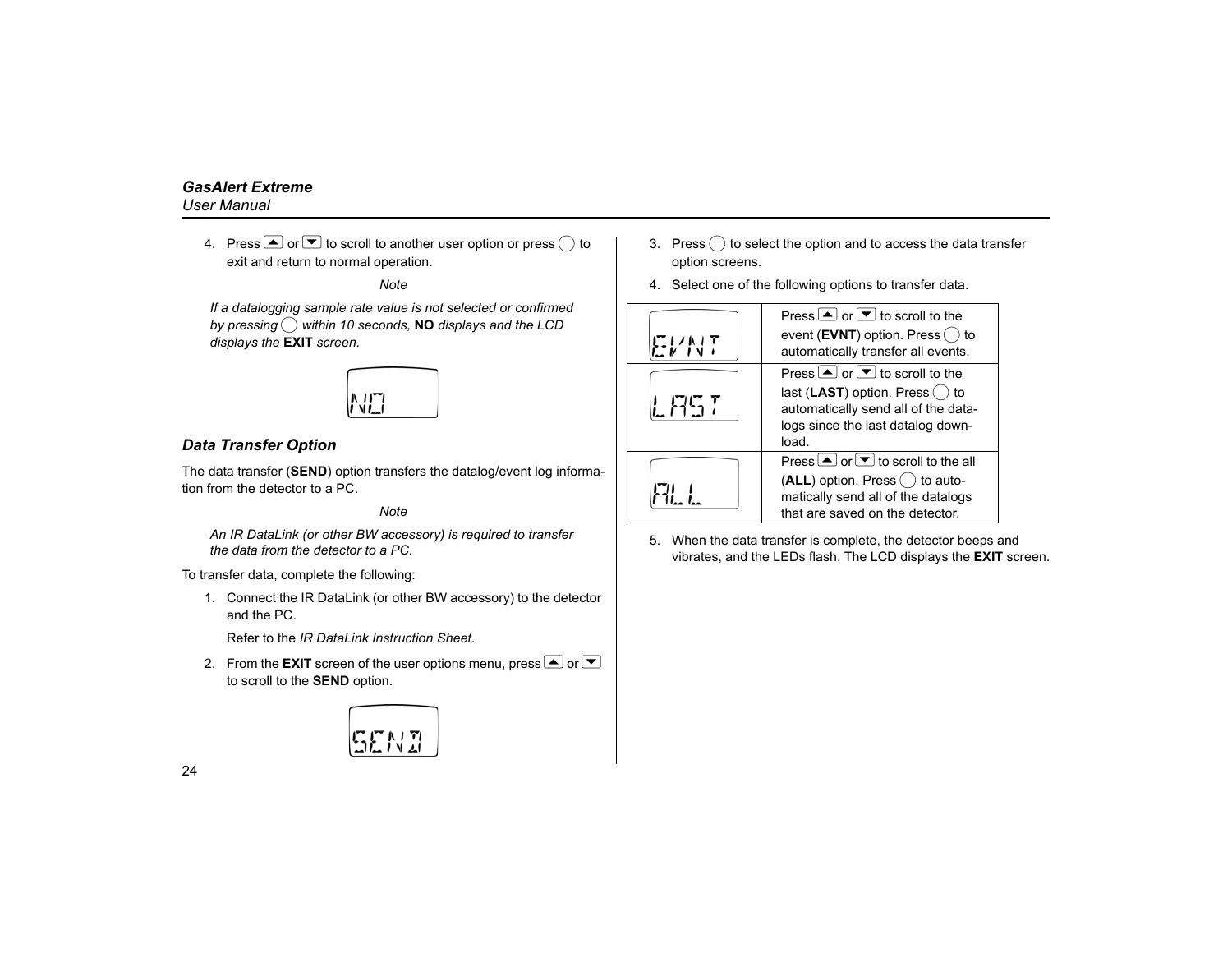4. Press ▲ or ▼ to scroll to another user option or press ◯ to exit and return to normal operation.

*Note*

*If a datalogging sample rate value is not selected or confirmed by pressing ◯ within 10 seconds,* ***NO*** *displays and the LCD displays the* ***EXIT*** *screen.*

NO

### *Data Transfer Option*

The data transfer (**SEND**) option transfers the datalog/event log information from the detector to a PC.

*Note*

*An IR DataLink (or other BW accessory) is required to transfer the data from the detector to a PC.*

To transfer data, complete the following:

1. Connect the IR DataLink (or other BW accessory) to the detector and the PC.

   Refer to the *IR DataLink Instruction Sheet*.

2. From the **EXIT** screen of the user options menu, press ▲ or ▼ to scroll to the **SEND** option.

   SEND

3. Press ◯ to select the option and to access the data transfer option screens.

4. Select one of the following options to transfer data.

| | |
|---|---|
| EVNT | Press ▲ or ▼ to scroll to the event (**EVNT**) option. Press ◯ to automatically transfer all events. |
| LAST | Press ▲ or ▼ to scroll to the last (**LAST**) option. Press ◯ to automatically send all of the datalogs since the last datalog download. |
| ALL | Press ▲ or ▼ to scroll to the all (**ALL**) option. Press ◯ to automatically send all of the datalogs that are saved on the detector. |

5. When the data transfer is complete, the detector beeps and vibrates, and the LEDs flash. The LCD displays the **EXIT** screen.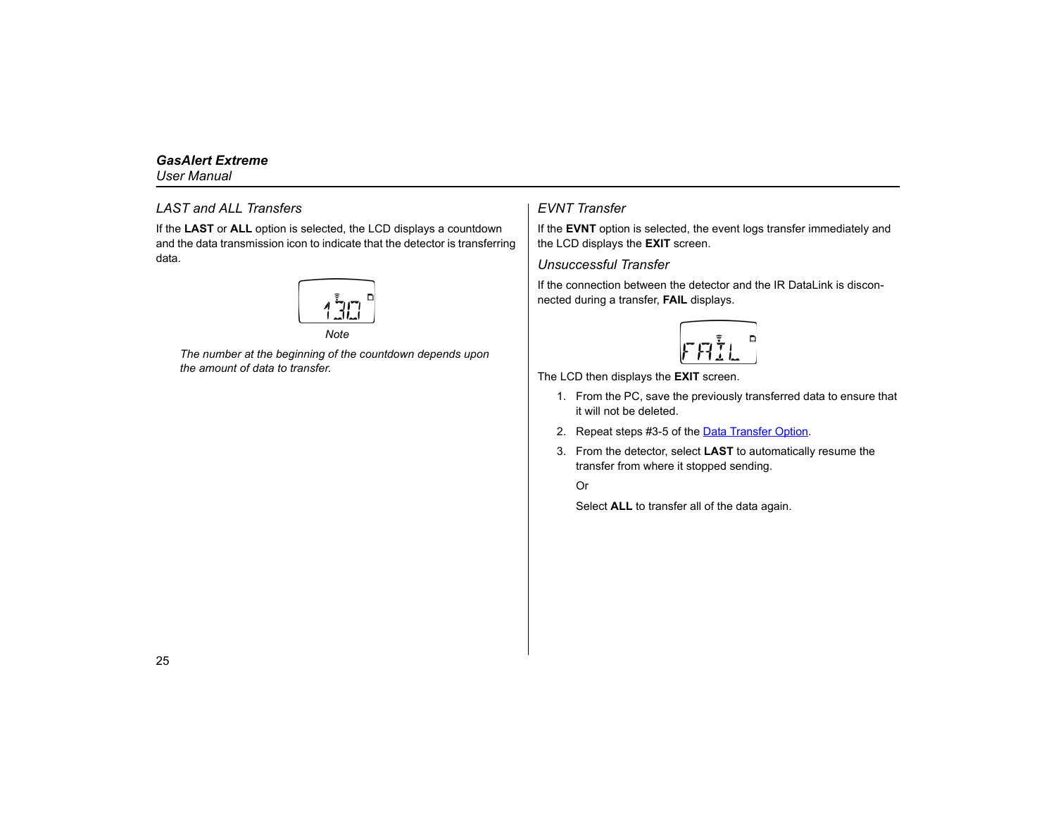### LAST and ALL Transfers

If the **LAST** or **ALL** option is selected, the LCD displays a countdown and the data transmission icon to indicate that the detector is transferring data.

*Note*

*The number at the beginning of the countdown depends upon the amount of data to transfer.*

### EVNT Transfer

If the **EVNT** option is selected, the event logs transfer immediately and the LCD displays the **EXIT** screen.

### Unsuccessful Transfer

If the connection between the detector and the IR DataLink is disconnected during a transfer, **FAIL** displays.

The LCD then displays the **EXIT** screen.

1. From the PC, save the previously transferred data to ensure that it will not be deleted.
2. Repeat steps #3-5 of the Data Transfer Option.
3. From the detector, select **LAST** to automatically resume the transfer from where it stopped sending.

   Or

   Select **ALL** to transfer all of the data again.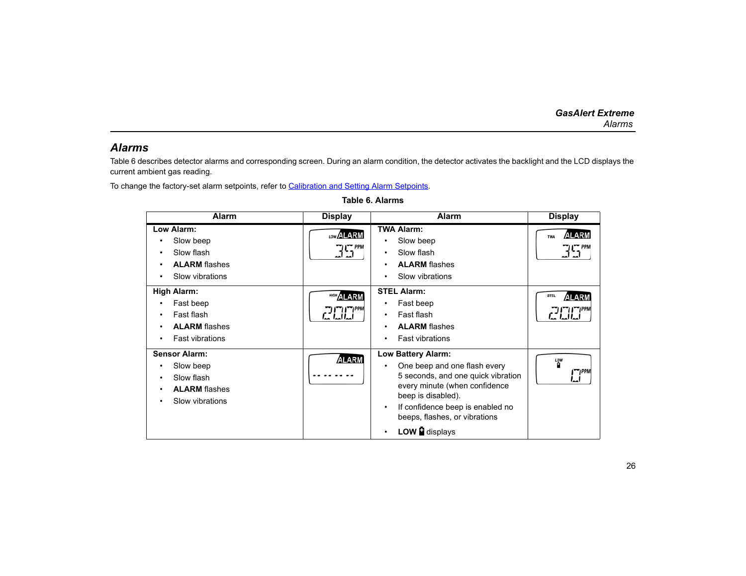## Alarms

Table 6 describes detector alarms and corresponding screen. During an alarm condition, the detector activates the backlight and the LCD displays the current ambient gas reading.

To change the factory-set alarm setpoints, refer to Calibration and Setting Alarm Setpoints.

**Table 6. Alarms**

| Alarm | Display | Alarm | Display |
|---|---|---|---|
| **Low Alarm:**<br>• Slow beep<br>• Slow flash<br>• **ALARM** flashes<br>• Slow vibrations | LOW ALARM 35 PPM | **TWA Alarm:**<br>• Slow beep<br>• Slow flash<br>• **ALARM** flashes<br>• Slow vibrations | TWA ALARM 35 PPM |
| **High Alarm:**<br>• Fast beep<br>• Fast flash<br>• **ALARM** flashes<br>• Fast vibrations | HIGH ALARM 200 PPM | **STEL Alarm:**<br>• Fast beep<br>• Fast flash<br>• **ALARM** flashes<br>• Fast vibrations | STEL ALARM 200 PPM |
| **Sensor Alarm:**<br>• Slow beep<br>• Slow flash<br>• **ALARM** flashes<br>• Slow vibrations | ALARM -- -- -- -- | **Low Battery Alarm:**<br>• One beep and one flash every 5 seconds, and one quick vibration every minute (when confidence beep is disabled).<br>• If confidence beep is enabled no beeps, flashes, or vibrations<br>• **LOW** displays | LOW 0 PPM |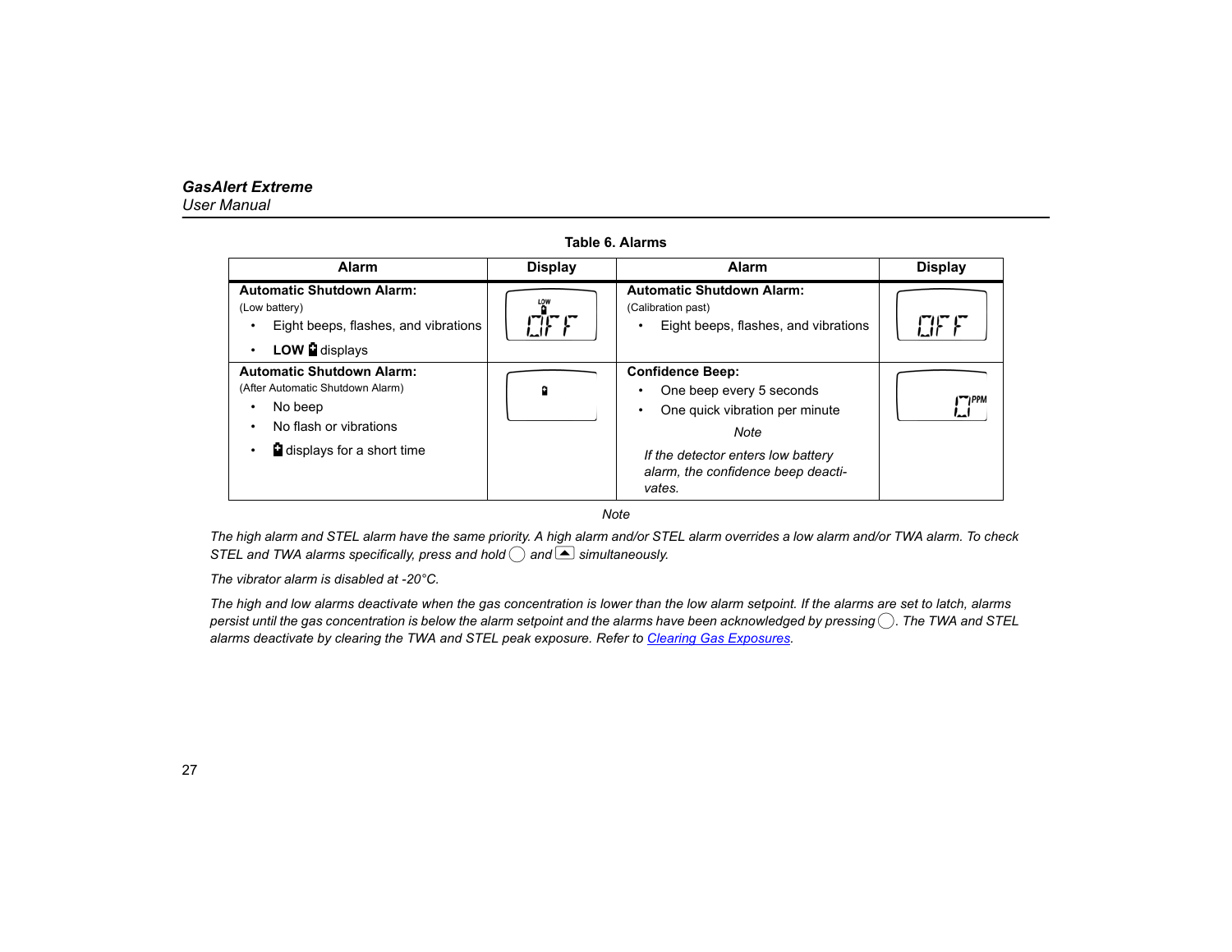**Table 6. Alarms**

| Alarm | Display | Alarm | Display |
|---|---|---|---|
| **Automatic Shutdown Alarm:** (Low battery) • Eight beeps, flashes, and vibrations • **LOW** displays | LOW OFF | **Automatic Shutdown Alarm:** (Calibration past) • Eight beeps, flashes, and vibrations | OFF |
| **Automatic Shutdown Alarm:** (After Automatic Shutdown Alarm) • No beep • No flash or vibrations • displays for a short time | | **Confidence Beep:** • One beep every 5 seconds • One quick vibration per minute *Note* *If the detector enters low battery alarm, the confidence beep deactivates.* | 0 PPM |

*Note*

*The high alarm and STEL alarm have the same priority. A high alarm and/or STEL alarm overrides a low alarm and/or TWA alarm. To check STEL and TWA alarms specifically, press and hold ◯ and ▲ simultaneously.*

*The vibrator alarm is disabled at -20°C.*

*The high and low alarms deactivate when the gas concentration is lower than the low alarm setpoint. If the alarms are set to latch, alarms persist until the gas concentration is below the alarm setpoint and the alarms have been acknowledged by pressing ◯. The TWA and STEL alarms deactivate by clearing the TWA and STEL peak exposure. Refer to Clearing Gas Exposures.*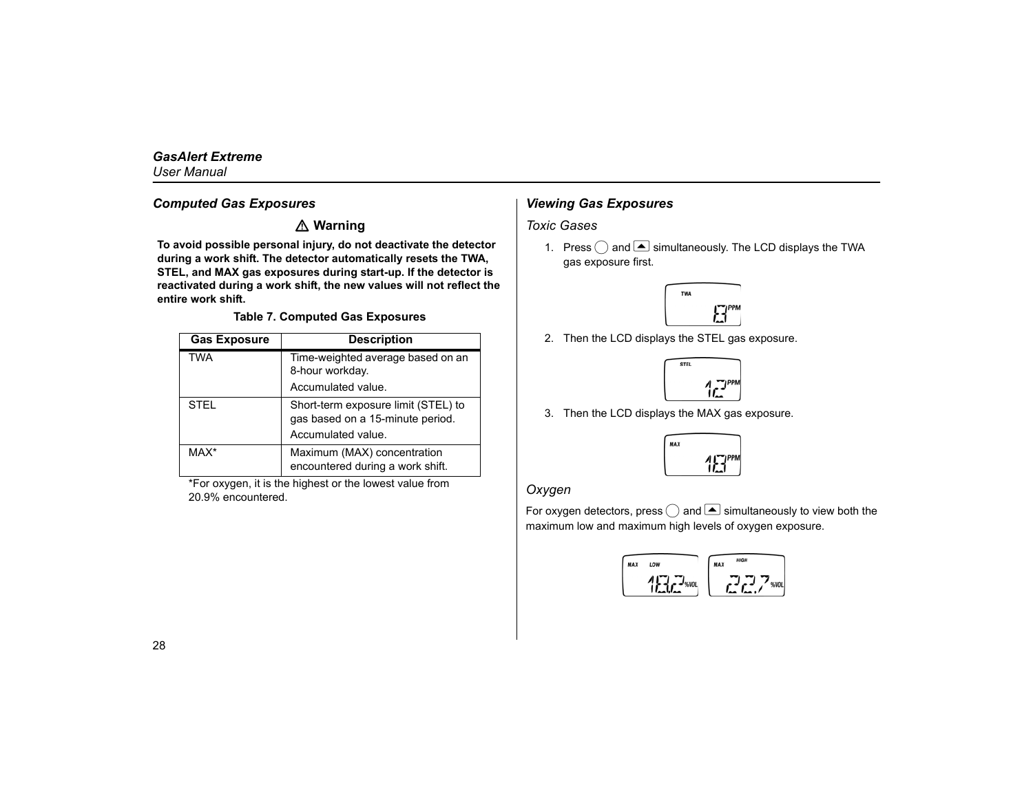### Computed Gas Exposures

**⚠ Warning**

**To avoid possible personal injury, do not deactivate the detector during a work shift. The detector automatically resets the TWA, STEL, and MAX gas exposures during start-up. If the detector is reactivated during a work shift, the new values will not reflect the entire work shift.**

**Table 7. Computed Gas Exposures**

| Gas Exposure | Description |
|---|---|
| TWA | Time-weighted average based on an 8-hour workday.<br>Accumulated value. |
| STEL | Short-term exposure limit (STEL) to gas based on a 15-minute period.<br>Accumulated value. |
| MAX* | Maximum (MAX) concentration encountered during a work shift. |

*For oxygen, it is the highest or the lowest value from 20.9% encountered.

### Viewing Gas Exposures

*Toxic Gases*

1. Press ◯ and ⏶ simultaneously. The LCD displays the TWA gas exposure first.

   TWA 8 PPM

2. Then the LCD displays the STEL gas exposure.

   STEL 12 PPM

3. Then the LCD displays the MAX gas exposure.

   MAX 18 PPM

*Oxygen*

For oxygen detectors, press ◯ and ⏶ simultaneously to view both the maximum low and maximum high levels of oxygen exposure.

MAX LOW 18.2 %VOL

MAX HIGH 22.7 %VOL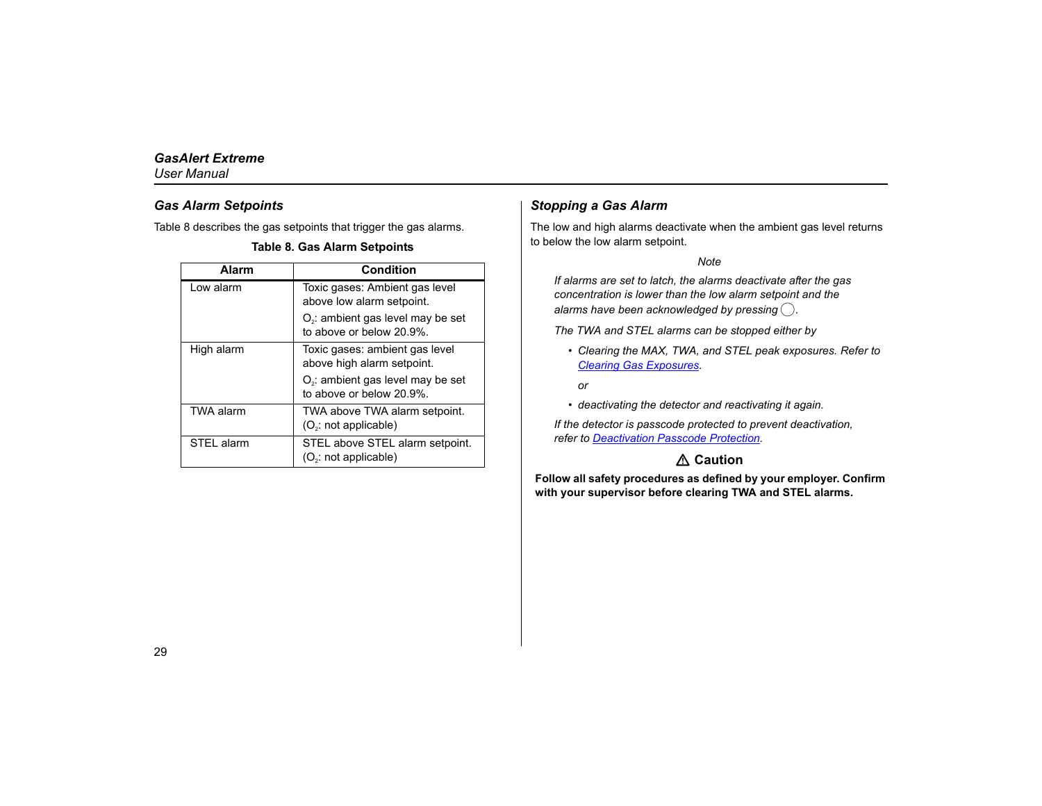## *Gas Alarm Setpoints*

Table 8 describes the gas setpoints that trigger the gas alarms.

**Table 8. Gas Alarm Setpoints**

| Alarm | Condition |
|---|---|
| Low alarm | Toxic gases: Ambient gas level above low alarm setpoint.<br>$O_2$: ambient gas level may be set to above or below 20.9%. |
| High alarm | Toxic gases: ambient gas level above high alarm setpoint.<br>$O_2$: ambient gas level may be set to above or below 20.9%. |
| TWA alarm | TWA above TWA alarm setpoint. ($O_2$: not applicable) |
| STEL alarm | STEL above STEL alarm setpoint. ($O_2$: not applicable) |

## *Stopping a Gas Alarm*

The low and high alarms deactivate when the ambient gas level returns to below the low alarm setpoint.

*Note*

*If alarms are set to latch, the alarms deactivate after the gas concentration is lower than the low alarm setpoint and the alarms have been acknowledged by pressing ◯.*

*The TWA and STEL alarms can be stopped either by*

- *Clearing the MAX, TWA, and STEL peak exposures. Refer to Clearing Gas Exposures.*

  *or*

- *deactivating the detector and reactivating it again.*

*If the detector is passcode protected to prevent deactivation, refer to Deactivation Passcode Protection.*

**⚠ Caution**

**Follow all safety procedures as defined by your employer. Confirm with your supervisor before clearing TWA and STEL alarms.**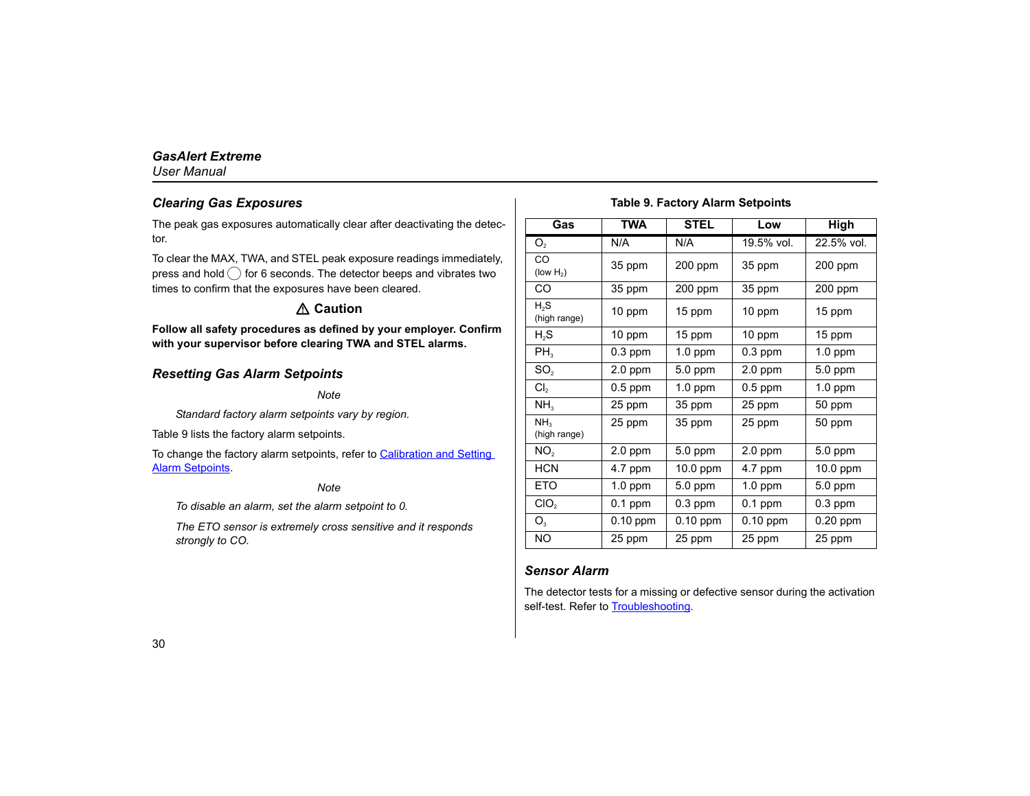## Clearing Gas Exposures

The peak gas exposures automatically clear after deactivating the detector.

To clear the MAX, TWA, and STEL peak exposure readings immediately, press and hold ◯ for 6 seconds. The detector beeps and vibrates two times to confirm that the exposures have been cleared.

**⚠ Caution**

**Follow all safety procedures as defined by your employer. Confirm with your supervisor before clearing TWA and STEL alarms.**

## Resetting Gas Alarm Setpoints

*Note*

*Standard factory alarm setpoints vary by region.*

Table 9 lists the factory alarm setpoints.

To change the factory alarm setpoints, refer to Calibration and Setting Alarm Setpoints.

*Note*

*To disable an alarm, set the alarm setpoint to 0.*

*The ETO sensor is extremely cross sensitive and it responds strongly to CO.*

**Table 9. Factory Alarm Setpoints**

| Gas | TWA | STEL | Low | High |
|---|---|---|---|---|
| $O_2$ | N/A | N/A | 19.5% vol. | 22.5% vol. |
| CO (low $H_2$) | 35 ppm | 200 ppm | 35 ppm | 200 ppm |
| CO | 35 ppm | 200 ppm | 35 ppm | 200 ppm |
| $H_2S$ (high range) | 10 ppm | 15 ppm | 10 ppm | 15 ppm |
| $H_2S$ | 10 ppm | 15 ppm | 10 ppm | 15 ppm |
| $PH_3$ | 0.3 ppm | 1.0 ppm | 0.3 ppm | 1.0 ppm |
| $SO_2$ | 2.0 ppm | 5.0 ppm | 2.0 ppm | 5.0 ppm |
| $Cl_2$ | 0.5 ppm | 1.0 ppm | 0.5 ppm | 1.0 ppm |
| $NH_3$ | 25 ppm | 35 ppm | 25 ppm | 50 ppm |
| $NH_3$ (high range) | 25 ppm | 35 ppm | 25 ppm | 50 ppm |
| $NO_2$ | 2.0 ppm | 5.0 ppm | 2.0 ppm | 5.0 ppm |
| HCN | 4.7 ppm | 10.0 ppm | 4.7 ppm | 10.0 ppm |
| ETO | 1.0 ppm | 5.0 ppm | 1.0 ppm | 5.0 ppm |
| $ClO_2$ | 0.1 ppm | 0.3 ppm | 0.1 ppm | 0.3 ppm |
| $O_3$ | 0.10 ppm | 0.10 ppm | 0.10 ppm | 0.20 ppm |
| NO | 25 ppm | 25 ppm | 25 ppm | 25 ppm |

## Sensor Alarm

The detector tests for a missing or defective sensor during the activation self-test. Refer to Troubleshooting.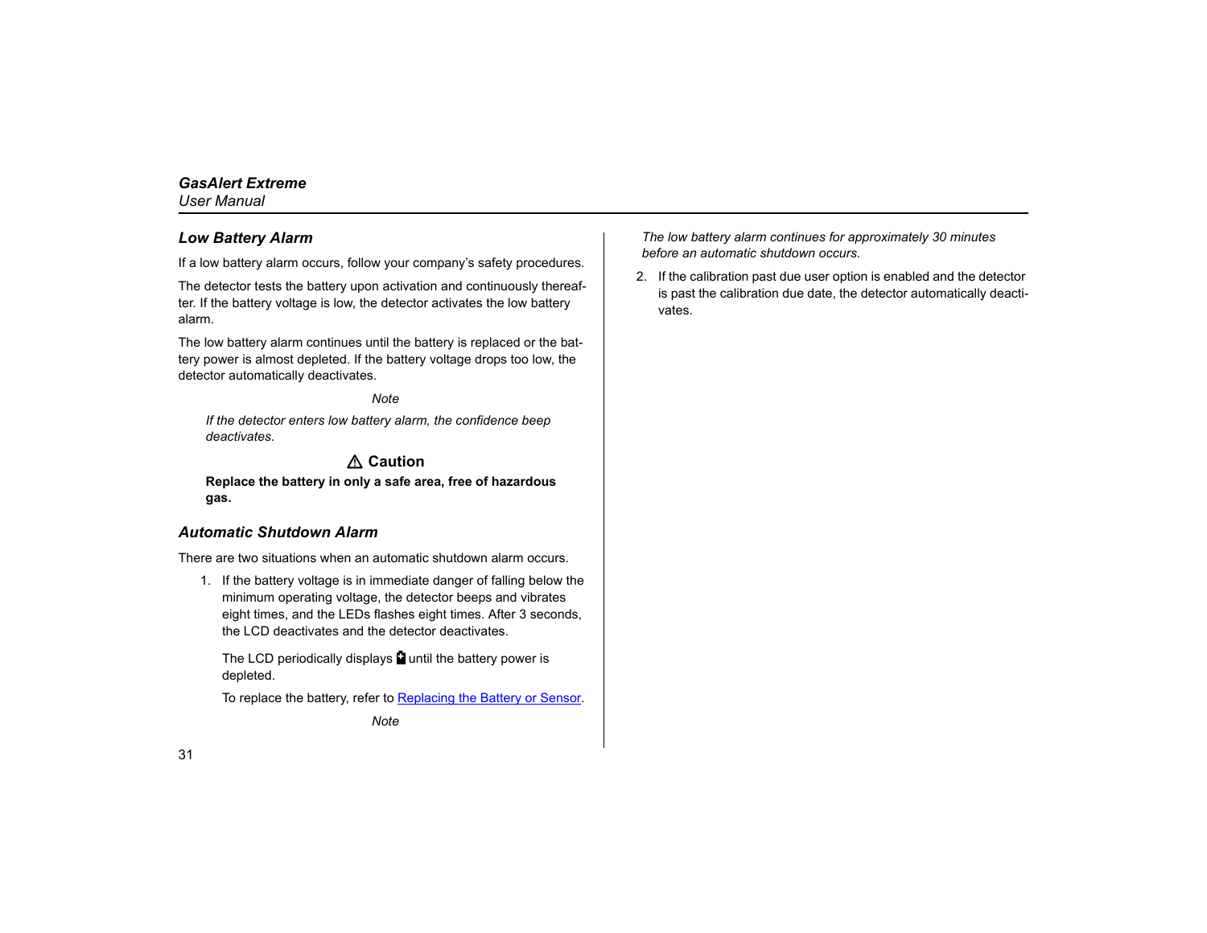### *Low Battery Alarm*

If a low battery alarm occurs, follow your company's safety procedures.

The detector tests the battery upon activation and continuously thereafter. If the battery voltage is low, the detector activates the low battery alarm.

The low battery alarm continues until the battery is replaced or the battery power is almost depleted. If the battery voltage drops too low, the detector automatically deactivates.

*Note*

*If the detector enters low battery alarm, the confidence beep deactivates.*

**⚠ Caution**

**Replace the battery in only a safe area, free of hazardous gas.**

### *Automatic Shutdown Alarm*

There are two situations when an automatic shutdown alarm occurs.

1. If the battery voltage is in immediate danger of falling below the minimum operating voltage, the detector beeps and vibrates eight times, and the LEDs flashes eight times. After 3 seconds, the LCD deactivates and the detector deactivates.

   The LCD periodically displays until the battery power is depleted.

   To replace the battery, refer to Replacing the Battery or Sensor.

   *Note*

   *The low battery alarm continues for approximately 30 minutes before an automatic shutdown occurs.*

2. If the calibration past due user option is enabled and the detector is past the calibration due date, the detector automatically deactivates.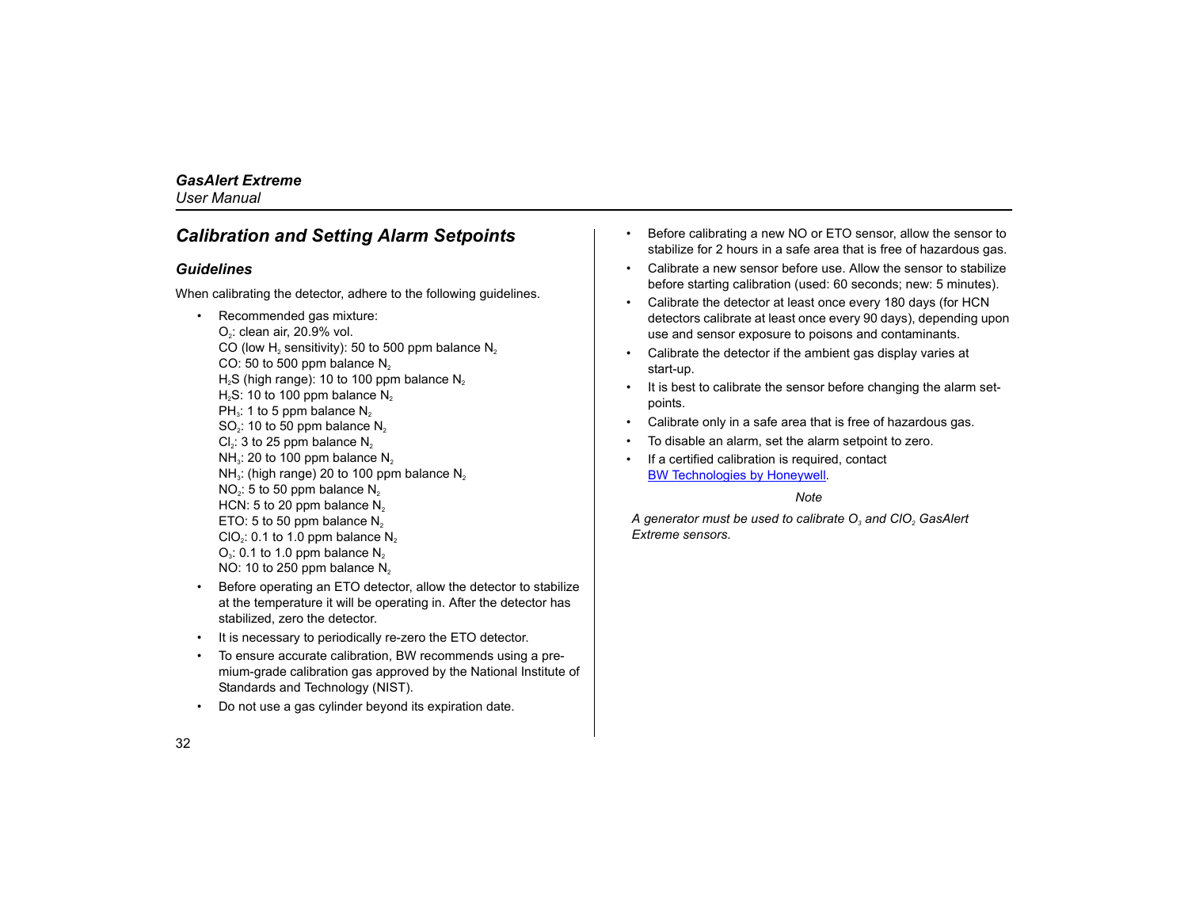## Calibration and Setting Alarm Setpoints

### Guidelines

When calibrating the detector, adhere to the following guidelines.

- Recommended gas mixture:
  $O_2$: clean air, 20.9% vol.
  CO (low $H_2$ sensitivity): 50 to 500 ppm balance $N_2$
  CO: 50 to 500 ppm balance $N_2$
  $H_2S$ (high range): 10 to 100 ppm balance $N_2$
  $H_2S$: 10 to 100 ppm balance $N_2$
  $PH_3$: 1 to 5 ppm balance $N_2$
  $SO_2$: 10 to 50 ppm balance $N_2$
  $Cl_2$: 3 to 25 ppm balance $N_2$
  $NH_3$: 20 to 100 ppm balance $N_2$
  $NH_3$: (high range) 20 to 100 ppm balance $N_2$
  $NO_2$: 5 to 50 ppm balance $N_2$
  HCN: 5 to 20 ppm balance $N_2$
  ETO: 5 to 50 ppm balance $N_2$
  $ClO_2$: 0.1 to 1.0 ppm balance $N_2$
  $O_3$: 0.1 to 1.0 ppm balance $N_2$
  NO: 10 to 250 ppm balance $N_2$
- Before operating an ETO detector, allow the detector to stabilize at the temperature it will be operating in. After the detector has stabilized, zero the detector.
- It is necessary to periodically re-zero the ETO detector.
- To ensure accurate calibration, BW recommends using a premium-grade calibration gas approved by the National Institute of Standards and Technology (NIST).
- Do not use a gas cylinder beyond its expiration date.
- Before calibrating a new NO or ETO sensor, allow the sensor to stabilize for 2 hours in a safe area that is free of hazardous gas.
- Calibrate a new sensor before use. Allow the sensor to stabilize before starting calibration (used: 60 seconds; new: 5 minutes).
- Calibrate the detector at least once every 180 days (for HCN detectors calibrate at least once every 90 days), depending upon use and sensor exposure to poisons and contaminants.
- Calibrate the detector if the ambient gas display varies at start-up.
- It is best to calibrate the sensor before changing the alarm setpoints.
- Calibrate only in a safe area that is free of hazardous gas.
- To disable an alarm, set the alarm setpoint to zero.
- If a certified calibration is required, contact [BW Technologies by Honeywell](BW Technologies by Honeywell).

*Note*

*A generator must be used to calibrate $O_3$ and $ClO_2$ GasAlert Extreme sensors.*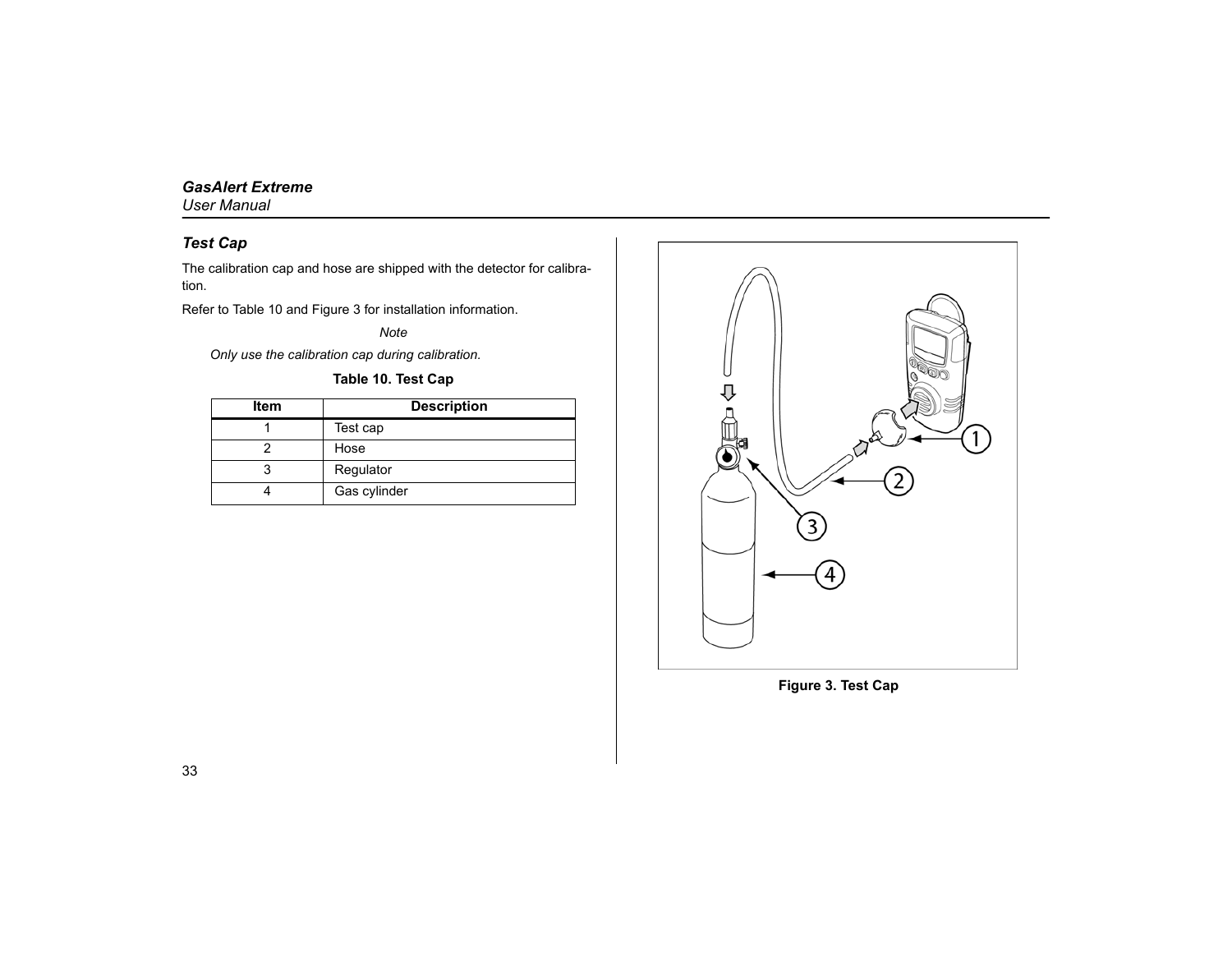### *Test Cap*

The calibration cap and hose are shipped with the detector for calibration.

Refer to Table 10 and Figure 3 for installation information.

*Note*

*Only use the calibration cap during calibration.*

**Table 10. Test Cap**

| Item | Description |
|---|---|
| 1 | Test cap |
| 2 | Hose |
| 3 | Regulator |
| 4 | Gas cylinder |

1
2
3
4

**Figure 3. Test Cap**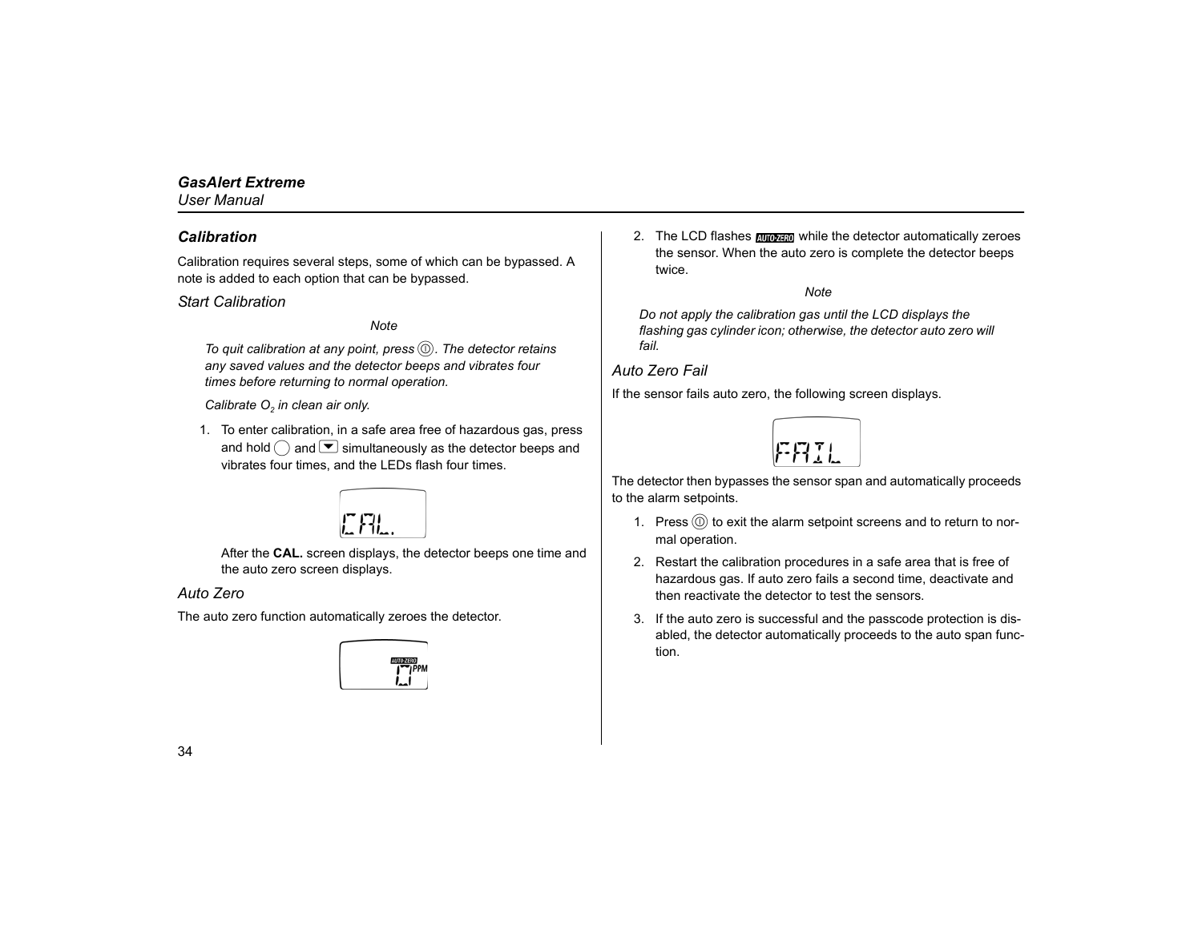## Calibration

Calibration requires several steps, some of which can be bypassed. A note is added to each option that can be bypassed.

### Start Calibration

*Note*

*To quit calibration at any point, press ⓪. The detector retains any saved values and the detector beeps and vibrates four times before returning to normal operation.*

*Calibrate $O_2$ in clean air only.*

1. To enter calibration, in a safe area free of hazardous gas, press and hold ◯ and ▼ simultaneously as the detector beeps and vibrates four times, and the LEDs flash four times.

   CAL.

   After the **CAL.** screen displays, the detector beeps one time and the auto zero screen displays.

### Auto Zero

The auto zero function automatically zeroes the detector.

AUTO ZERO 0 PPM

2. The LCD flashes AUTO-ZERO while the detector automatically zeroes the sensor. When the auto zero is complete the detector beeps twice.

*Note*

*Do not apply the calibration gas until the LCD displays the flashing gas cylinder icon; otherwise, the detector auto zero will fail.*

### Auto Zero Fail

If the sensor fails auto zero, the following screen displays.

FAIL

The detector then bypasses the sensor span and automatically proceeds to the alarm setpoints.

1. Press ⓪ to exit the alarm setpoint screens and to return to normal operation.
2. Restart the calibration procedures in a safe area that is free of hazardous gas. If auto zero fails a second time, deactivate and then reactivate the detector to test the sensors.
3. If the auto zero is successful and the passcode protection is disabled, the detector automatically proceeds to the auto span function.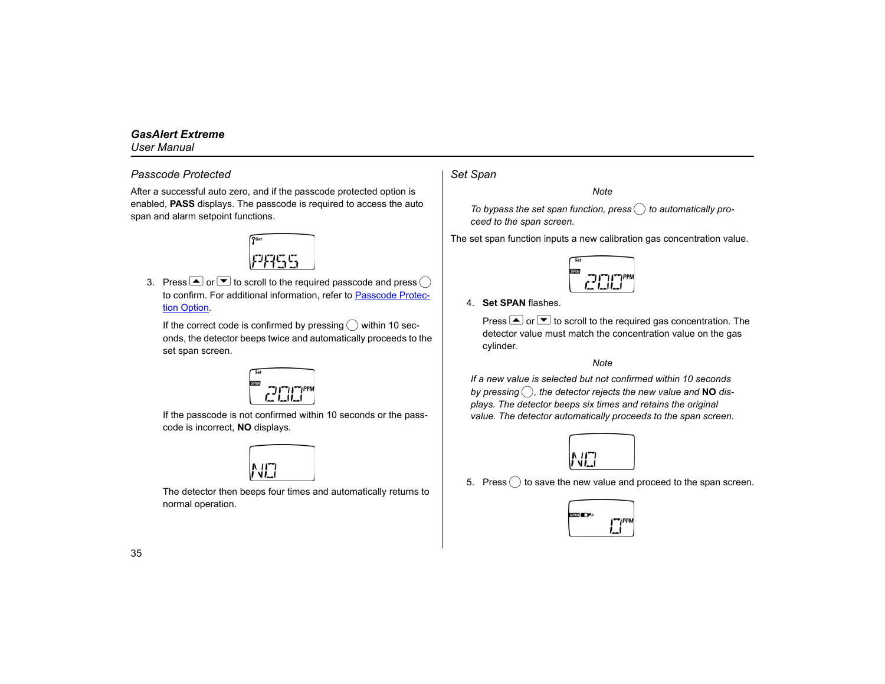### Passcode Protected

After a successful auto zero, and if the passcode protected option is enabled, **PASS** displays. The passcode is required to access the auto span and alarm setpoint functions.

3. Press ▲ or ▼ to scroll to the required passcode and press ◯ to confirm. For additional information, refer to Passcode Protection Option.

   If the correct code is confirmed by pressing ◯ within 10 seconds, the detector beeps twice and automatically proceeds to the set span screen.

   If the passcode is not confirmed within 10 seconds or the passcode is incorrect, **NO** displays.

   The detector then beeps four times and automatically returns to normal operation.

### Set Span

*Note*

*To bypass the set span function, press ◯ to automatically proceed to the span screen.*

The set span function inputs a new calibration gas concentration value.

4. **Set SPAN** flashes.

   Press ▲ or ▼ to scroll to the required gas concentration. The detector value must match the concentration value on the gas cylinder.

   *Note*

   *If a new value is selected but not confirmed within 10 seconds by pressing ◯, the detector rejects the new value and* ***NO*** *displays. The detector beeps six times and retains the original value. The detector automatically proceeds to the span screen.*

5. Press ◯ to save the new value and proceed to the span screen.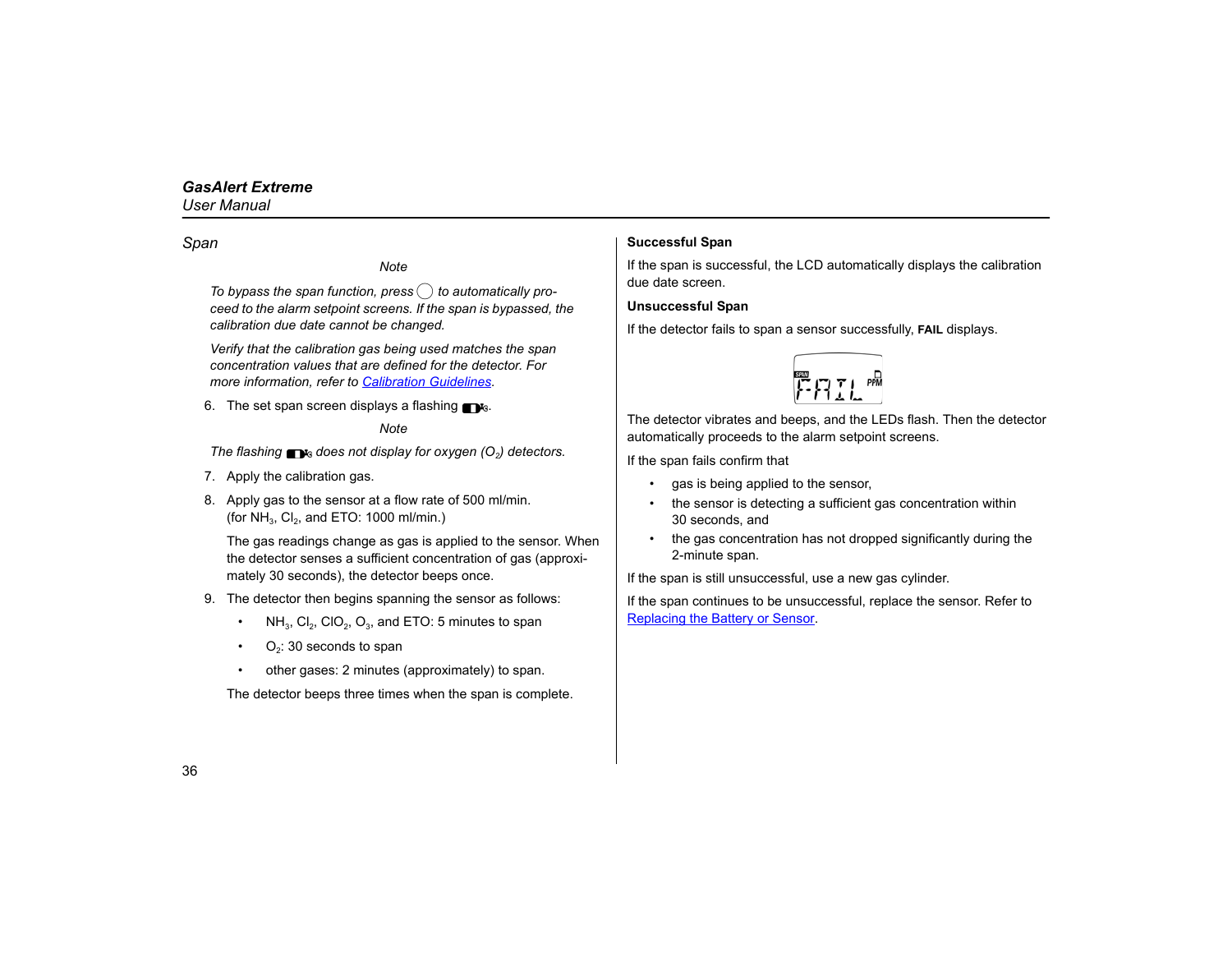## *Span*

*Note*

*To bypass the span function, press ◯ to automatically proceed to the alarm setpoint screens. If the span is bypassed, the calibration due date cannot be changed.*

*Verify that the calibration gas being used matches the span concentration values that are defined for the detector. For more information, refer to [Calibration Guidelines](#).*

6. The set span screen displays a flashing .

*Note*

*The flashing  does not display for oxygen ($O_2$) detectors.*

7. Apply the calibration gas.
8. Apply gas to the sensor at a flow rate of 500 ml/min. (for $NH_3$, $Cl_2$, and ETO: 1000 ml/min.)

   The gas readings change as gas is applied to the sensor. When the detector senses a sufficient concentration of gas (approximately 30 seconds), the detector beeps once.
9. The detector then begins spanning the sensor as follows:
   - $NH_3$, $Cl_2$, $ClO_2$, $O_3$, and ETO: 5 minutes to span
   - $O_2$: 30 seconds to span
   - other gases: 2 minutes (approximately) to span.

   The detector beeps three times when the span is complete.

### Successful Span

If the span is successful, the LCD automatically displays the calibration due date screen.

### Unsuccessful Span

If the detector fails to span a sensor successfully, **FAIL** displays.

SPAN
F-AIL
PPM

The detector vibrates and beeps, and the LEDs flash. Then the detector automatically proceeds to the alarm setpoint screens.

If the span fails confirm that

- gas is being applied to the sensor,
- the sensor is detecting a sufficient gas concentration within 30 seconds, and
- the gas concentration has not dropped significantly during the 2-minute span.

If the span is still unsuccessful, use a new gas cylinder.

If the span continues to be unsuccessful, replace the sensor. Refer to [Replacing the Battery or Sensor](#).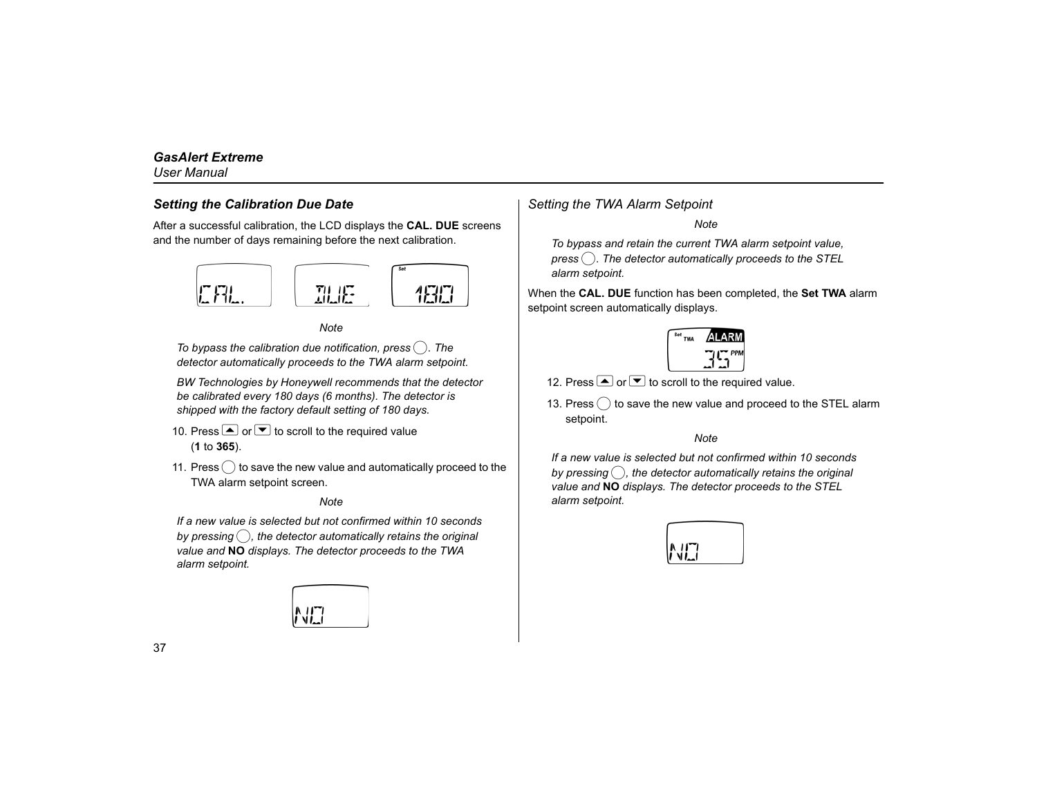### Setting the Calibration Due Date

After a successful calibration, the LCD displays the **CAL. DUE** screens and the number of days remaining before the next calibration.

*Note*

*To bypass the calibration due notification, press ◯. The detector automatically proceeds to the TWA alarm setpoint.*

*BW Technologies by Honeywell recommends that the detector be calibrated every 180 days (6 months). The detector is shipped with the factory default setting of 180 days.*

10. Press ▲ or ▼ to scroll to the required value (**1** to **365**).

11. Press ◯ to save the new value and automatically proceed to the TWA alarm setpoint screen.

*Note*

*If a new value is selected but not confirmed within 10 seconds by pressing ◯, the detector automatically retains the original value and **NO** displays. The detector proceeds to the TWA alarm setpoint.*

### *Setting the TWA Alarm Setpoint*

*Note*

*To bypass and retain the current TWA alarm setpoint value, press ◯. The detector automatically proceeds to the STEL alarm setpoint.*

When the **CAL. DUE** function has been completed, the **Set TWA** alarm setpoint screen automatically displays.

12. Press ▲ or ▼ to scroll to the required value.

13. Press ◯ to save the new value and proceed to the STEL alarm setpoint.

*Note*

*If a new value is selected but not confirmed within 10 seconds by pressing ◯, the detector automatically retains the original value and **NO** displays. The detector proceeds to the STEL alarm setpoint.*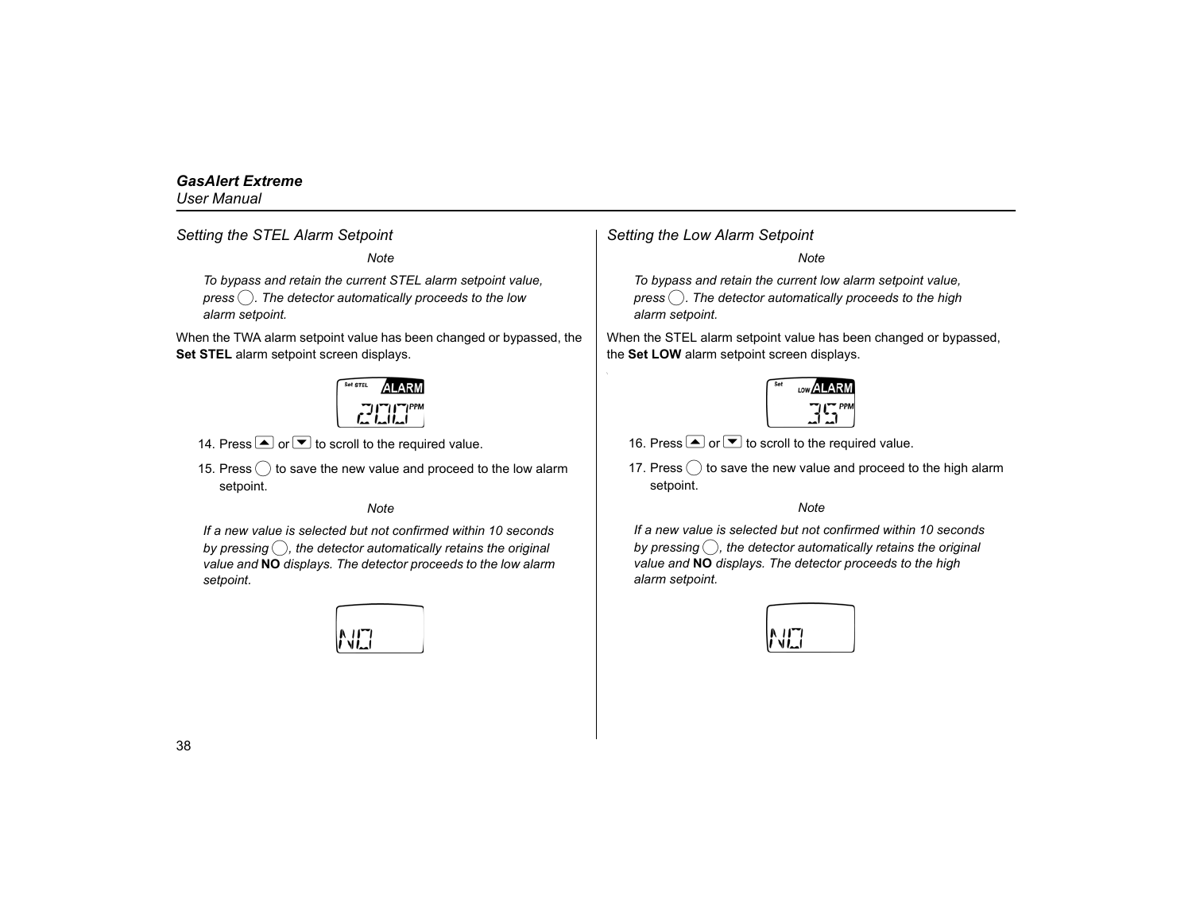### Setting the STEL Alarm Setpoint

*Note*

*To bypass and retain the current STEL alarm setpoint value, press ◯. The detector automatically proceeds to the low alarm setpoint.*

When the TWA alarm setpoint value has been changed or bypassed, the **Set STEL** alarm setpoint screen displays.

14. Press ▲ or ▼ to scroll to the required value.
15. Press ◯ to save the new value and proceed to the low alarm setpoint.

*Note*

*If a new value is selected but not confirmed within 10 seconds by pressing ◯, the detector automatically retains the original value and* **NO** *displays. The detector proceeds to the low alarm setpoint.*

### Setting the Low Alarm Setpoint

*Note*

*To bypass and retain the current low alarm setpoint value, press ◯. The detector automatically proceeds to the high alarm setpoint.*

When the STEL alarm setpoint value has been changed or bypassed, the **Set LOW** alarm setpoint screen displays.

16. Press ▲ or ▼ to scroll to the required value.
17. Press ◯ to save the new value and proceed to the high alarm setpoint.

*Note*

*If a new value is selected but not confirmed within 10 seconds by pressing ◯, the detector automatically retains the original value and* **NO** *displays. The detector proceeds to the high alarm setpoint.*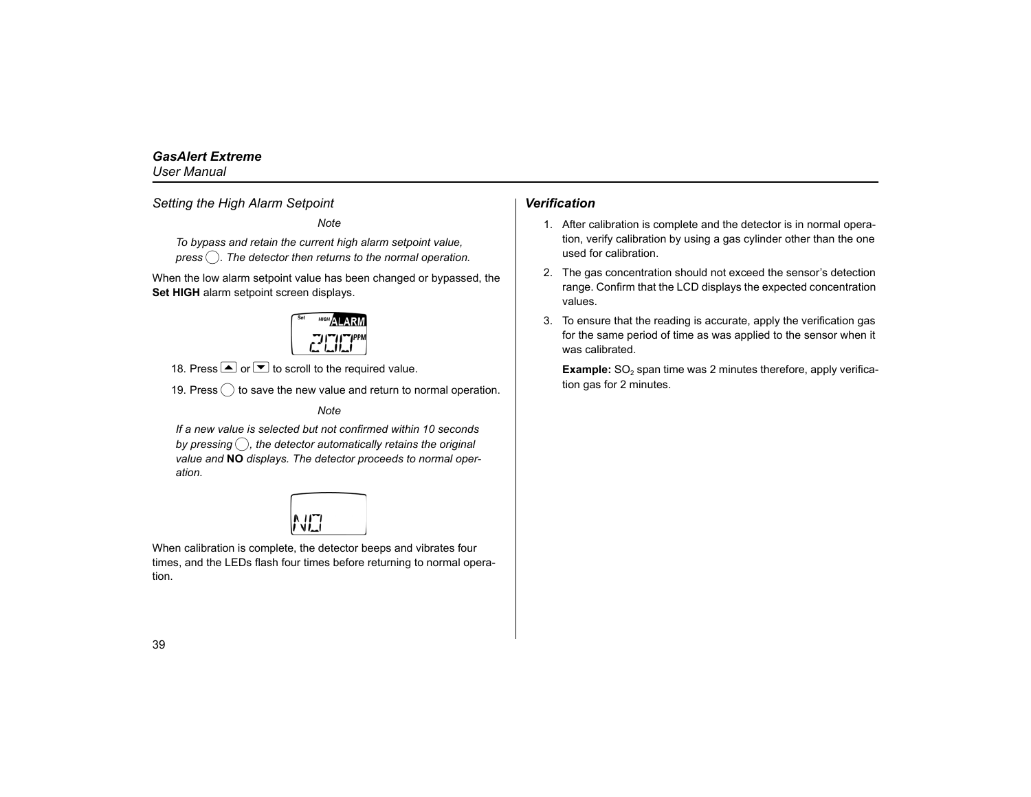### Setting the High Alarm Setpoint

*Note*

*To bypass and retain the current high alarm setpoint value, press ◯. The detector then returns to the normal operation.*

When the low alarm setpoint value has been changed or bypassed, the **Set HIGH** alarm setpoint screen displays.

18. Press ▲ or ▼ to scroll to the required value.
19. Press ◯ to save the new value and return to normal operation.

*Note*

*If a new value is selected but not confirmed within 10 seconds by pressing ◯, the detector automatically retains the original value and* **NO** *displays. The detector proceeds to normal operation.*

When calibration is complete, the detector beeps and vibrates four times, and the LEDs flash four times before returning to normal operation.

### Verification

1. After calibration is complete and the detector is in normal operation, verify calibration by using a gas cylinder other than the one used for calibration.
2. The gas concentration should not exceed the sensor's detection range. Confirm that the LCD displays the expected concentration values.
3. To ensure that the reading is accurate, apply the verification gas for the same period of time as was applied to the sensor when it was calibrated.

   **Example:** $SO_2$ span time was 2 minutes therefore, apply verification gas for 2 minutes.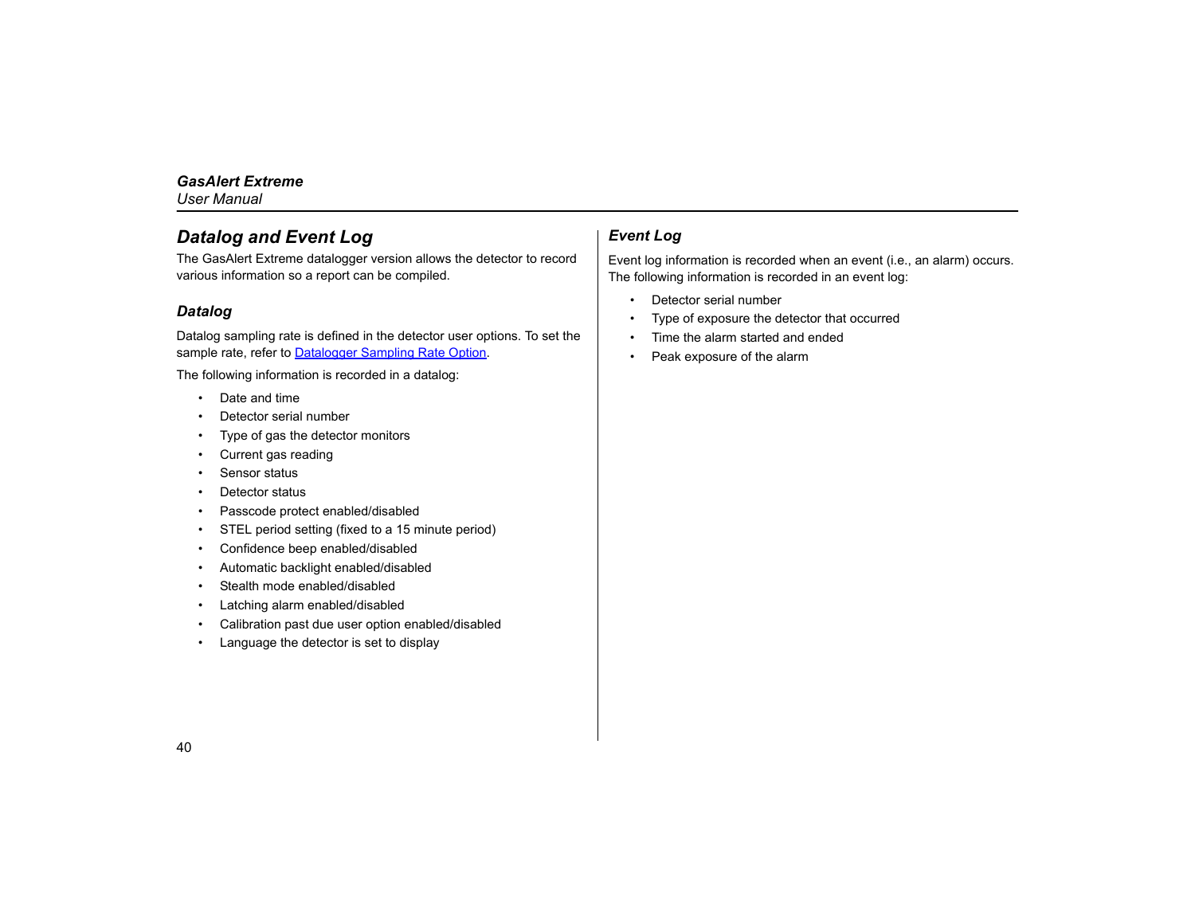## *Datalog and Event Log*

The GasAlert Extreme datalogger version allows the detector to record various information so a report can be compiled.

### *Datalog*

Datalog sampling rate is defined in the detector user options. To set the sample rate, refer to Datalogger Sampling Rate Option.

The following information is recorded in a datalog:

- Date and time
- Detector serial number
- Type of gas the detector monitors
- Current gas reading
- Sensor status
- Detector status
- Passcode protect enabled/disabled
- STEL period setting (fixed to a 15 minute period)
- Confidence beep enabled/disabled
- Automatic backlight enabled/disabled
- Stealth mode enabled/disabled
- Latching alarm enabled/disabled
- Calibration past due user option enabled/disabled
- Language the detector is set to display

### *Event Log*

Event log information is recorded when an event (i.e., an alarm) occurs. The following information is recorded in an event log:

- Detector serial number
- Type of exposure the detector that occurred
- Time the alarm started and ended
- Peak exposure of the alarm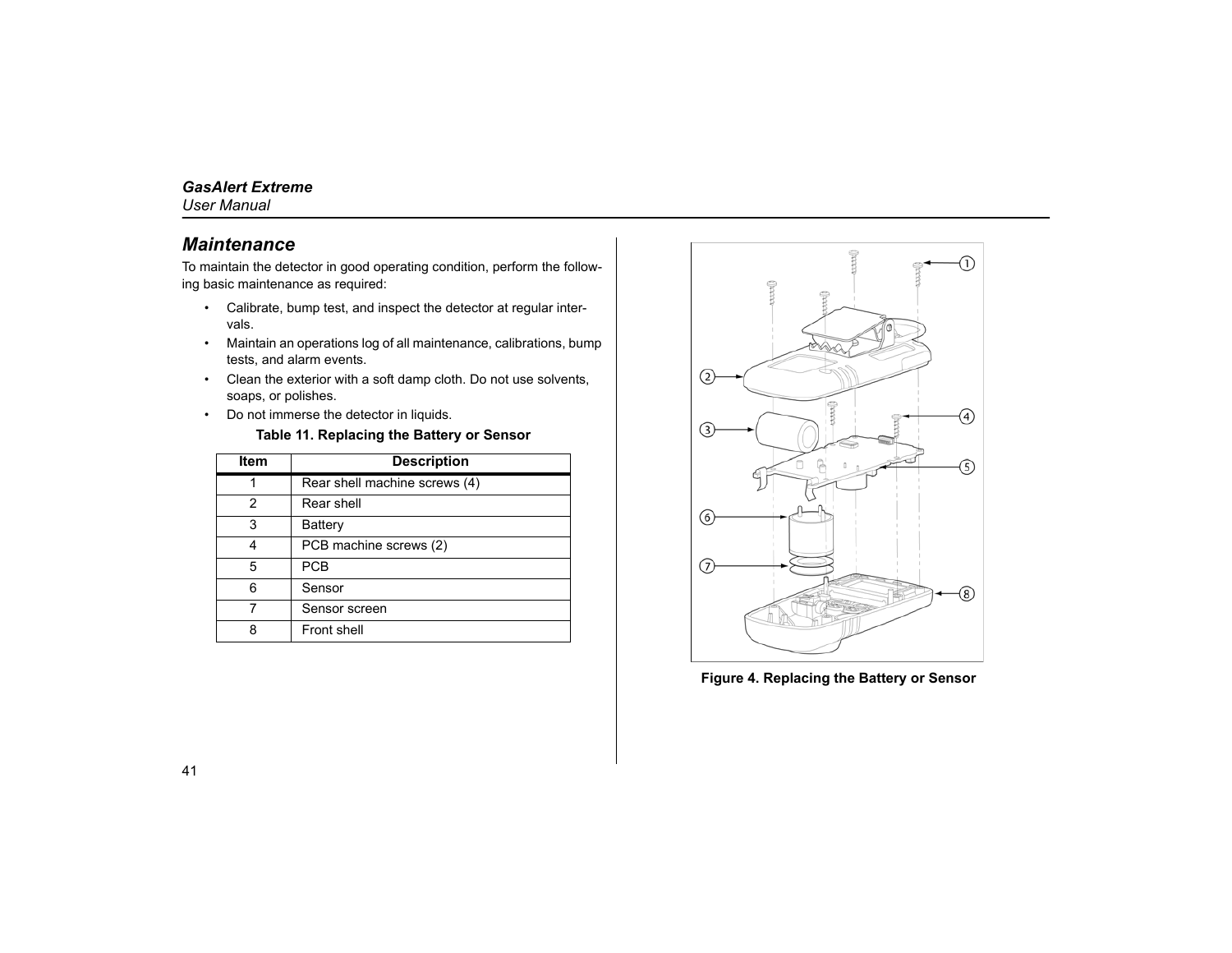## Maintenance

To maintain the detector in good operating condition, perform the following basic maintenance as required:

- Calibrate, bump test, and inspect the detector at regular intervals.
- Maintain an operations log of all maintenance, calibrations, bump tests, and alarm events.
- Clean the exterior with a soft damp cloth. Do not use solvents, soaps, or polishes.
- Do not immerse the detector in liquids.

**Table 11. Replacing the Battery or Sensor**

| Item | Description |
|---|---|
| 1 | Rear shell machine screws (4) |
| 2 | Rear shell |
| 3 | Battery |
| 4 | PCB machine screws (2) |
| 5 | PCB |
| 6 | Sensor |
| 7 | Sensor screen |
| 8 | Front shell |

**Figure 4. Replacing the Battery or Sensor**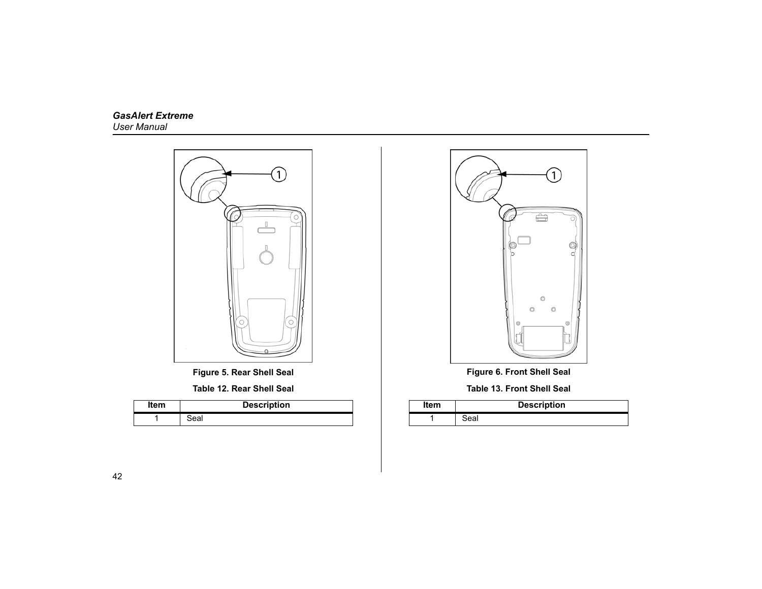Figure 5. Rear Shell Seal

Table 12. Rear Shell Seal

| Item | Description |
|---|---|
| 1 | Seal |

Figure 6. Front Shell Seal

Table 13. Front Shell Seal

| Item | Description |
|---|---|
| 1 | Seal |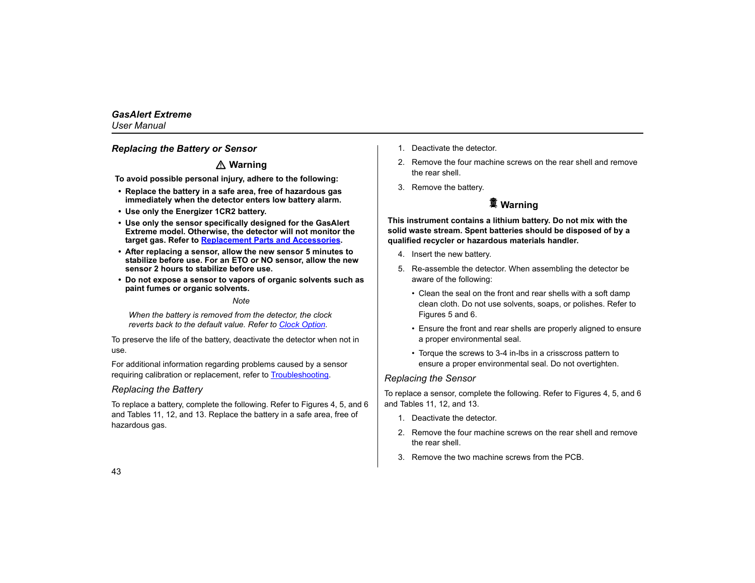## Replacing the Battery or Sensor

**⚠ Warning**

**To avoid possible personal injury, adhere to the following:**

- **Replace the battery in a safe area, free of hazardous gas immediately when the detector enters low battery alarm.**
- **Use only the Energizer 1CR2 battery.**
- **Use only the sensor specifically designed for the GasAlert Extreme model. Otherwise, the detector will not monitor the target gas. Refer to Replacement Parts and Accessories.**
- **After replacing a sensor, allow the new sensor 5 minutes to stabilize before use. For an ETO or NO sensor, allow the new sensor 2 hours to stabilize before use.**
- **Do not expose a sensor to vapors of organic solvents such as paint fumes or organic solvents.**

*Note*

*When the battery is removed from the detector, the clock reverts back to the default value. Refer to Clock Option.*

To preserve the life of the battery, deactivate the detector when not in use.

For additional information regarding problems caused by a sensor requiring calibration or replacement, refer to Troubleshooting.

### *Replacing the Battery*

To replace a battery, complete the following. Refer to Figures 4, 5, and 6 and Tables 11, 12, and 13. Replace the battery in a safe area, free of hazardous gas.

1. Deactivate the detector.
2. Remove the four machine screws on the rear shell and remove the rear shell.
3. Remove the battery.

**Warning**

**This instrument contains a lithium battery. Do not mix with the solid waste stream. Spent batteries should be disposed of by a qualified recycler or hazardous materials handler.**

4. Insert the new battery.
5. Re-assemble the detector. When assembling the detector be aware of the following:
   - Clean the seal on the front and rear shells with a soft damp clean cloth. Do not use solvents, soaps, or polishes. Refer to Figures 5 and 6.
   - Ensure the front and rear shells are properly aligned to ensure a proper environmental seal.
   - Torque the screws to 3-4 in-lbs in a crisscross pattern to ensure a proper environmental seal. Do not overtighten.

### *Replacing the Sensor*

To replace a sensor, complete the following. Refer to Figures 4, 5, and 6 and Tables 11, 12, and 13.

1. Deactivate the detector.
2. Remove the four machine screws on the rear shell and remove the rear shell.
3. Remove the two machine screws from the PCB.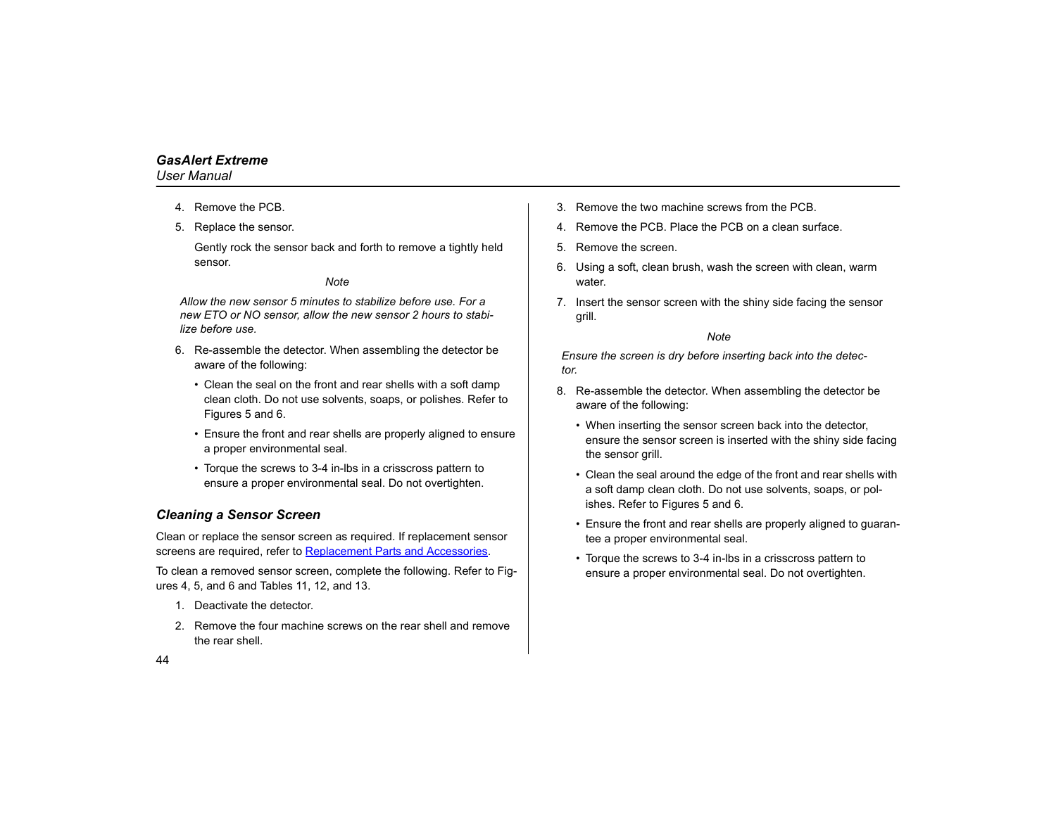4. Remove the PCB.
5. Replace the sensor.

   Gently rock the sensor back and forth to remove a tightly held sensor.

*Note*

*Allow the new sensor 5 minutes to stabilize before use. For a new ETO or NO sensor, allow the new sensor 2 hours to stabilize before use.*

6. Re-assemble the detector. When assembling the detector be aware of the following:
   - Clean the seal on the front and rear shells with a soft damp clean cloth. Do not use solvents, soaps, or polishes. Refer to Figures 5 and 6.
   - Ensure the front and rear shells are properly aligned to ensure a proper environmental seal.
   - Torque the screws to 3-4 in-lbs in a crisscross pattern to ensure a proper environmental seal. Do not overtighten.

### *Cleaning a Sensor Screen*

Clean or replace the sensor screen as required. If replacement sensor screens are required, refer to Replacement Parts and Accessories.

To clean a removed sensor screen, complete the following. Refer to Figures 4, 5, and 6 and Tables 11, 12, and 13.

1. Deactivate the detector.
2. Remove the four machine screws on the rear shell and remove the rear shell.
3. Remove the two machine screws from the PCB.
4. Remove the PCB. Place the PCB on a clean surface.
5. Remove the screen.
6. Using a soft, clean brush, wash the screen with clean, warm water.
7. Insert the sensor screen with the shiny side facing the sensor grill.

*Note*

*Ensure the screen is dry before inserting back into the detector.*

8. Re-assemble the detector. When assembling the detector be aware of the following:
   - When inserting the sensor screen back into the detector, ensure the sensor screen is inserted with the shiny side facing the sensor grill.
   - Clean the seal around the edge of the front and rear shells with a soft damp clean cloth. Do not use solvents, soaps, or polishes. Refer to Figures 5 and 6.
   - Ensure the front and rear shells are properly aligned to guarantee a proper environmental seal.
   - Torque the screws to 3-4 in-lbs in a crisscross pattern to ensure a proper environmental seal. Do not overtighten.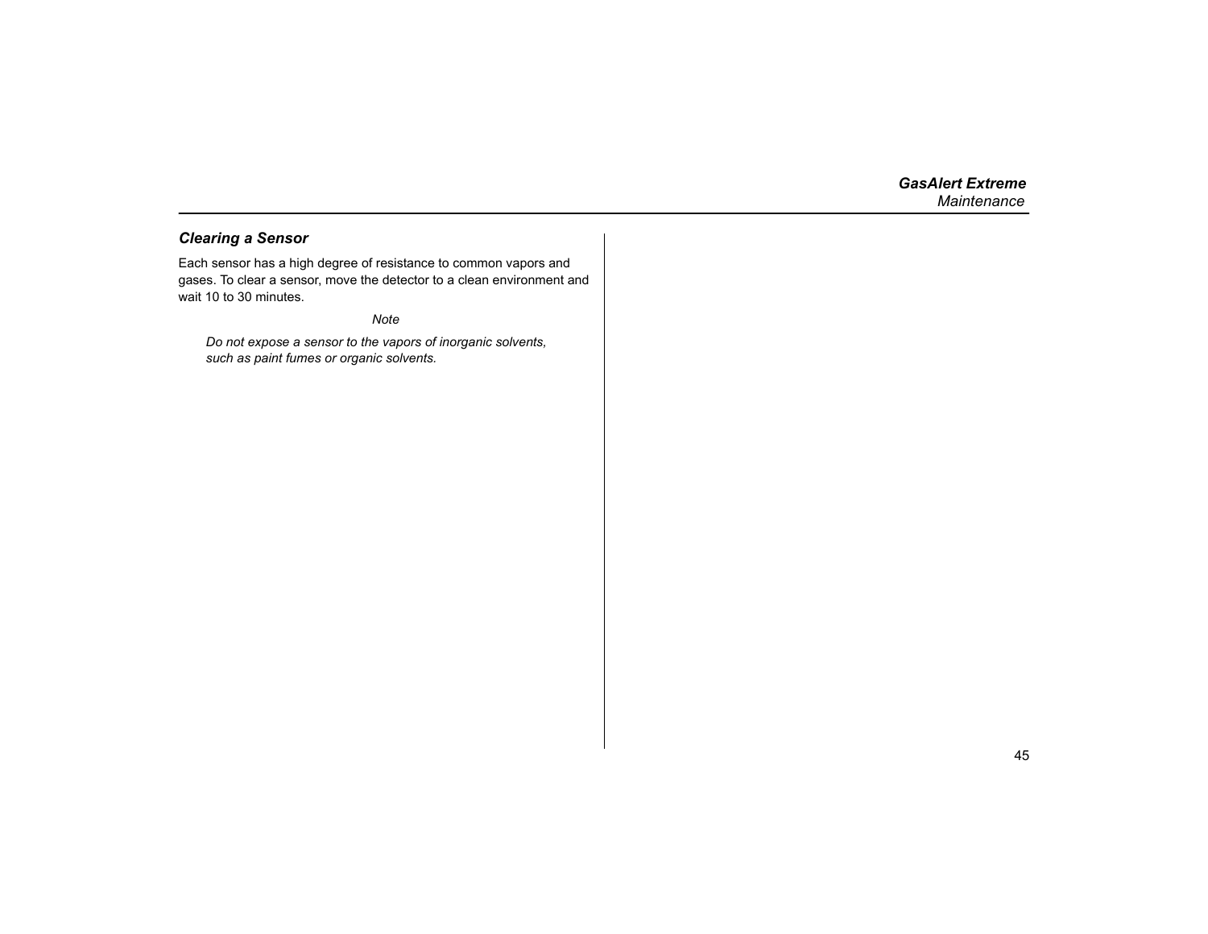### *Clearing a Sensor*

Each sensor has a high degree of resistance to common vapors and gases. To clear a sensor, move the detector to a clean environment and wait 10 to 30 minutes.

*Note*

*Do not expose a sensor to the vapors of inorganic solvents, such as paint fumes or organic solvents.*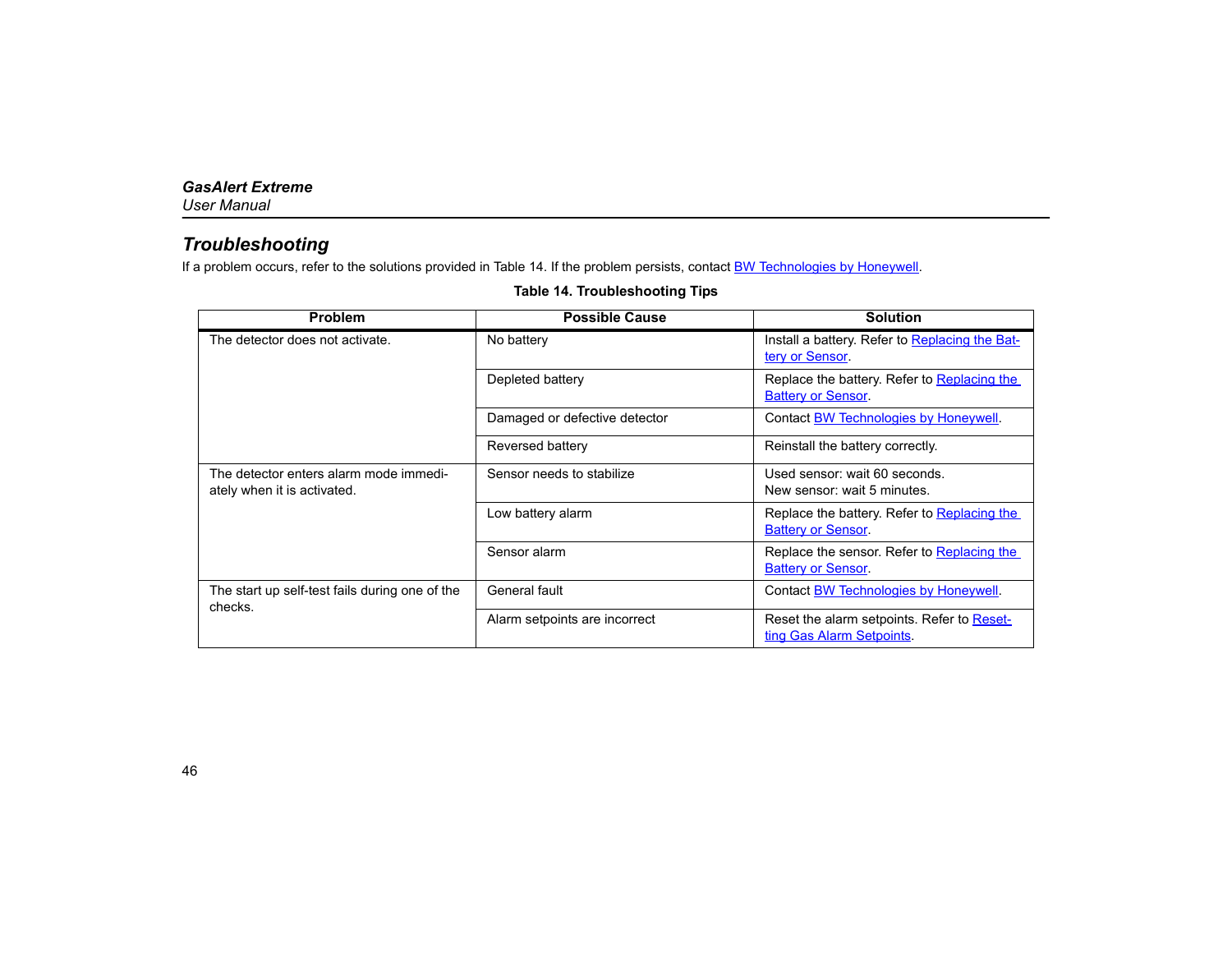## Troubleshooting

If a problem occurs, refer to the solutions provided in Table 14. If the problem persists, contact BW Technologies by Honeywell.

**Table 14. Troubleshooting Tips**

| Problem | Possible Cause | Solution |
|---|---|---|
| The detector does not activate. | No battery | Install a battery. Refer to Replacing the Battery or Sensor. |
| | Depleted battery | Replace the battery. Refer to Replacing the Battery or Sensor. |
| | Damaged or defective detector | Contact BW Technologies by Honeywell. |
| | Reversed battery | Reinstall the battery correctly. |
| The detector enters alarm mode immediately when it is activated. | Sensor needs to stabilize | Used sensor: wait 60 seconds.<br>New sensor: wait 5 minutes. |
| | Low battery alarm | Replace the battery. Refer to Replacing the Battery or Sensor. |
| | Sensor alarm | Replace the sensor. Refer to Replacing the Battery or Sensor. |
| The start up self-test fails during one of the checks. | General fault | Contact BW Technologies by Honeywell. |
| | Alarm setpoints are incorrect | Reset the alarm setpoints. Refer to Resetting Gas Alarm Setpoints. |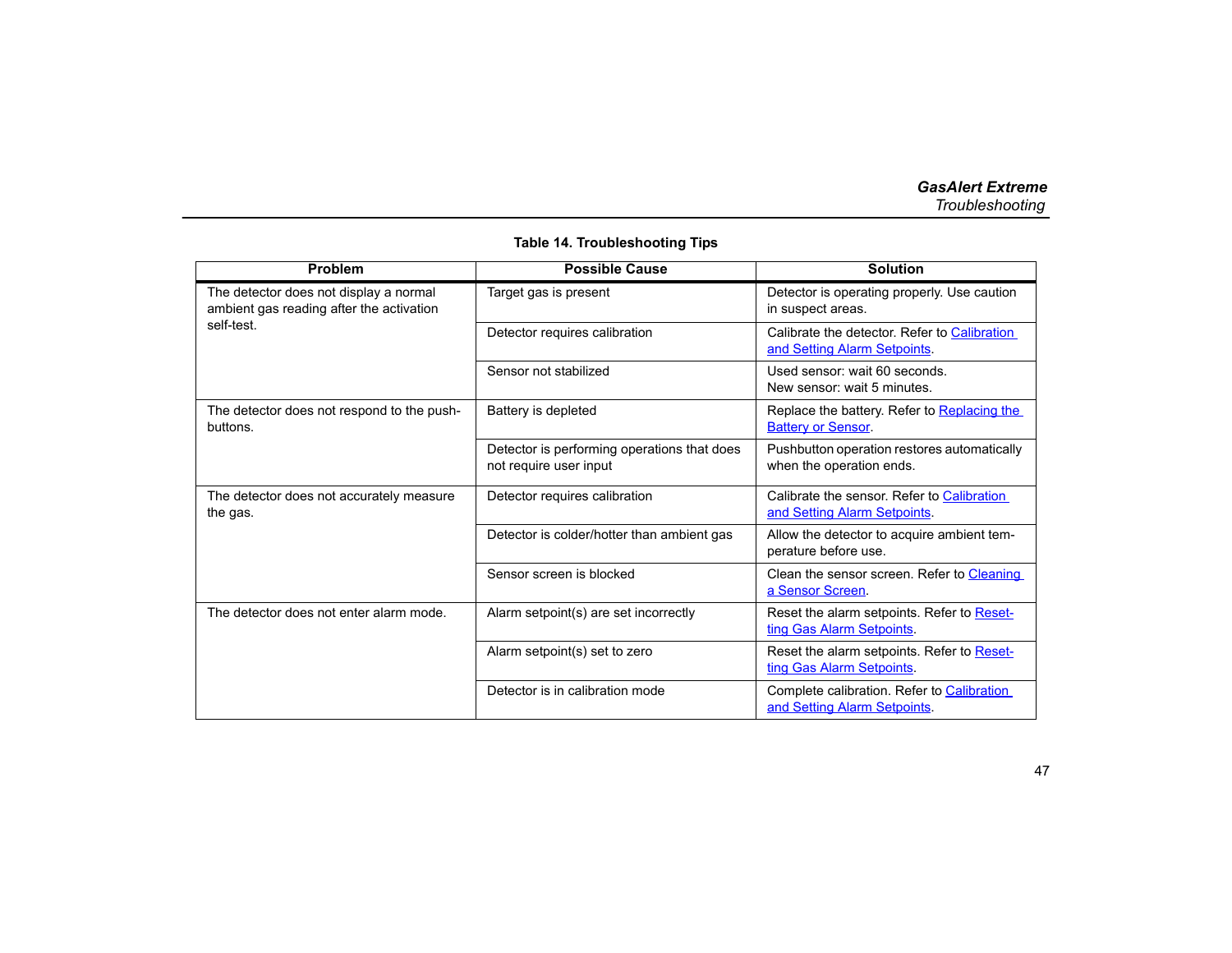**Table 14. Troubleshooting Tips**

| Problem | Possible Cause | Solution |
|---|---|---|
| The detector does not display a normal ambient gas reading after the activation self-test. | Target gas is present | Detector is operating properly. Use caution in suspect areas. |
| | Detector requires calibration | Calibrate the detector. Refer to Calibration and Setting Alarm Setpoints. |
| | Sensor not stabilized | Used sensor: wait 60 seconds. New sensor: wait 5 minutes. |
| The detector does not respond to the push-buttons. | Battery is depleted | Replace the battery. Refer to Replacing the Battery or Sensor. |
| | Detector is performing operations that does not require user input | Pushbutton operation restores automatically when the operation ends. |
| The detector does not accurately measure the gas. | Detector requires calibration | Calibrate the sensor. Refer to Calibration and Setting Alarm Setpoints. |
| | Detector is colder/hotter than ambient gas | Allow the detector to acquire ambient temperature before use. |
| | Sensor screen is blocked | Clean the sensor screen. Refer to Cleaning a Sensor Screen. |
| The detector does not enter alarm mode. | Alarm setpoint(s) are set incorrectly | Reset the alarm setpoints. Refer to Resetting Gas Alarm Setpoints. |
| | Alarm setpoint(s) set to zero | Reset the alarm setpoints. Refer to Resetting Gas Alarm Setpoints. |
| | Detector is in calibration mode | Complete calibration. Refer to Calibration and Setting Alarm Setpoints. |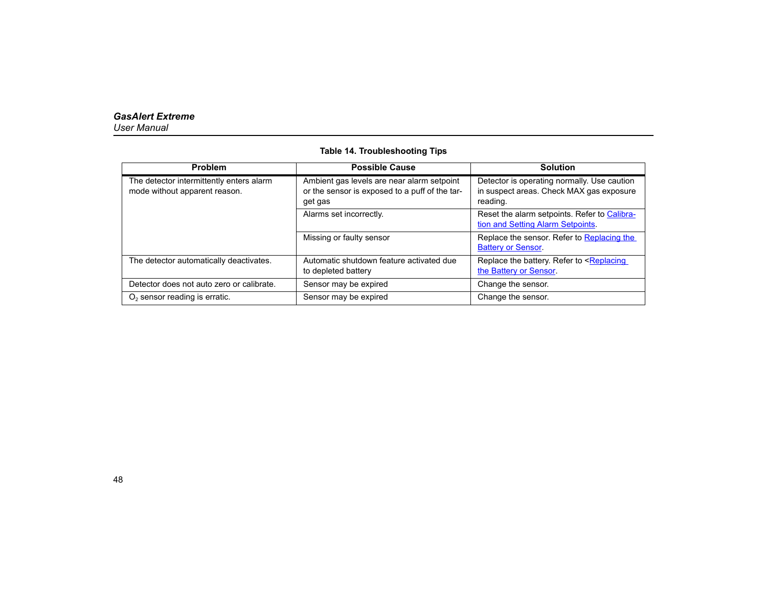**Table 14. Troubleshooting Tips**

| Problem | Possible Cause | Solution |
|---|---|---|
| The detector intermittently enters alarm mode without apparent reason. | Ambient gas levels are near alarm setpoint or the sensor is exposed to a puff of the target gas | Detector is operating normally. Use caution in suspect areas. Check MAX gas exposure reading. |
| | Alarms set incorrectly. | Reset the alarm setpoints. Refer to Calibration and Setting Alarm Setpoints. |
| | Missing or faulty sensor | Replace the sensor. Refer to Replacing the Battery or Sensor. |
| The detector automatically deactivates. | Automatic shutdown feature activated due to depleted battery | Replace the battery. Refer to <Replacing the Battery or Sensor. |
| Detector does not auto zero or calibrate. | Sensor may be expired | Change the sensor. |
| $O_2$ sensor reading is erratic. | Sensor may be expired | Change the sensor. |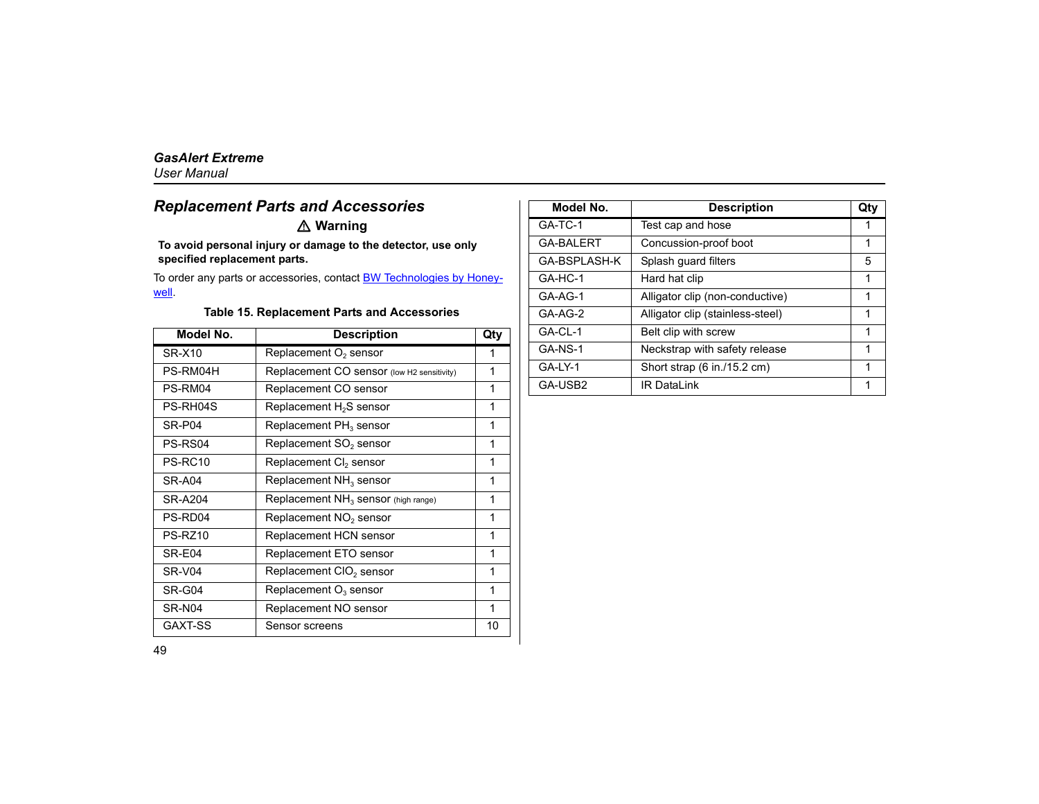## Replacement Parts and Accessories

**⚠ Warning**

**To avoid personal injury or damage to the detector, use only specified replacement parts.**

To order any parts or accessories, contact BW Technologies by Honeywell.

**Table 15. Replacement Parts and Accessories**

| Model No. | Description | Qty |
|---|---|---|
| SR-X10 | Replacement $O_2$ sensor | 1 |
| PS-RM04H | Replacement CO sensor (low H2 sensitivity) | 1 |
| PS-RM04 | Replacement CO sensor | 1 |
| PS-RH04S | Replacement $H_2S$ sensor | 1 |
| SR-P04 | Replacement $PH_3$ sensor | 1 |
| PS-RS04 | Replacement $SO_2$ sensor | 1 |
| PS-RC10 | Replacement $Cl_2$ sensor | 1 |
| SR-A04 | Replacement $NH_3$ sensor | 1 |
| SR-A204 | Replacement $NH_3$ sensor (high range) | 1 |
| PS-RD04 | Replacement $NO_2$ sensor | 1 |
| PS-RZ10 | Replacement HCN sensor | 1 |
| SR-E04 | Replacement ETO sensor | 1 |
| SR-V04 | Replacement $ClO_2$ sensor | 1 |
| SR-G04 | Replacement $O_3$ sensor | 1 |
| SR-N04 | Replacement NO sensor | 1 |
| GAXT-SS | Sensor screens | 10 |
| GA-TC-1 | Test cap and hose | 1 |
| GA-BALERT | Concussion-proof boot | 1 |
| GA-BSPLASH-K | Splash guard filters | 5 |
| GA-HC-1 | Hard hat clip | 1 |
| GA-AG-1 | Alligator clip (non-conductive) | 1 |
| GA-AG-2 | Alligator clip (stainless-steel) | 1 |
| GA-CL-1 | Belt clip with screw | 1 |
| GA-NS-1 | Neckstrap with safety release | 1 |
| GA-LY-1 | Short strap (6 in./15.2 cm) | 1 |
| GA-USB2 | IR DataLink | 1 |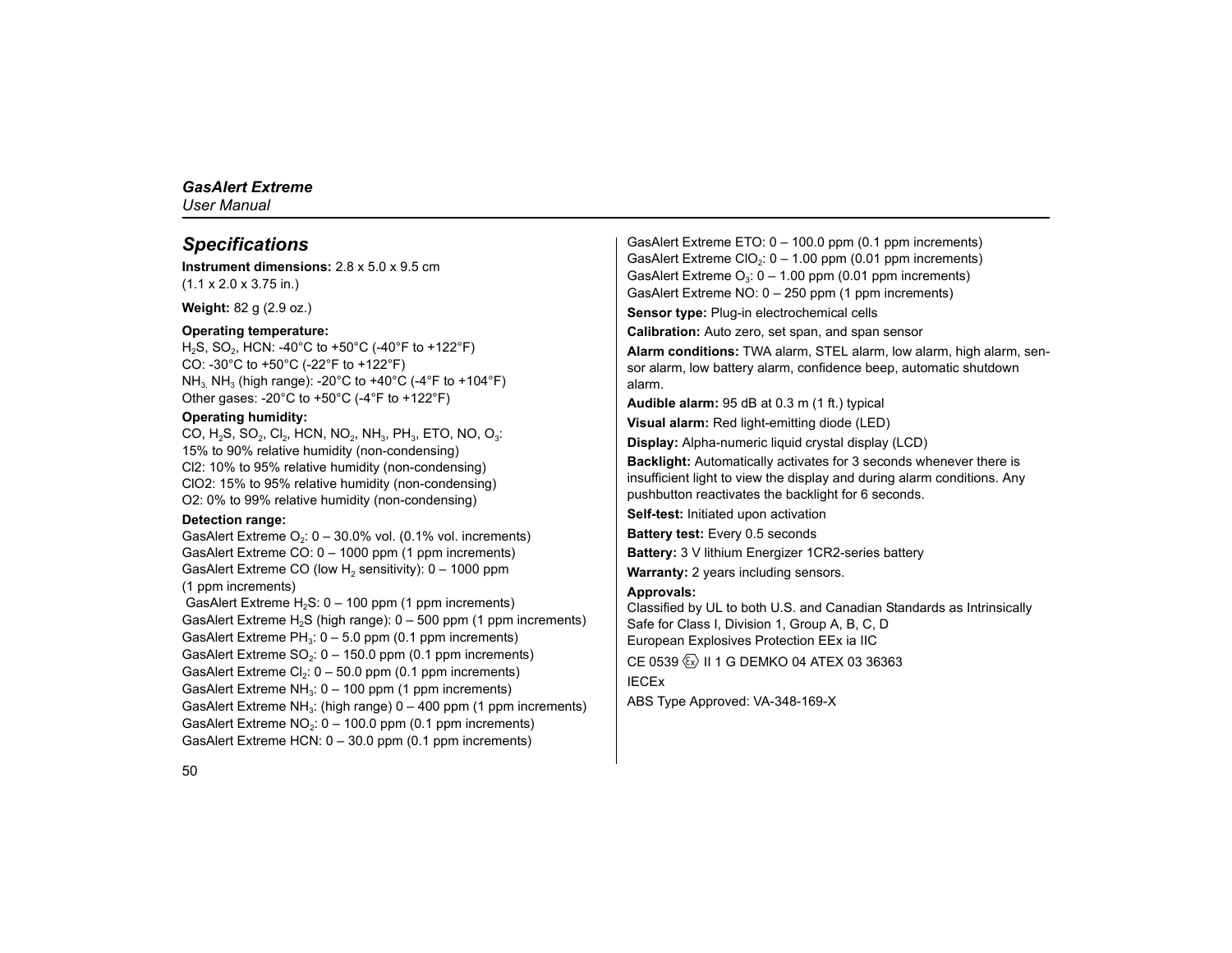## Specifications

**Instrument dimensions:** 2.8 x 5.0 x 9.5 cm (1.1 x 2.0 x 3.75 in.)

**Weight:** 82 g (2.9 oz.)

**Operating temperature:**
$H_2S$, $SO_2$, HCN: -40°C to +50°C (-40°F to +122°F)
CO: -30°C to +50°C (-22°F to +122°F)
$NH_3$, $NH_3$ (high range): -20°C to +40°C (-4°F to +104°F)
Other gases: -20°C to +50°C (-4°F to +122°F)

**Operating humidity:**
CO, $H_2S$, $SO_2$, $Cl_2$, HCN, $NO_2$, $NH_3$, $PH_3$, ETO, NO, $O_3$: 15% to 90% relative humidity (non-condensing)
Cl2: 10% to 95% relative humidity (non-condensing)
ClO2: 15% to 95% relative humidity (non-condensing)
O2: 0% to 99% relative humidity (non-condensing)

**Detection range:**
GasAlert Extreme $O_2$: 0 – 30.0% vol. (0.1% vol. increments)
GasAlert Extreme CO: 0 – 1000 ppm (1 ppm increments)
GasAlert Extreme CO (low $H_2$ sensitivity): 0 – 1000 ppm (1 ppm increments)
GasAlert Extreme $H_2S$: 0 – 100 ppm (1 ppm increments)
GasAlert Extreme $H_2S$ (high range): 0 – 500 ppm (1 ppm increments)
GasAlert Extreme $PH_3$: 0 – 5.0 ppm (0.1 ppm increments)
GasAlert Extreme $SO_2$: 0 – 150.0 ppm (0.1 ppm increments)
GasAlert Extreme $Cl_2$: 0 – 50.0 ppm (0.1 ppm increments)
GasAlert Extreme $NH_3$: 0 – 100 ppm (1 ppm increments)
GasAlert Extreme $NH_3$: (high range) 0 – 400 ppm (1 ppm increments)
GasAlert Extreme $NO_2$: 0 – 100.0 ppm (0.1 ppm increments)
GasAlert Extreme HCN: 0 – 30.0 ppm (0.1 ppm increments)
GasAlert Extreme ETO: 0 – 100.0 ppm (0.1 ppm increments)
GasAlert Extreme $ClO_2$: 0 – 1.00 ppm (0.01 ppm increments)
GasAlert Extreme $O_3$: 0 – 1.00 ppm (0.01 ppm increments)
GasAlert Extreme NO: 0 – 250 ppm (1 ppm increments)

**Sensor type:** Plug-in electrochemical cells

**Calibration:** Auto zero, set span, and span sensor

**Alarm conditions:** TWA alarm, STEL alarm, low alarm, high alarm, sensor alarm, low battery alarm, confidence beep, automatic shutdown alarm.

**Audible alarm:** 95 dB at 0.3 m (1 ft.) typical

**Visual alarm:** Red light-emitting diode (LED)

**Display:** Alpha-numeric liquid crystal display (LCD)

**Backlight:** Automatically activates for 3 seconds whenever there is insufficient light to view the display and during alarm conditions. Any pushbutton reactivates the backlight for 6 seconds.

**Self-test:** Initiated upon activation

**Battery test:** Every 0.5 seconds

**Battery:** 3 V lithium Energizer 1CR2-series battery

**Warranty:** 2 years including sensors.

**Approvals:**
Classified by UL to both U.S. and Canadian Standards as Intrinsically Safe for Class I, Division 1, Group A, B, C, D
European Explosives Protection EEx ia IIC

CE 0539 Ex II 1 G DEMKO 04 ATEX 03 36363

IECEx

ABS Type Approved: VA-348-169-X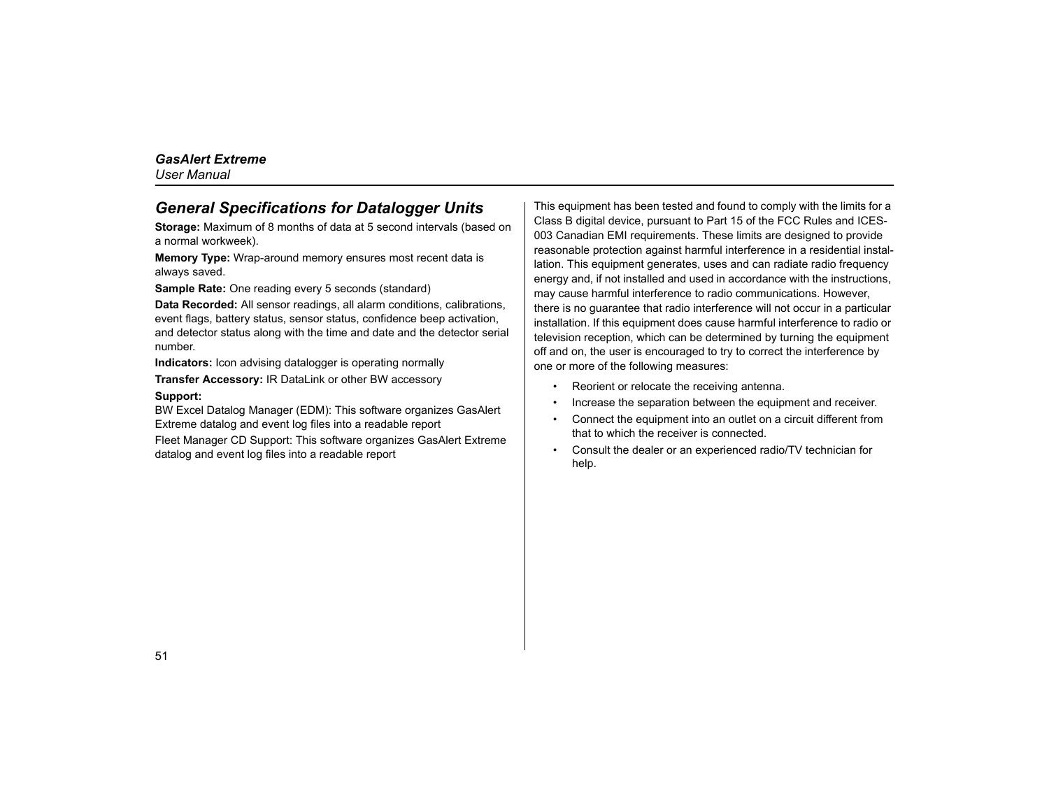## General Specifications for Datalogger Units

**Storage:** Maximum of 8 months of data at 5 second intervals (based on a normal workweek).

**Memory Type:** Wrap-around memory ensures most recent data is always saved.

**Sample Rate:** One reading every 5 seconds (standard)

**Data Recorded:** All sensor readings, all alarm conditions, calibrations, event flags, battery status, sensor status, confidence beep activation, and detector status along with the time and date and the detector serial number.

**Indicators:** Icon advising datalogger is operating normally

**Transfer Accessory:** IR DataLink or other BW accessory

**Support:**
BW Excel Datalog Manager (EDM): This software organizes GasAlert Extreme datalog and event log files into a readable report

Fleet Manager CD Support: This software organizes GasAlert Extreme datalog and event log files into a readable report

This equipment has been tested and found to comply with the limits for a Class B digital device, pursuant to Part 15 of the FCC Rules and ICES-003 Canadian EMI requirements. These limits are designed to provide reasonable protection against harmful interference in a residential installation. This equipment generates, uses and can radiate radio frequency energy and, if not installed and used in accordance with the instructions, may cause harmful interference to radio communications. However, there is no guarantee that radio interference will not occur in a particular installation. If this equipment does cause harmful interference to radio or television reception, which can be determined by turning the equipment off and on, the user is encouraged to try to correct the interference by one or more of the following measures:

- Reorient or relocate the receiving antenna.
- Increase the separation between the equipment and receiver.
- Connect the equipment into an outlet on a circuit different from that to which the receiver is connected.
- Consult the dealer or an experienced radio/TV technician for help.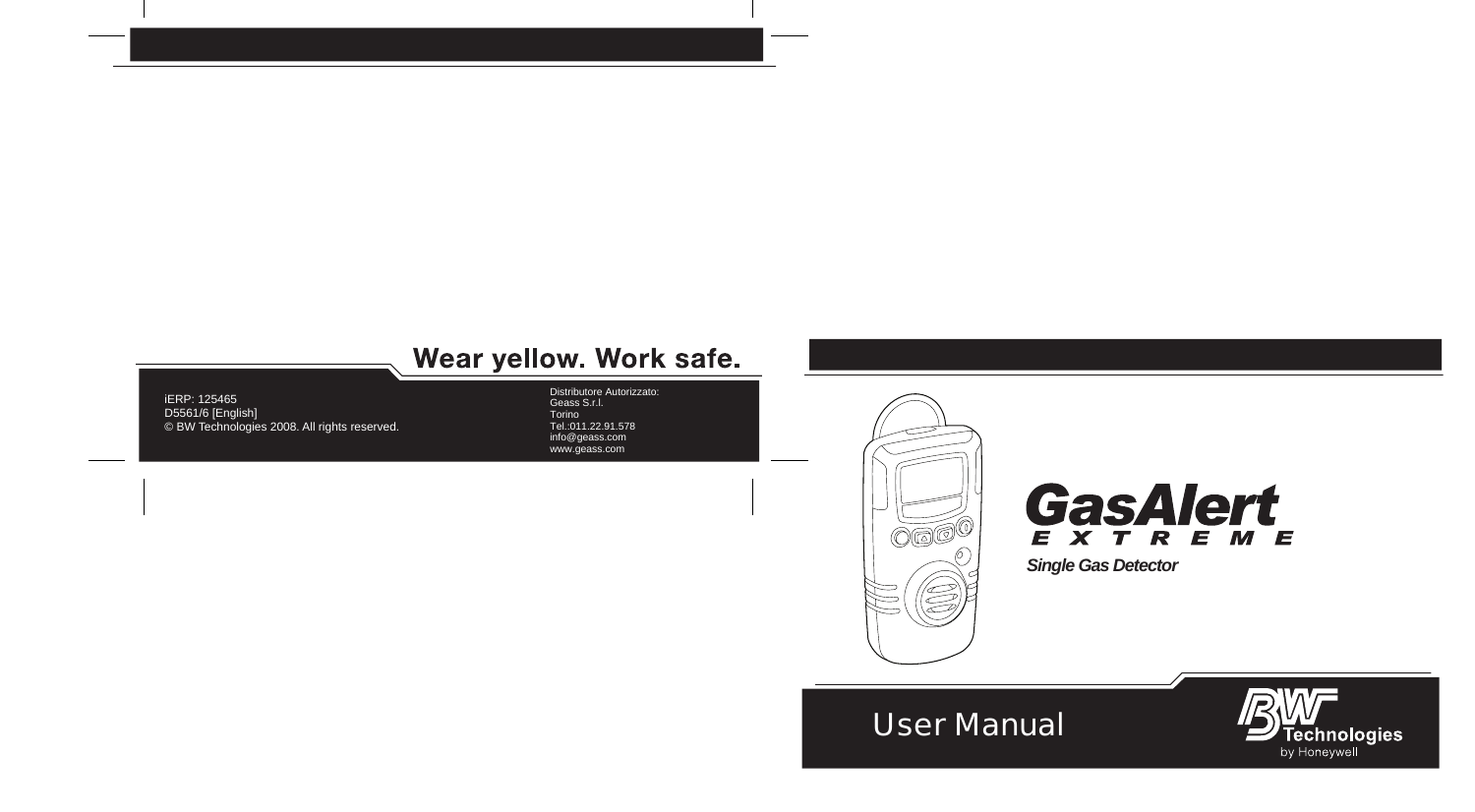**Wear yellow. Work safe.**

iERP: 125465
D5561/6 [English]
© BW Technologies 2008. All rights reserved.

Distributore Autorizzato:
Geass S.r.l.
Torino
Tel.:011.22.91.578
info@geass.com
www.geass.com

# GasAlert EXTREME

*Single Gas Detector*

User Manual

BW Technologies by Honeywell